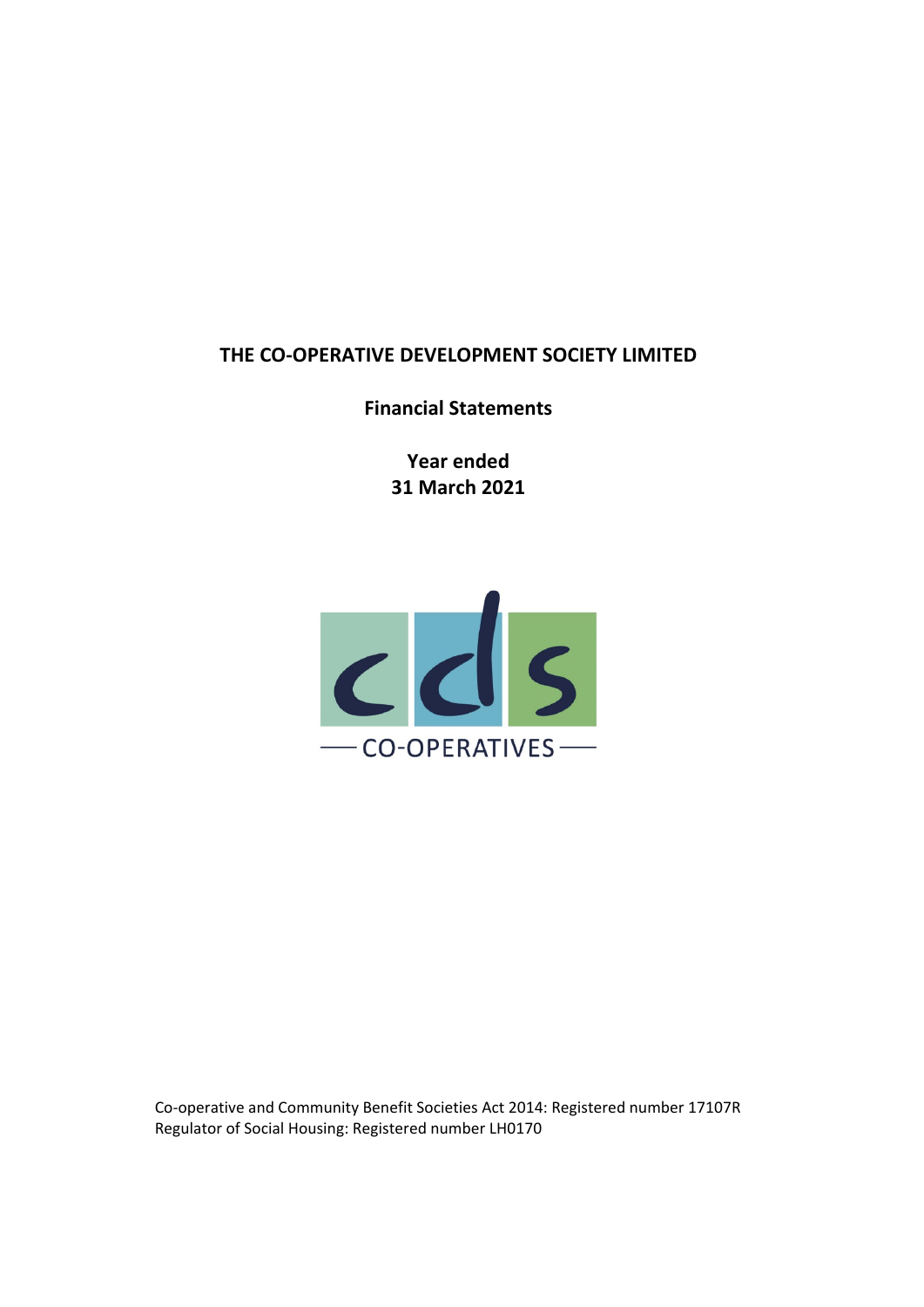# THE CO-OPERATIVE DEVELOPMENT SOCIETY LIMITED

**Financial Statements**

**Year ended**
**31 March 2021**

Co-operative and Community Benefit Societies Act 2014: Registered number 17107R
Regulator of Social Housing: Registered number LH0170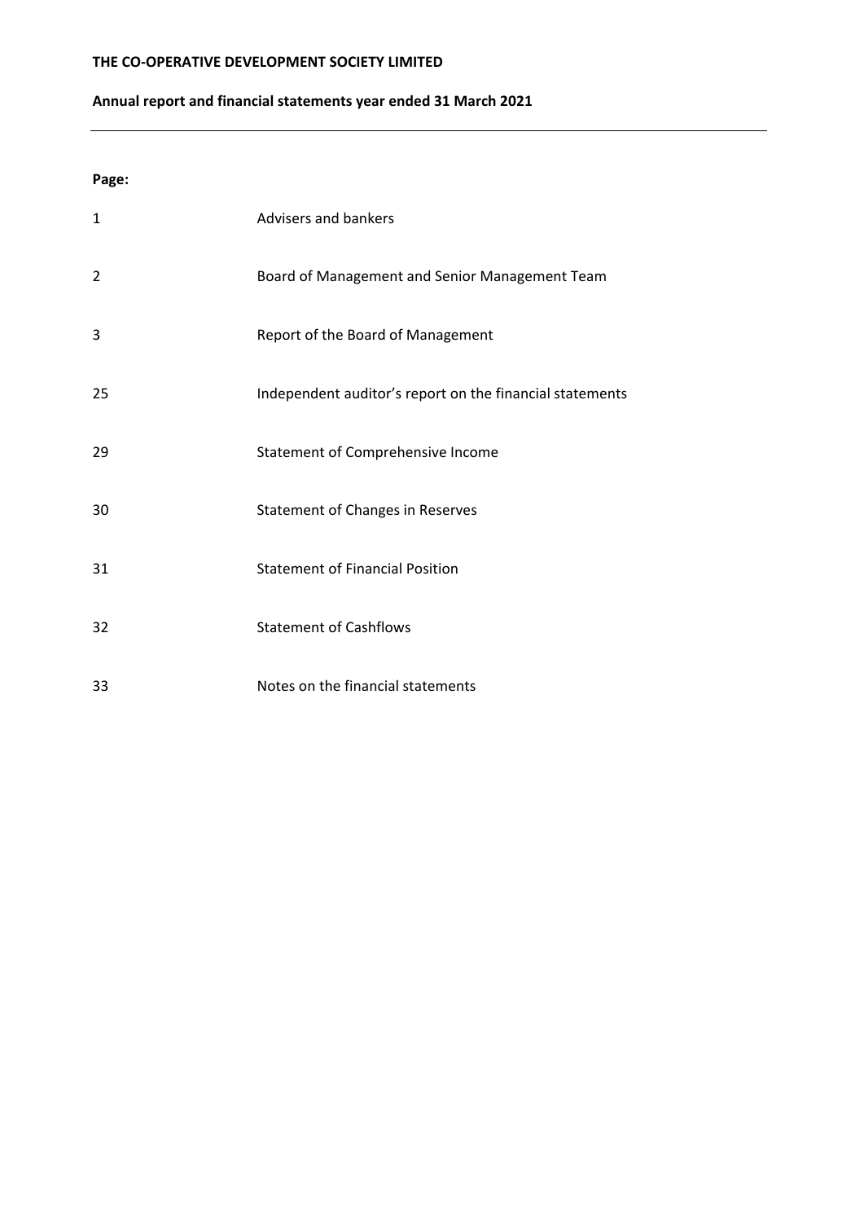**THE CO-OPERATIVE DEVELOPMENT SOCIETY LIMITED**

**Annual report and financial statements year ended 31 March 2021**

---

**Page:**

| | |
|---|---|
| 1 | Advisers and bankers |
| 2 | Board of Management and Senior Management Team |
| 3 | Report of the Board of Management |
| 25 | Independent auditor's report on the financial statements |
| 29 | Statement of Comprehensive Income |
| 30 | Statement of Changes in Reserves |
| 31 | Statement of Financial Position |
| 32 | Statement of Cashflows |
| 33 | Notes on the financial statements |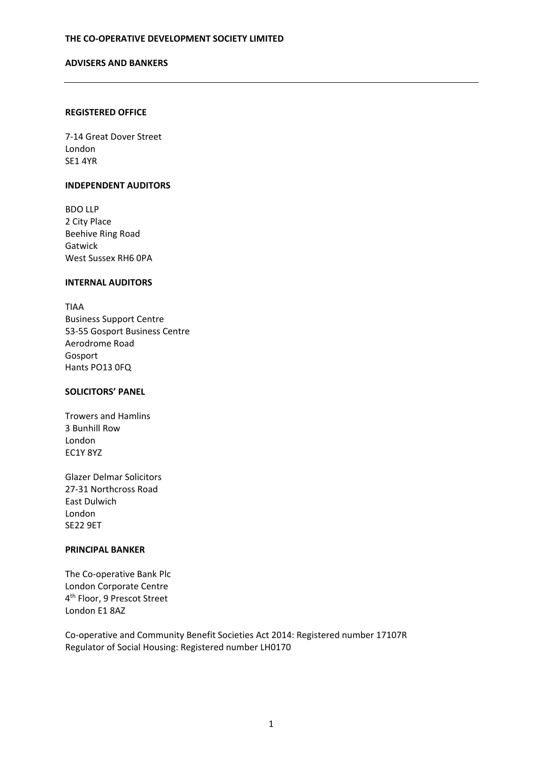**THE CO-OPERATIVE DEVELOPMENT SOCIETY LIMITED**

**ADVISERS AND BANKERS**

---

**REGISTERED OFFICE**

7-14 Great Dover Street
London
SE1 4YR

**INDEPENDENT AUDITORS**

BDO LLP
2 City Place
Beehive Ring Road
Gatwick
West Sussex RH6 0PA

**INTERNAL AUDITORS**

TIAA
Business Support Centre
53-55 Gosport Business Centre
Aerodrome Road
Gosport
Hants PO13 0FQ

**SOLICITORS' PANEL**

Trowers and Hamlins
3 Bunhill Row
London
EC1Y 8YZ

Glazer Delmar Solicitors
27-31 Northcross Road
East Dulwich
London
SE22 9ET

**PRINCIPAL BANKER**

The Co-operative Bank Plc
London Corporate Centre
4th Floor, 9 Prescot Street
London E1 8AZ

Co-operative and Community Benefit Societies Act 2014: Registered number 17107R
Regulator of Social Housing: Registered number LH0170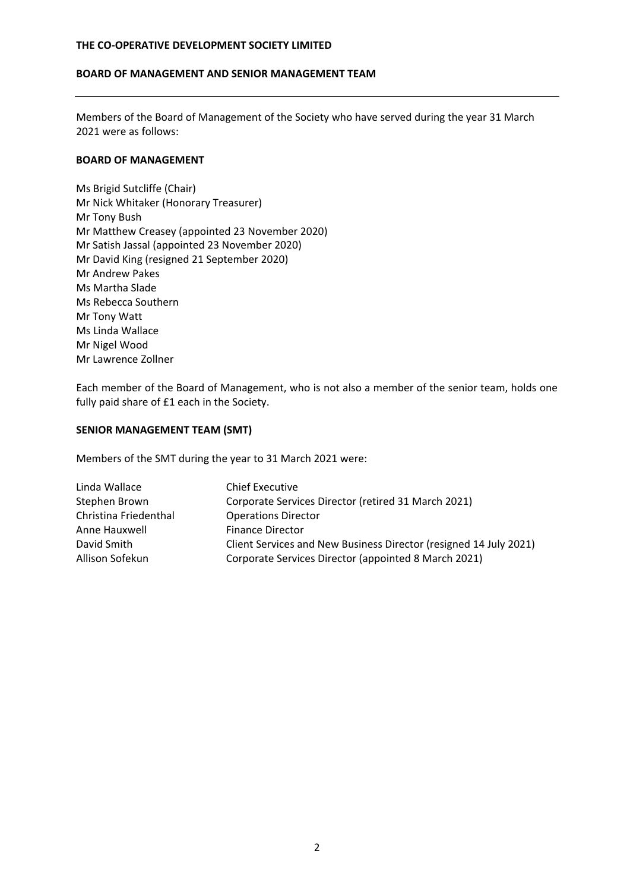# THE CO-OPERATIVE DEVELOPMENT SOCIETY LIMITED

## BOARD OF MANAGEMENT AND SENIOR MANAGEMENT TEAM

Members of the Board of Management of the Society who have served during the year 31 March 2021 were as follows:

### BOARD OF MANAGEMENT

Ms Brigid Sutcliffe (Chair)
Mr Nick Whitaker (Honorary Treasurer)
Mr Tony Bush
Mr Matthew Creasey (appointed 23 November 2020)
Mr Satish Jassal (appointed 23 November 2020)
Mr David King (resigned 21 September 2020)
Mr Andrew Pakes
Ms Martha Slade
Ms Rebecca Southern
Mr Tony Watt
Ms Linda Wallace
Mr Nigel Wood
Mr Lawrence Zollner

Each member of the Board of Management, who is not also a member of the senior team, holds one fully paid share of £1 each in the Society.

### SENIOR MANAGEMENT TEAM (SMT)

Members of the SMT during the year to 31 March 2021 were:

| | |
|---|---|
| Linda Wallace | Chief Executive |
| Stephen Brown | Corporate Services Director (retired 31 March 2021) |
| Christina Friedenthal | Operations Director |
| Anne Hauxwell | Finance Director |
| David Smith | Client Services and New Business Director (resigned 14 July 2021) |
| Allison Sofekun | Corporate Services Director (appointed 8 March 2021) |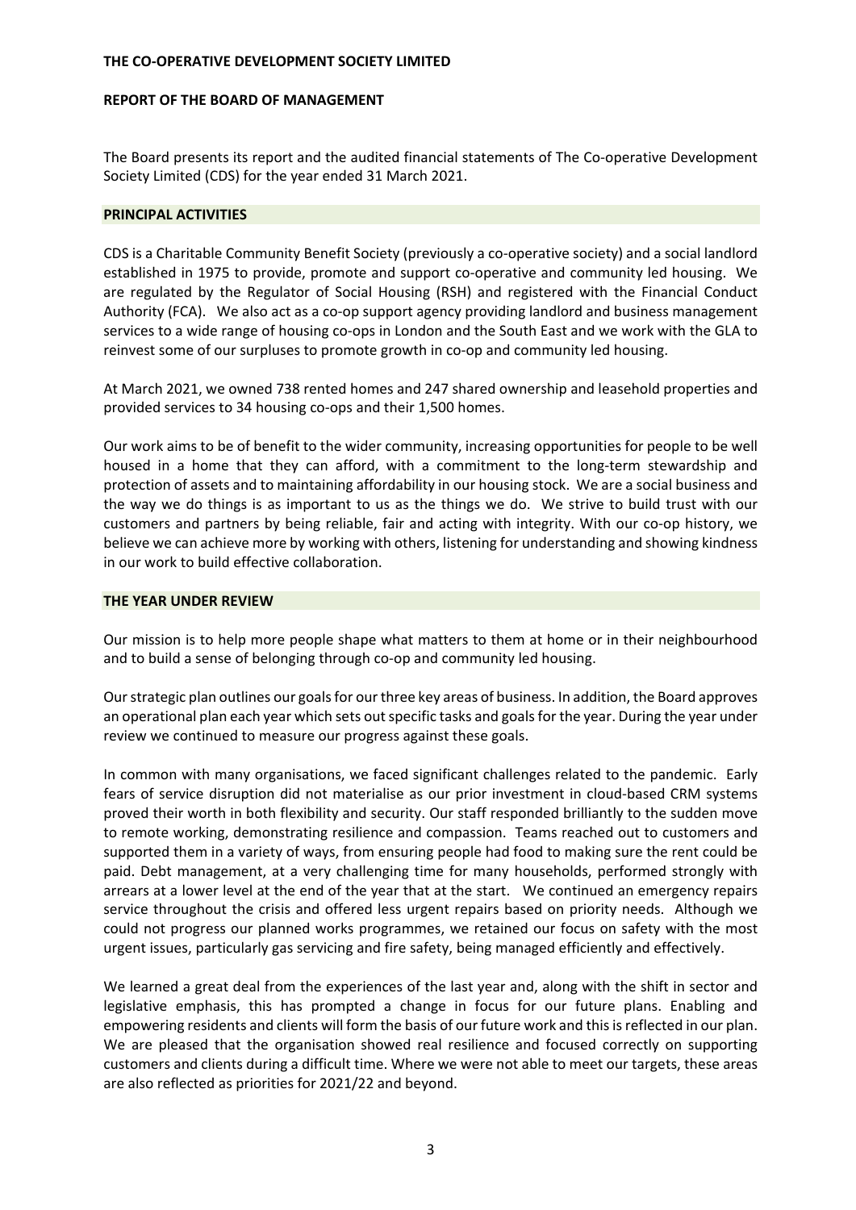**THE CO-OPERATIVE DEVELOPMENT SOCIETY LIMITED**

**REPORT OF THE BOARD OF MANAGEMENT**

The Board presents its report and the audited financial statements of The Co-operative Development Society Limited (CDS) for the year ended 31 March 2021.

## PRINCIPAL ACTIVITIES

CDS is a Charitable Community Benefit Society (previously a co-operative society) and a social landlord established in 1975 to provide, promote and support co-operative and community led housing. We are regulated by the Regulator of Social Housing (RSH) and registered with the Financial Conduct Authority (FCA). We also act as a co-op support agency providing landlord and business management services to a wide range of housing co-ops in London and the South East and we work with the GLA to reinvest some of our surpluses to promote growth in co-op and community led housing.

At March 2021, we owned 738 rented homes and 247 shared ownership and leasehold properties and provided services to 34 housing co-ops and their 1,500 homes.

Our work aims to be of benefit to the wider community, increasing opportunities for people to be well housed in a home that they can afford, with a commitment to the long-term stewardship and protection of assets and to maintaining affordability in our housing stock. We are a social business and the way we do things is as important to us as the things we do. We strive to build trust with our customers and partners by being reliable, fair and acting with integrity. With our co-op history, we believe we can achieve more by working with others, listening for understanding and showing kindness in our work to build effective collaboration.

## THE YEAR UNDER REVIEW

Our mission is to help more people shape what matters to them at home or in their neighbourhood and to build a sense of belonging through co-op and community led housing.

Our strategic plan outlines our goals for our three key areas of business. In addition, the Board approves an operational plan each year which sets out specific tasks and goals for the year. During the year under review we continued to measure our progress against these goals.

In common with many organisations, we faced significant challenges related to the pandemic. Early fears of service disruption did not materialise as our prior investment in cloud-based CRM systems proved their worth in both flexibility and security. Our staff responded brilliantly to the sudden move to remote working, demonstrating resilience and compassion. Teams reached out to customers and supported them in a variety of ways, from ensuring people had food to making sure the rent could be paid. Debt management, at a very challenging time for many households, performed strongly with arrears at a lower level at the end of the year that at the start. We continued an emergency repairs service throughout the crisis and offered less urgent repairs based on priority needs. Although we could not progress our planned works programmes, we retained our focus on safety with the most urgent issues, particularly gas servicing and fire safety, being managed efficiently and effectively.

We learned a great deal from the experiences of the last year and, along with the shift in sector and legislative emphasis, this has prompted a change in focus for our future plans. Enabling and empowering residents and clients will form the basis of our future work and this is reflected in our plan. We are pleased that the organisation showed real resilience and focused correctly on supporting customers and clients during a difficult time. Where we were not able to meet our targets, these areas are also reflected as priorities for 2021/22 and beyond.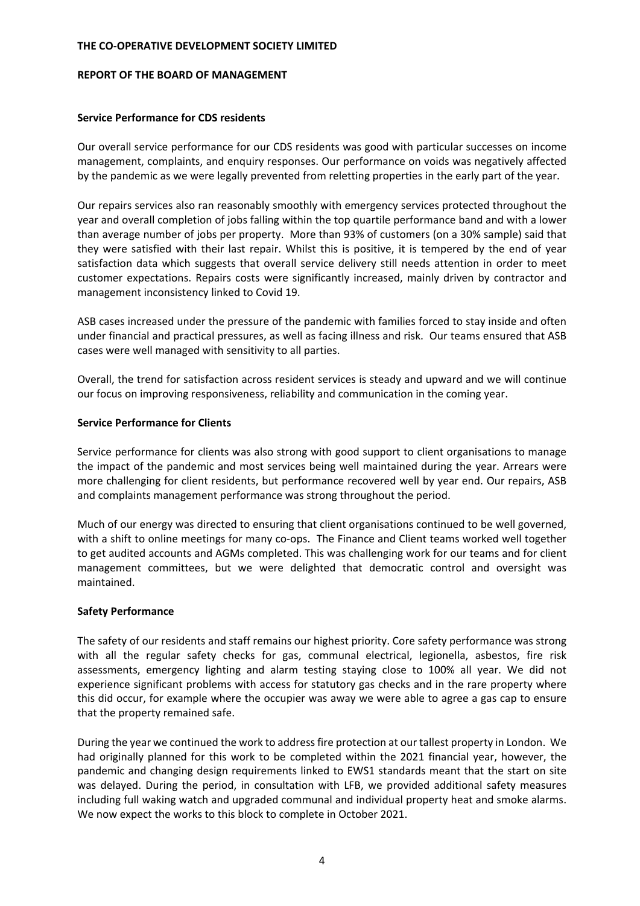THE CO-OPERATIVE DEVELOPMENT SOCIETY LIMITED

REPORT OF THE BOARD OF MANAGEMENT

**Service Performance for CDS residents**

Our overall service performance for our CDS residents was good with particular successes on income management, complaints, and enquiry responses. Our performance on voids was negatively affected by the pandemic as we were legally prevented from reletting properties in the early part of the year.

Our repairs services also ran reasonably smoothly with emergency services protected throughout the year and overall completion of jobs falling within the top quartile performance band and with a lower than average number of jobs per property. More than 93% of customers (on a 30% sample) said that they were satisfied with their last repair. Whilst this is positive, it is tempered by the end of year satisfaction data which suggests that overall service delivery still needs attention in order to meet customer expectations. Repairs costs were significantly increased, mainly driven by contractor and management inconsistency linked to Covid 19.

ASB cases increased under the pressure of the pandemic with families forced to stay inside and often under financial and practical pressures, as well as facing illness and risk. Our teams ensured that ASB cases were well managed with sensitivity to all parties.

Overall, the trend for satisfaction across resident services is steady and upward and we will continue our focus on improving responsiveness, reliability and communication in the coming year.

**Service Performance for Clients**

Service performance for clients was also strong with good support to client organisations to manage the impact of the pandemic and most services being well maintained during the year. Arrears were more challenging for client residents, but performance recovered well by year end. Our repairs, ASB and complaints management performance was strong throughout the period.

Much of our energy was directed to ensuring that client organisations continued to be well governed, with a shift to online meetings for many co-ops. The Finance and Client teams worked well together to get audited accounts and AGMs completed. This was challenging work for our teams and for client management committees, but we were delighted that democratic control and oversight was maintained.

**Safety Performance**

The safety of our residents and staff remains our highest priority. Core safety performance was strong with all the regular safety checks for gas, communal electrical, legionella, asbestos, fire risk assessments, emergency lighting and alarm testing staying close to 100% all year. We did not experience significant problems with access for statutory gas checks and in the rare property where this did occur, for example where the occupier was away we were able to agree a gas cap to ensure that the property remained safe.

During the year we continued the work to address fire protection at our tallest property in London. We had originally planned for this work to be completed within the 2021 financial year, however, the pandemic and changing design requirements linked to EWS1 standards meant that the start on site was delayed. During the period, in consultation with LFB, we provided additional safety measures including full waking watch and upgraded communal and individual property heat and smoke alarms. We now expect the works to this block to complete in October 2021.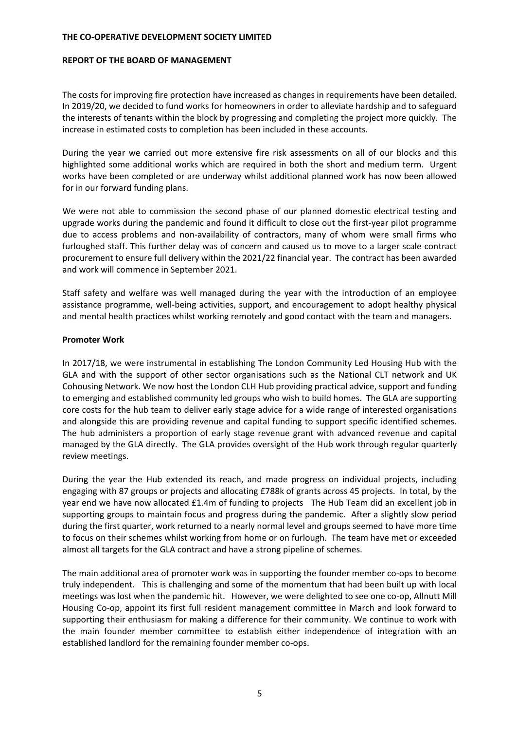The costs for improving fire protection have increased as changes in requirements have been detailed. In 2019/20, we decided to fund works for homeowners in order to alleviate hardship and to safeguard the interests of tenants within the block by progressing and completing the project more quickly. The increase in estimated costs to completion has been included in these accounts.

During the year we carried out more extensive fire risk assessments on all of our blocks and this highlighted some additional works which are required in both the short and medium term. Urgent works have been completed or are underway whilst additional planned work has now been allowed for in our forward funding plans.

We were not able to commission the second phase of our planned domestic electrical testing and upgrade works during the pandemic and found it difficult to close out the first-year pilot programme due to access problems and non-availability of contractors, many of whom were small firms who furloughed staff. This further delay was of concern and caused us to move to a larger scale contract procurement to ensure full delivery within the 2021/22 financial year. The contract has been awarded and work will commence in September 2021.

Staff safety and welfare was well managed during the year with the introduction of an employee assistance programme, well-being activities, support, and encouragement to adopt healthy physical and mental health practices whilst working remotely and good contact with the team and managers.

**Promoter Work**

In 2017/18, we were instrumental in establishing The London Community Led Housing Hub with the GLA and with the support of other sector organisations such as the National CLT network and UK Cohousing Network. We now host the London CLH Hub providing practical advice, support and funding to emerging and established community led groups who wish to build homes. The GLA are supporting core costs for the hub team to deliver early stage advice for a wide range of interested organisations and alongside this are providing revenue and capital funding to support specific identified schemes. The hub administers a proportion of early stage revenue grant with advanced revenue and capital managed by the GLA directly. The GLA provides oversight of the Hub work through regular quarterly review meetings.

During the year the Hub extended its reach, and made progress on individual projects, including engaging with 87 groups or projects and allocating £788k of grants across 45 projects. In total, by the year end we have now allocated £1.4m of funding to projects The Hub Team did an excellent job in supporting groups to maintain focus and progress during the pandemic. After a slightly slow period during the first quarter, work returned to a nearly normal level and groups seemed to have more time to focus on their schemes whilst working from home or on furlough. The team have met or exceeded almost all targets for the GLA contract and have a strong pipeline of schemes.

The main additional area of promoter work was in supporting the founder member co-ops to become truly independent. This is challenging and some of the momentum that had been built up with local meetings was lost when the pandemic hit. However, we were delighted to see one co-op, Allnutt Mill Housing Co-op, appoint its first full resident management committee in March and look forward to supporting their enthusiasm for making a difference for their community. We continue to work with the main founder member committee to establish either independence of integration with an established landlord for the remaining founder member co-ops.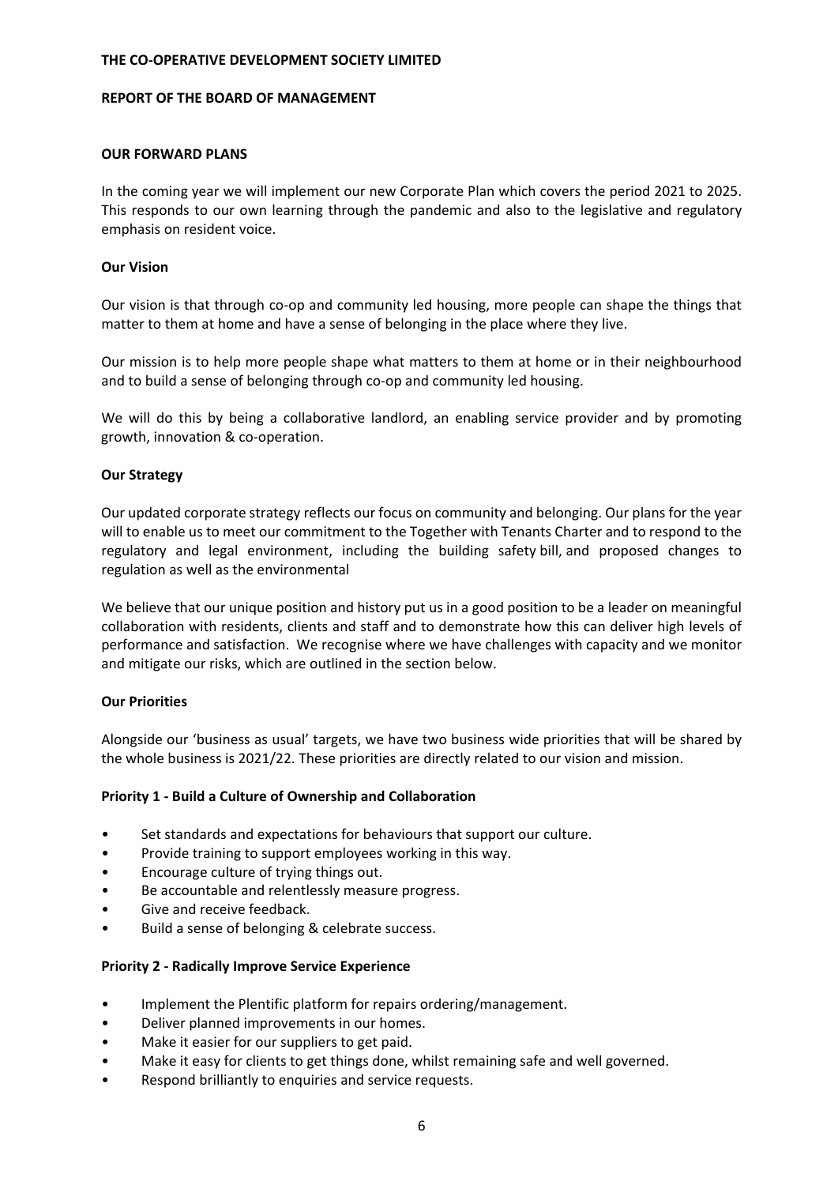**THE CO-OPERATIVE DEVELOPMENT SOCIETY LIMITED**

**REPORT OF THE BOARD OF MANAGEMENT**

## OUR FORWARD PLANS

In the coming year we will implement our new Corporate Plan which covers the period 2021 to 2025. This responds to our own learning through the pandemic and also to the legislative and regulatory emphasis on resident voice.

### Our Vision

Our vision is that through co-op and community led housing, more people can shape the things that matter to them at home and have a sense of belonging in the place where they live.

Our mission is to help more people shape what matters to them at home or in their neighbourhood and to build a sense of belonging through co-op and community led housing.

We will do this by being a collaborative landlord, an enabling service provider and by promoting growth, innovation & co-operation.

### Our Strategy

Our updated corporate strategy reflects our focus on community and belonging. Our plans for the year will to enable us to meet our commitment to the Together with Tenants Charter and to respond to the regulatory and legal environment, including the building safety bill, and proposed changes to regulation as well as the environmental

We believe that our unique position and history put us in a good position to be a leader on meaningful collaboration with residents, clients and staff and to demonstrate how this can deliver high levels of performance and satisfaction. We recognise where we have challenges with capacity and we monitor and mitigate our risks, which are outlined in the section below.

### Our Priorities

Alongside our 'business as usual' targets, we have two business wide priorities that will be shared by the whole business is 2021/22. These priorities are directly related to our vision and mission.

#### Priority 1 - Build a Culture of Ownership and Collaboration

- Set standards and expectations for behaviours that support our culture.
- Provide training to support employees working in this way.
- Encourage culture of trying things out.
- Be accountable and relentlessly measure progress.
- Give and receive feedback.
- Build a sense of belonging & celebrate success.

#### Priority 2 - Radically Improve Service Experience

- Implement the Plentific platform for repairs ordering/management.
- Deliver planned improvements in our homes.
- Make it easier for our suppliers to get paid.
- Make it easy for clients to get things done, whilst remaining safe and well governed.
- Respond brilliantly to enquiries and service requests.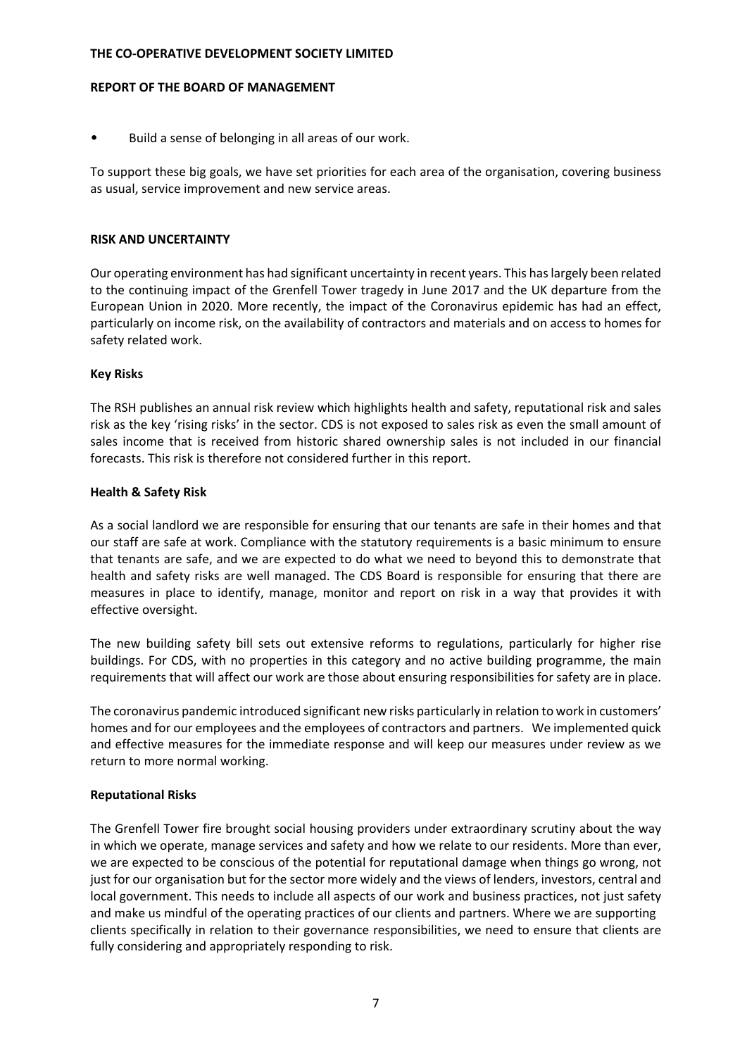- Build a sense of belonging in all areas of our work.

To support these big goals, we have set priorities for each area of the organisation, covering business as usual, service improvement and new service areas.

## RISK AND UNCERTAINTY

Our operating environment has had significant uncertainty in recent years. This has largely been related to the continuing impact of the Grenfell Tower tragedy in June 2017 and the UK departure from the European Union in 2020. More recently, the impact of the Coronavirus epidemic has had an effect, particularly on income risk, on the availability of contractors and materials and on access to homes for safety related work.

### Key Risks

The RSH publishes an annual risk review which highlights health and safety, reputational risk and sales risk as the key 'rising risks' in the sector. CDS is not exposed to sales risk as even the small amount of sales income that is received from historic shared ownership sales is not included in our financial forecasts. This risk is therefore not considered further in this report.

### Health & Safety Risk

As a social landlord we are responsible for ensuring that our tenants are safe in their homes and that our staff are safe at work. Compliance with the statutory requirements is a basic minimum to ensure that tenants are safe, and we are expected to do what we need to beyond this to demonstrate that health and safety risks are well managed. The CDS Board is responsible for ensuring that there are measures in place to identify, manage, monitor and report on risk in a way that provides it with effective oversight.

The new building safety bill sets out extensive reforms to regulations, particularly for higher rise buildings. For CDS, with no properties in this category and no active building programme, the main requirements that will affect our work are those about ensuring responsibilities for safety are in place.

The coronavirus pandemic introduced significant new risks particularly in relation to work in customers' homes and for our employees and the employees of contractors and partners. We implemented quick and effective measures for the immediate response and will keep our measures under review as we return to more normal working.

### Reputational Risks

The Grenfell Tower fire brought social housing providers under extraordinary scrutiny about the way in which we operate, manage services and safety and how we relate to our residents. More than ever, we are expected to be conscious of the potential for reputational damage when things go wrong, not just for our organisation but for the sector more widely and the views of lenders, investors, central and local government. This needs to include all aspects of our work and business practices, not just safety and make us mindful of the operating practices of our clients and partners. Where we are supporting clients specifically in relation to their governance responsibilities, we need to ensure that clients are fully considering and appropriately responding to risk.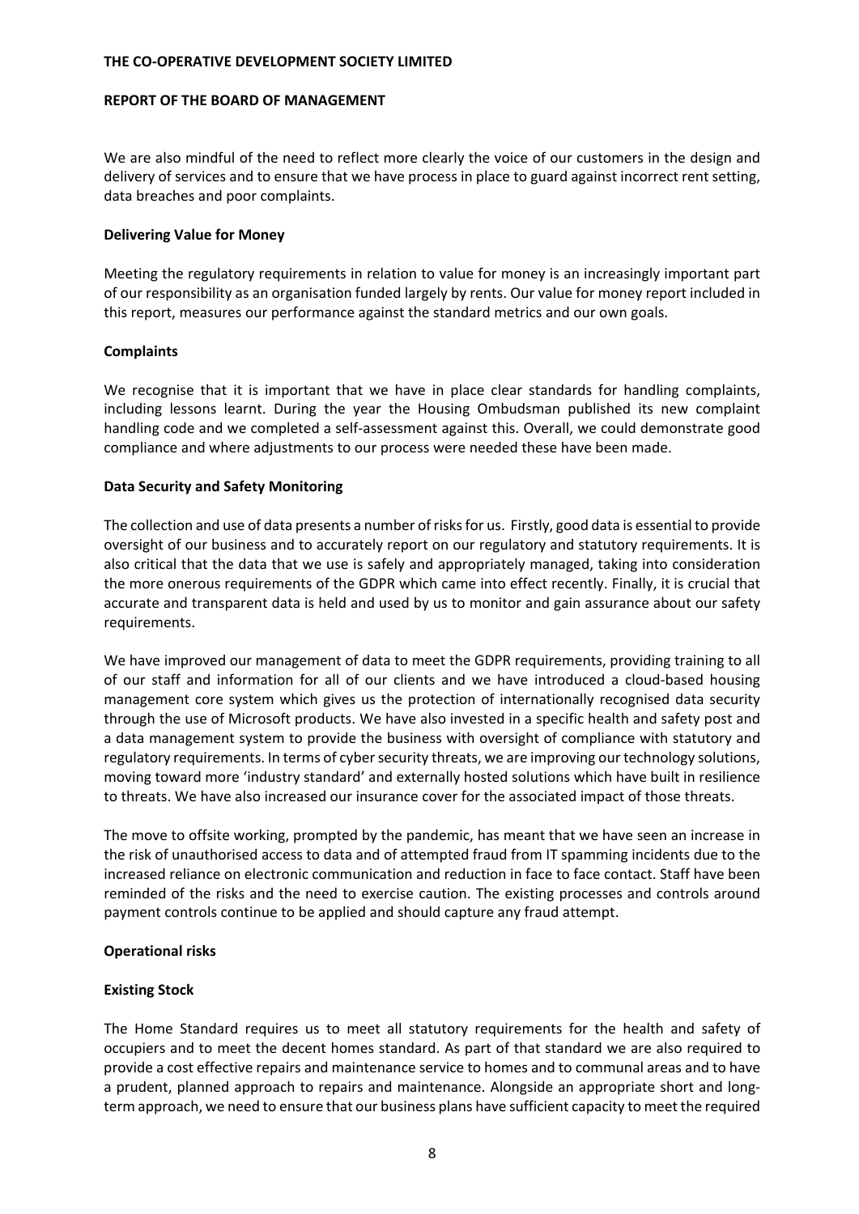We are also mindful of the need to reflect more clearly the voice of our customers in the design and delivery of services and to ensure that we have process in place to guard against incorrect rent setting, data breaches and poor complaints.

**Delivering Value for Money**

Meeting the regulatory requirements in relation to value for money is an increasingly important part of our responsibility as an organisation funded largely by rents. Our value for money report included in this report, measures our performance against the standard metrics and our own goals.

**Complaints**

We recognise that it is important that we have in place clear standards for handling complaints, including lessons learnt. During the year the Housing Ombudsman published its new complaint handling code and we completed a self-assessment against this. Overall, we could demonstrate good compliance and where adjustments to our process were needed these have been made.

**Data Security and Safety Monitoring**

The collection and use of data presents a number of risks for us. Firstly, good data is essential to provide oversight of our business and to accurately report on our regulatory and statutory requirements. It is also critical that the data that we use is safely and appropriately managed, taking into consideration the more onerous requirements of the GDPR which came into effect recently. Finally, it is crucial that accurate and transparent data is held and used by us to monitor and gain assurance about our safety requirements.

We have improved our management of data to meet the GDPR requirements, providing training to all of our staff and information for all of our clients and we have introduced a cloud-based housing management core system which gives us the protection of internationally recognised data security through the use of Microsoft products. We have also invested in a specific health and safety post and a data management system to provide the business with oversight of compliance with statutory and regulatory requirements. In terms of cyber security threats, we are improving our technology solutions, moving toward more 'industry standard' and externally hosted solutions which have built in resilience to threats. We have also increased our insurance cover for the associated impact of those threats.

The move to offsite working, prompted by the pandemic, has meant that we have seen an increase in the risk of unauthorised access to data and of attempted fraud from IT spamming incidents due to the increased reliance on electronic communication and reduction in face to face contact. Staff have been reminded of the risks and the need to exercise caution. The existing processes and controls around payment controls continue to be applied and should capture any fraud attempt.

**Operational risks**

**Existing Stock**

The Home Standard requires us to meet all statutory requirements for the health and safety of occupiers and to meet the decent homes standard. As part of that standard we are also required to provide a cost effective repairs and maintenance service to homes and to communal areas and to have a prudent, planned approach to repairs and maintenance. Alongside an appropriate short and long-term approach, we need to ensure that our business plans have sufficient capacity to meet the required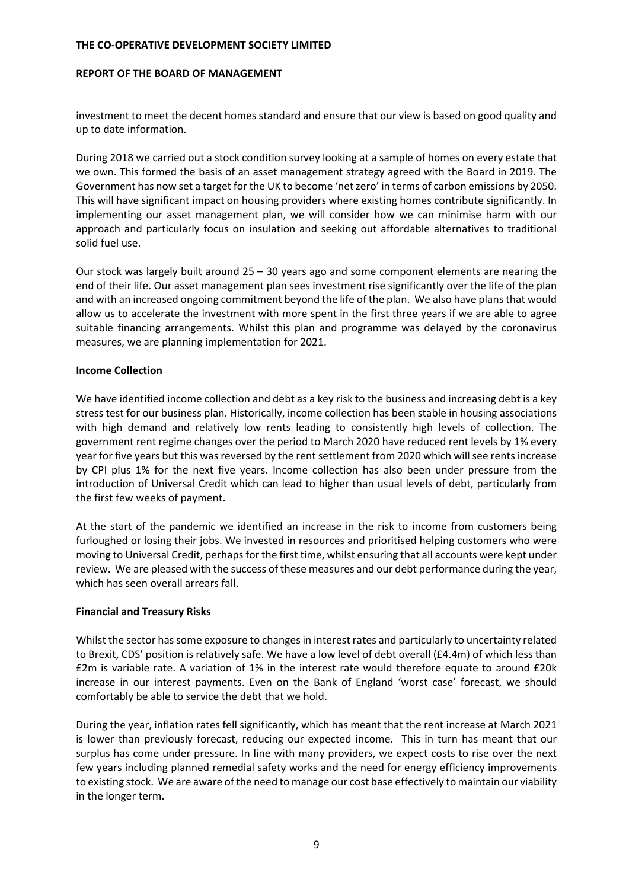investment to meet the decent homes standard and ensure that our view is based on good quality and up to date information.

During 2018 we carried out a stock condition survey looking at a sample of homes on every estate that we own. This formed the basis of an asset management strategy agreed with the Board in 2019. The Government has now set a target for the UK to become 'net zero' in terms of carbon emissions by 2050. This will have significant impact on housing providers where existing homes contribute significantly. In implementing our asset management plan, we will consider how we can minimise harm with our approach and particularly focus on insulation and seeking out affordable alternatives to traditional solid fuel use.

Our stock was largely built around 25 – 30 years ago and some component elements are nearing the end of their life. Our asset management plan sees investment rise significantly over the life of the plan and with an increased ongoing commitment beyond the life of the plan. We also have plans that would allow us to accelerate the investment with more spent in the first three years if we are able to agree suitable financing arrangements. Whilst this plan and programme was delayed by the coronavirus measures, we are planning implementation for 2021.

**Income Collection**

We have identified income collection and debt as a key risk to the business and increasing debt is a key stress test for our business plan. Historically, income collection has been stable in housing associations with high demand and relatively low rents leading to consistently high levels of collection. The government rent regime changes over the period to March 2020 have reduced rent levels by 1% every year for five years but this was reversed by the rent settlement from 2020 which will see rents increase by CPI plus 1% for the next five years. Income collection has also been under pressure from the introduction of Universal Credit which can lead to higher than usual levels of debt, particularly from the first few weeks of payment.

At the start of the pandemic we identified an increase in the risk to income from customers being furloughed or losing their jobs. We invested in resources and prioritised helping customers who were moving to Universal Credit, perhaps for the first time, whilst ensuring that all accounts were kept under review. We are pleased with the success of these measures and our debt performance during the year, which has seen overall arrears fall.

**Financial and Treasury Risks**

Whilst the sector has some exposure to changes in interest rates and particularly to uncertainty related to Brexit, CDS' position is relatively safe. We have a low level of debt overall (£4.4m) of which less than £2m is variable rate. A variation of 1% in the interest rate would therefore equate to around £20k increase in our interest payments. Even on the Bank of England 'worst case' forecast, we should comfortably be able to service the debt that we hold.

During the year, inflation rates fell significantly, which has meant that the rent increase at March 2021 is lower than previously forecast, reducing our expected income. This in turn has meant that our surplus has come under pressure. In line with many providers, we expect costs to rise over the next few years including planned remedial safety works and the need for energy efficiency improvements to existing stock. We are aware of the need to manage our cost base effectively to maintain our viability in the longer term.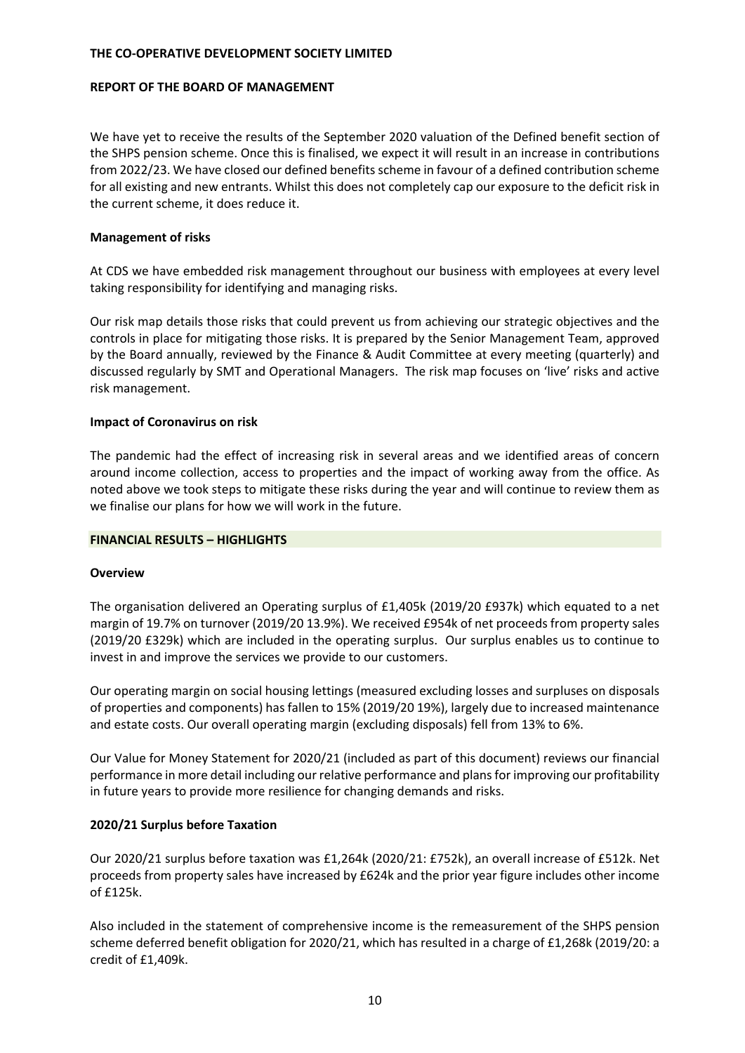We have yet to receive the results of the September 2020 valuation of the Defined benefit section of the SHPS pension scheme. Once this is finalised, we expect it will result in an increase in contributions from 2022/23. We have closed our defined benefits scheme in favour of a defined contribution scheme for all existing and new entrants. Whilst this does not completely cap our exposure to the deficit risk in the current scheme, it does reduce it.

**Management of risks**

At CDS we have embedded risk management throughout our business with employees at every level taking responsibility for identifying and managing risks.

Our risk map details those risks that could prevent us from achieving our strategic objectives and the controls in place for mitigating those risks. It is prepared by the Senior Management Team, approved by the Board annually, reviewed by the Finance & Audit Committee at every meeting (quarterly) and discussed regularly by SMT and Operational Managers. The risk map focuses on 'live' risks and active risk management.

**Impact of Coronavirus on risk**

The pandemic had the effect of increasing risk in several areas and we identified areas of concern around income collection, access to properties and the impact of working away from the office. As noted above we took steps to mitigate these risks during the year and will continue to review them as we finalise our plans for how we will work in the future.

## FINANCIAL RESULTS – HIGHLIGHTS

**Overview**

The organisation delivered an Operating surplus of £1,405k (2019/20 £937k) which equated to a net margin of 19.7% on turnover (2019/20 13.9%). We received £954k of net proceeds from property sales (2019/20 £329k) which are included in the operating surplus. Our surplus enables us to continue to invest in and improve the services we provide to our customers.

Our operating margin on social housing lettings (measured excluding losses and surpluses on disposals of properties and components) has fallen to 15% (2019/20 19%), largely due to increased maintenance and estate costs. Our overall operating margin (excluding disposals) fell from 13% to 6%.

Our Value for Money Statement for 2020/21 (included as part of this document) reviews our financial performance in more detail including our relative performance and plans for improving our profitability in future years to provide more resilience for changing demands and risks.

**2020/21 Surplus before Taxation**

Our 2020/21 surplus before taxation was £1,264k (2020/21: £752k), an overall increase of £512k. Net proceeds from property sales have increased by £624k and the prior year figure includes other income of £125k.

Also included in the statement of comprehensive income is the remeasurement of the SHPS pension scheme deferred benefit obligation for 2020/21, which has resulted in a charge of £1,268k (2019/20: a credit of £1,409k.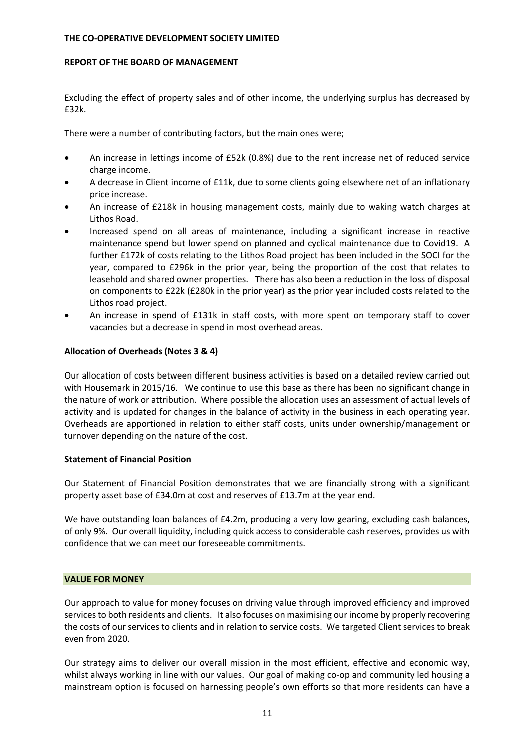Excluding the effect of property sales and of other income, the underlying surplus has decreased by £32k.

There were a number of contributing factors, but the main ones were;

- An increase in lettings income of £52k (0.8%) due to the rent increase net of reduced service charge income.
- A decrease in Client income of £11k, due to some clients going elsewhere net of an inflationary price increase.
- An increase of £218k in housing management costs, mainly due to waking watch charges at Lithos Road.
- Increased spend on all areas of maintenance, including a significant increase in reactive maintenance spend but lower spend on planned and cyclical maintenance due to Covid19. A further £172k of costs relating to the Lithos Road project has been included in the SOCI for the year, compared to £296k in the prior year, being the proportion of the cost that relates to leasehold and shared owner properties. There has also been a reduction in the loss of disposal on components to £22k (£280k in the prior year) as the prior year included costs related to the Lithos road project.
- An increase in spend of £131k in staff costs, with more spent on temporary staff to cover vacancies but a decrease in spend in most overhead areas.

**Allocation of Overheads (Notes 3 & 4)**

Our allocation of costs between different business activities is based on a detailed review carried out with Housemark in 2015/16. We continue to use this base as there has been no significant change in the nature of work or attribution. Where possible the allocation uses an assessment of actual levels of activity and is updated for changes in the balance of activity in the business in each operating year. Overheads are apportioned in relation to either staff costs, units under ownership/management or turnover depending on the nature of the cost.

**Statement of Financial Position**

Our Statement of Financial Position demonstrates that we are financially strong with a significant property asset base of £34.0m at cost and reserves of £13.7m at the year end.

We have outstanding loan balances of £4.2m, producing a very low gearing, excluding cash balances, of only 9%. Our overall liquidity, including quick access to considerable cash reserves, provides us with confidence that we can meet our foreseeable commitments.

## VALUE FOR MONEY

Our approach to value for money focuses on driving value through improved efficiency and improved services to both residents and clients. It also focuses on maximising our income by properly recovering the costs of our services to clients and in relation to service costs. We targeted Client services to break even from 2020.

Our strategy aims to deliver our overall mission in the most efficient, effective and economic way, whilst always working in line with our values. Our goal of making co-op and community led housing a mainstream option is focused on harnessing people's own efforts so that more residents can have a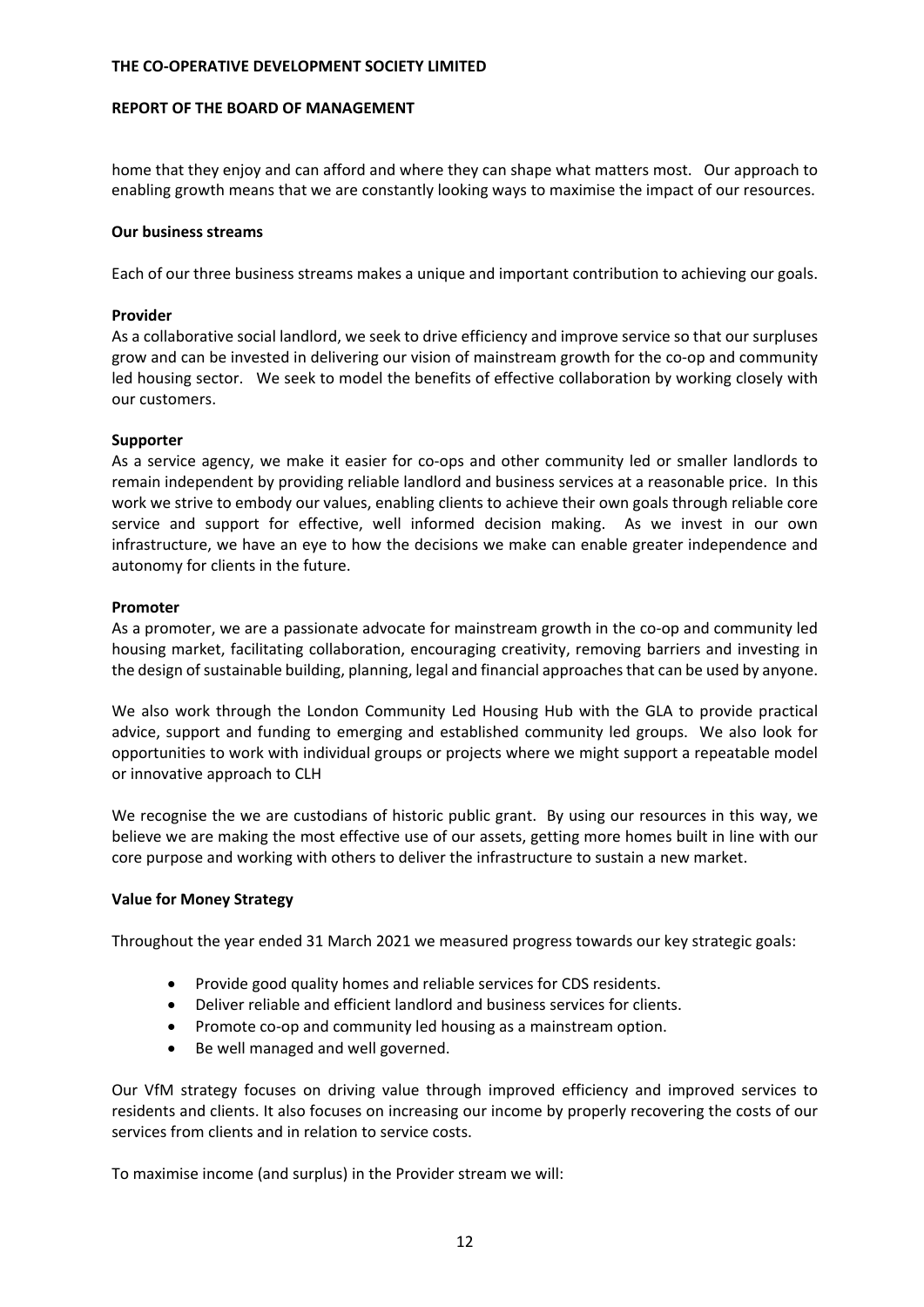home that they enjoy and can afford and where they can shape what matters most. Our approach to enabling growth means that we are constantly looking ways to maximise the impact of our resources.

**Our business streams**

Each of our three business streams makes a unique and important contribution to achieving our goals.

**Provider**

As a collaborative social landlord, we seek to drive efficiency and improve service so that our surpluses grow and can be invested in delivering our vision of mainstream growth for the co-op and community led housing sector. We seek to model the benefits of effective collaboration by working closely with our customers.

**Supporter**

As a service agency, we make it easier for co-ops and other community led or smaller landlords to remain independent by providing reliable landlord and business services at a reasonable price. In this work we strive to embody our values, enabling clients to achieve their own goals through reliable core service and support for effective, well informed decision making. As we invest in our own infrastructure, we have an eye to how the decisions we make can enable greater independence and autonomy for clients in the future.

**Promoter**

As a promoter, we are a passionate advocate for mainstream growth in the co-op and community led housing market, facilitating collaboration, encouraging creativity, removing barriers and investing in the design of sustainable building, planning, legal and financial approaches that can be used by anyone.

We also work through the London Community Led Housing Hub with the GLA to provide practical advice, support and funding to emerging and established community led groups. We also look for opportunities to work with individual groups or projects where we might support a repeatable model or innovative approach to CLH

We recognise the we are custodians of historic public grant. By using our resources in this way, we believe we are making the most effective use of our assets, getting more homes built in line with our core purpose and working with others to deliver the infrastructure to sustain a new market.

**Value for Money Strategy**

Throughout the year ended 31 March 2021 we measured progress towards our key strategic goals:

- Provide good quality homes and reliable services for CDS residents.
- Deliver reliable and efficient landlord and business services for clients.
- Promote co-op and community led housing as a mainstream option.
- Be well managed and well governed.

Our VfM strategy focuses on driving value through improved efficiency and improved services to residents and clients. It also focuses on increasing our income by properly recovering the costs of our services from clients and in relation to service costs.

To maximise income (and surplus) in the Provider stream we will: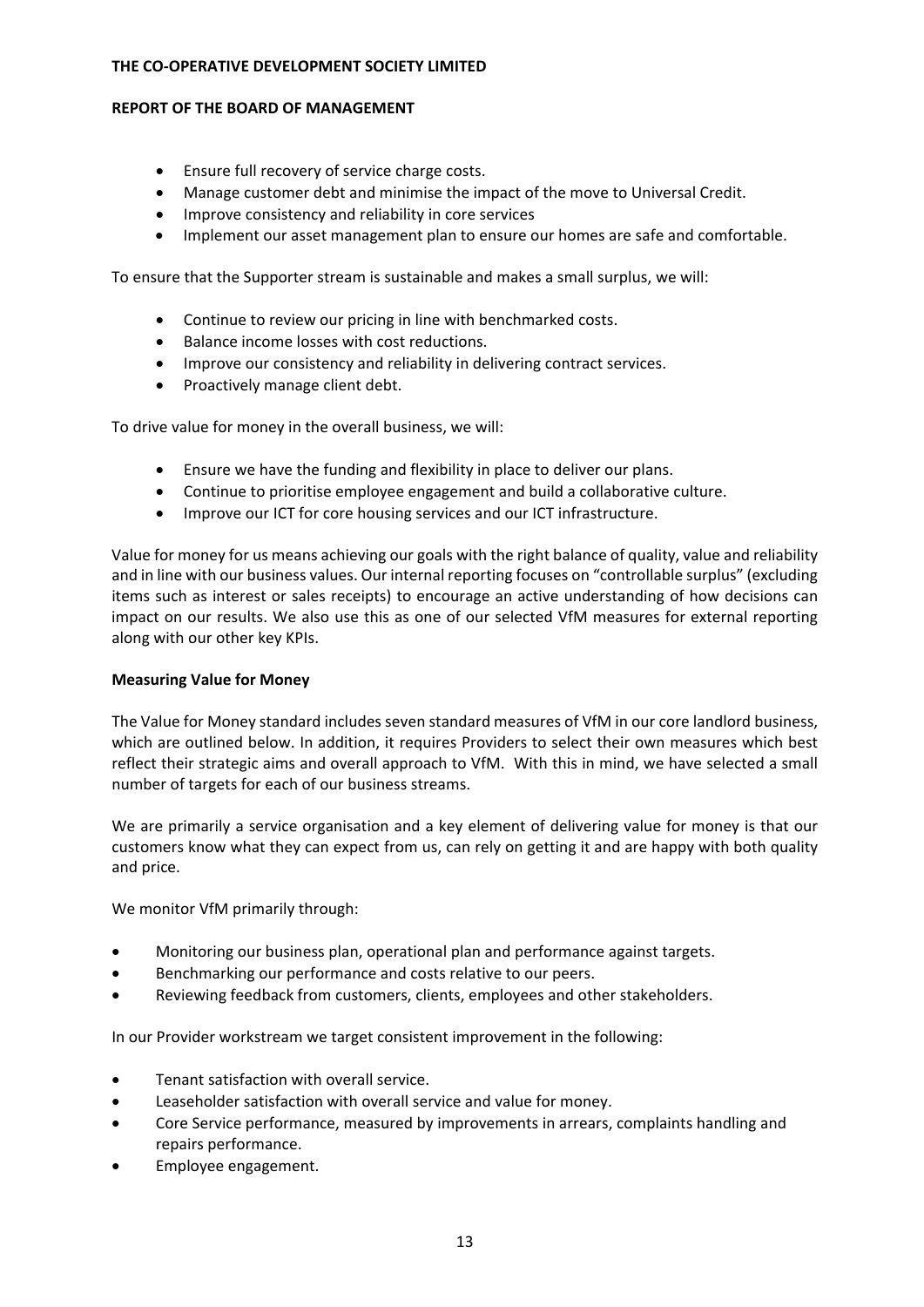- Ensure full recovery of service charge costs.
- Manage customer debt and minimise the impact of the move to Universal Credit.
- Improve consistency and reliability in core services
- Implement our asset management plan to ensure our homes are safe and comfortable.

To ensure that the Supporter stream is sustainable and makes a small surplus, we will:

- Continue to review our pricing in line with benchmarked costs.
- Balance income losses with cost reductions.
- Improve our consistency and reliability in delivering contract services.
- Proactively manage client debt.

To drive value for money in the overall business, we will:

- Ensure we have the funding and flexibility in place to deliver our plans.
- Continue to prioritise employee engagement and build a collaborative culture.
- Improve our ICT for core housing services and our ICT infrastructure.

Value for money for us means achieving our goals with the right balance of quality, value and reliability and in line with our business values. Our internal reporting focuses on "controllable surplus" (excluding items such as interest or sales receipts) to encourage an active understanding of how decisions can impact on our results. We also use this as one of our selected VfM measures for external reporting along with our other key KPIs.

**Measuring Value for Money**

The Value for Money standard includes seven standard measures of VfM in our core landlord business, which are outlined below. In addition, it requires Providers to select their own measures which best reflect their strategic aims and overall approach to VfM. With this in mind, we have selected a small number of targets for each of our business streams.

We are primarily a service organisation and a key element of delivering value for money is that our customers know what they can expect from us, can rely on getting it and are happy with both quality and price.

We monitor VfM primarily through:

- Monitoring our business plan, operational plan and performance against targets.
- Benchmarking our performance and costs relative to our peers.
- Reviewing feedback from customers, clients, employees and other stakeholders.

In our Provider workstream we target consistent improvement in the following:

- Tenant satisfaction with overall service.
- Leaseholder satisfaction with overall service and value for money.
- Core Service performance, measured by improvements in arrears, complaints handling and repairs performance.
- Employee engagement.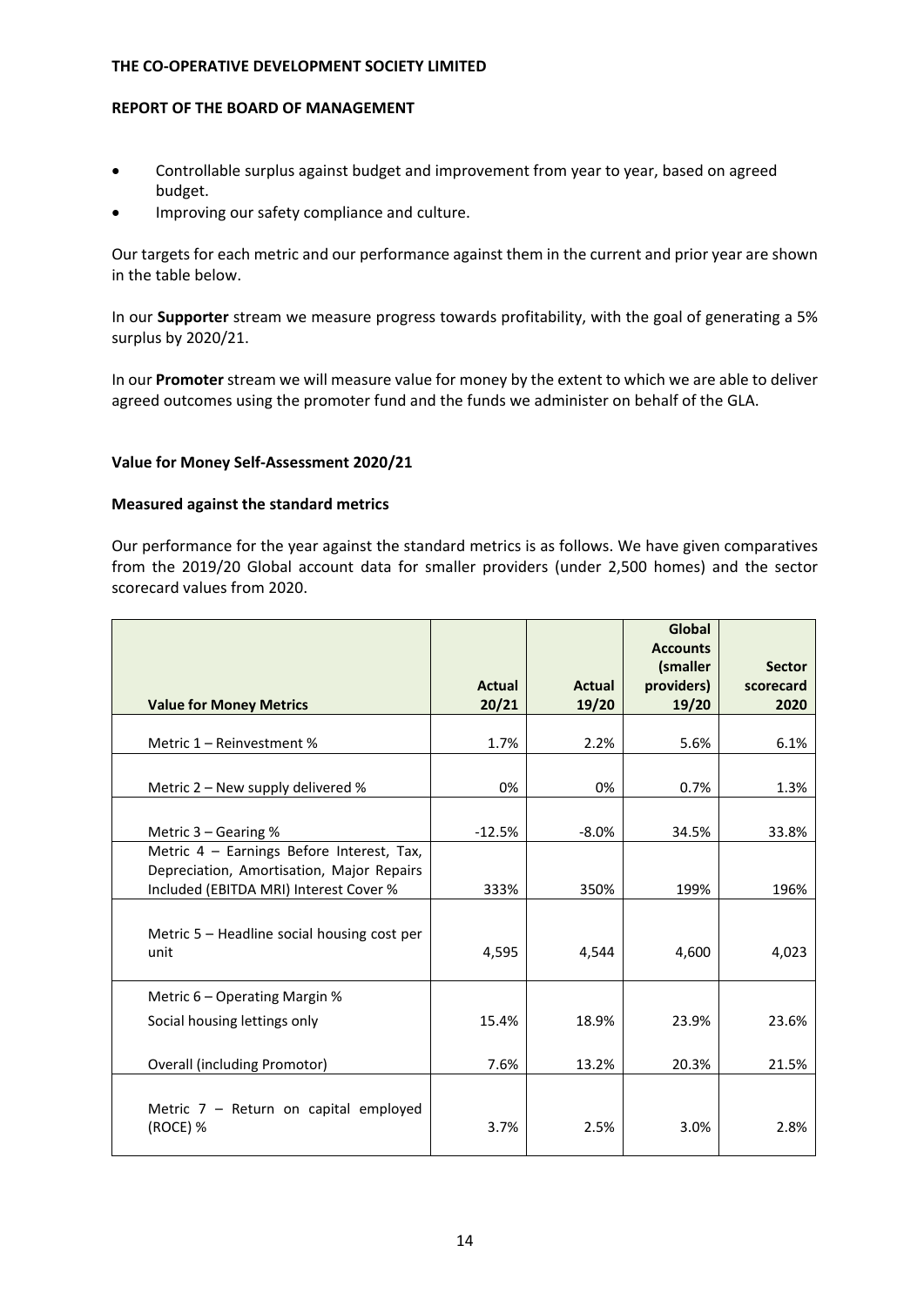- Controllable surplus against budget and improvement from year to year, based on agreed budget.
- Improving our safety compliance and culture.

Our targets for each metric and our performance against them in the current and prior year are shown in the table below.

In our **Supporter** stream we measure progress towards profitability, with the goal of generating a 5% surplus by 2020/21.

In our **Promoter** stream we will measure value for money by the extent to which we are able to deliver agreed outcomes using the promoter fund and the funds we administer on behalf of the GLA.

**Value for Money Self-Assessment 2020/21**

**Measured against the standard metrics**

Our performance for the year against the standard metrics is as follows. We have given comparatives from the 2019/20 Global account data for smaller providers (under 2,500 homes) and the sector scorecard values from 2020.

| Value for Money Metrics | Actual 20/21 | Actual 19/20 | Global Accounts (smaller providers) 19/20 | Sector scorecard 2020 |
|---|---|---|---|---|
| Metric 1 – Reinvestment % | 1.7% | 2.2% | 5.6% | 6.1% |
| Metric 2 – New supply delivered % | 0% | 0% | 0.7% | 1.3% |
| Metric 3 – Gearing % | -12.5% | -8.0% | 34.5% | 33.8% |
| Metric 4 – Earnings Before Interest, Tax, Depreciation, Amortisation, Major Repairs Included (EBITDA MRI) Interest Cover % | 333% | 350% | 199% | 196% |
| Metric 5 – Headline social housing cost per unit | 4,595 | 4,544 | 4,600 | 4,023 |
| Metric 6 – Operating Margin % | | | | |
| Social housing lettings only | 15.4% | 18.9% | 23.9% | 23.6% |
| Overall (including Promotor) | 7.6% | 13.2% | 20.3% | 21.5% |
| Metric 7 – Return on capital employed (ROCE) % | 3.7% | 2.5% | 3.0% | 2.8% |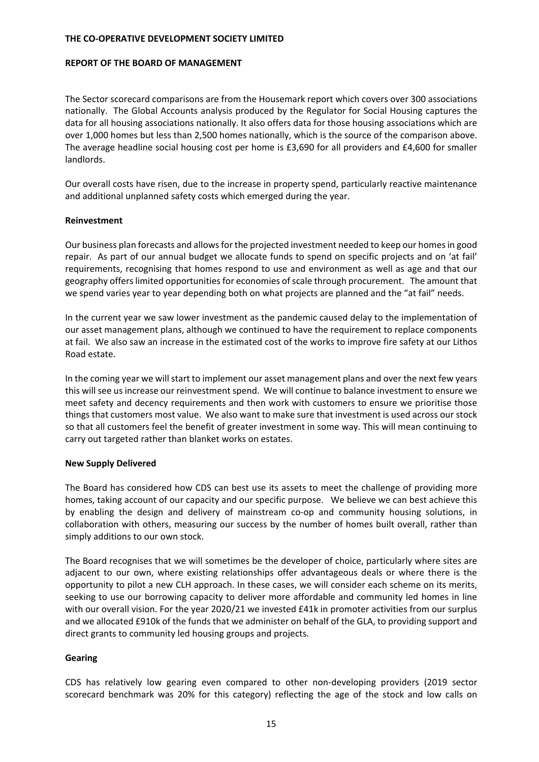The Sector scorecard comparisons are from the Housemark report which covers over 300 associations nationally. The Global Accounts analysis produced by the Regulator for Social Housing captures the data for all housing associations nationally. It also offers data for those housing associations which are over 1,000 homes but less than 2,500 homes nationally, which is the source of the comparison above. The average headline social housing cost per home is £3,690 for all providers and £4,600 for smaller landlords.

Our overall costs have risen, due to the increase in property spend, particularly reactive maintenance and additional unplanned safety costs which emerged during the year.

**Reinvestment**

Our business plan forecasts and allows for the projected investment needed to keep our homes in good repair. As part of our annual budget we allocate funds to spend on specific projects and on 'at fail' requirements, recognising that homes respond to use and environment as well as age and that our geography offers limited opportunities for economies of scale through procurement. The amount that we spend varies year to year depending both on what projects are planned and the "at fail" needs.

In the current year we saw lower investment as the pandemic caused delay to the implementation of our asset management plans, although we continued to have the requirement to replace components at fail. We also saw an increase in the estimated cost of the works to improve fire safety at our Lithos Road estate.

In the coming year we will start to implement our asset management plans and over the next few years this will see us increase our reinvestment spend. We will continue to balance investment to ensure we meet safety and decency requirements and then work with customers to ensure we prioritise those things that customers most value. We also want to make sure that investment is used across our stock so that all customers feel the benefit of greater investment in some way. This will mean continuing to carry out targeted rather than blanket works on estates.

**New Supply Delivered**

The Board has considered how CDS can best use its assets to meet the challenge of providing more homes, taking account of our capacity and our specific purpose. We believe we can best achieve this by enabling the design and delivery of mainstream co-op and community housing solutions, in collaboration with others, measuring our success by the number of homes built overall, rather than simply additions to our own stock.

The Board recognises that we will sometimes be the developer of choice, particularly where sites are adjacent to our own, where existing relationships offer advantageous deals or where there is the opportunity to pilot a new CLH approach. In these cases, we will consider each scheme on its merits, seeking to use our borrowing capacity to deliver more affordable and community led homes in line with our overall vision. For the year 2020/21 we invested £41k in promoter activities from our surplus and we allocated £910k of the funds that we administer on behalf of the GLA, to providing support and direct grants to community led housing groups and projects.

**Gearing**

CDS has relatively low gearing even compared to other non-developing providers (2019 sector scorecard benchmark was 20% for this category) reflecting the age of the stock and low calls on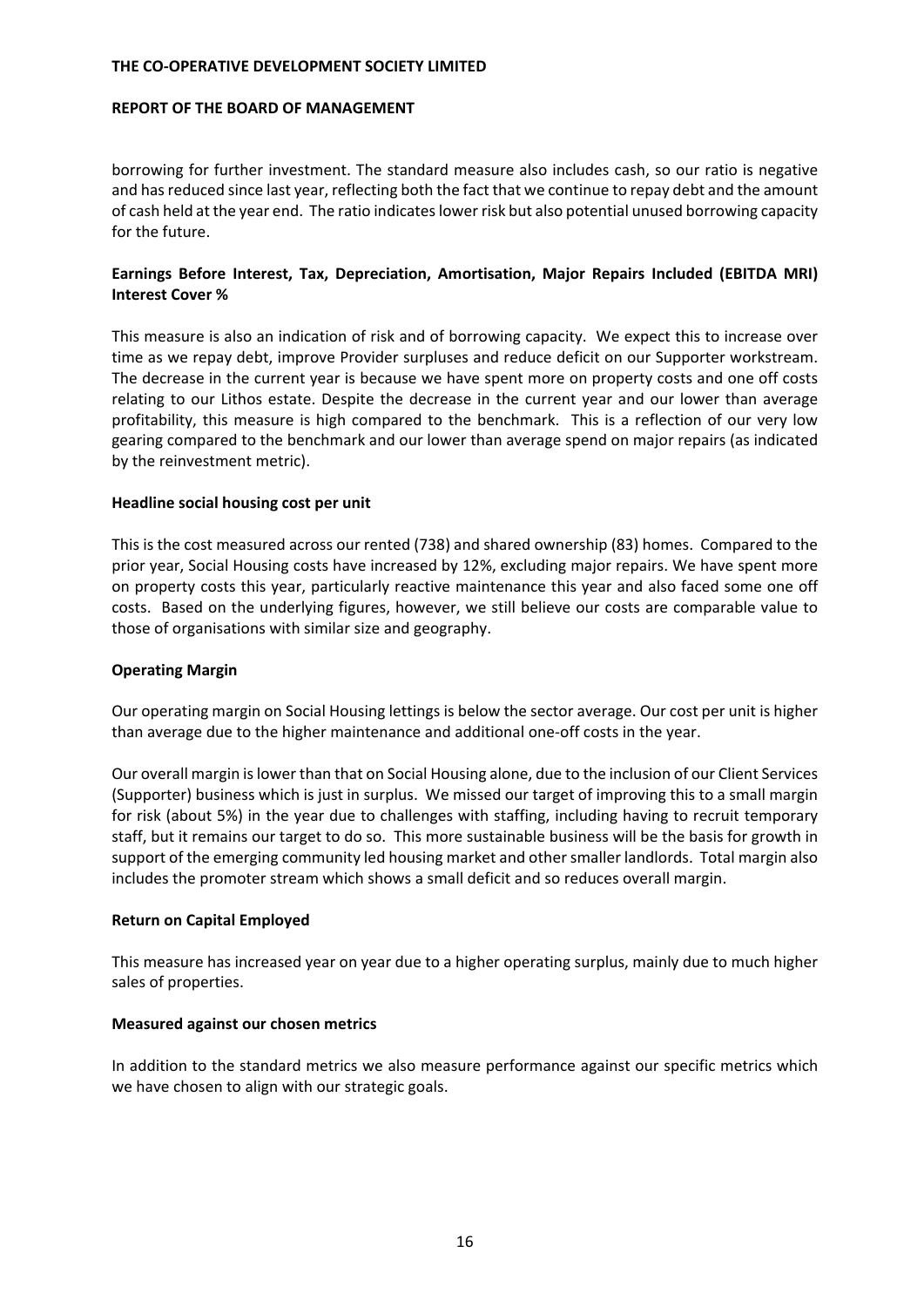borrowing for further investment. The standard measure also includes cash, so our ratio is negative and has reduced since last year, reflecting both the fact that we continue to repay debt and the amount of cash held at the year end. The ratio indicates lower risk but also potential unused borrowing capacity for the future.

**Earnings Before Interest, Tax, Depreciation, Amortisation, Major Repairs Included (EBITDA MRI) Interest Cover %**

This measure is also an indication of risk and of borrowing capacity. We expect this to increase over time as we repay debt, improve Provider surpluses and reduce deficit on our Supporter workstream. The decrease in the current year is because we have spent more on property costs and one off costs relating to our Lithos estate. Despite the decrease in the current year and our lower than average profitability, this measure is high compared to the benchmark. This is a reflection of our very low gearing compared to the benchmark and our lower than average spend on major repairs (as indicated by the reinvestment metric).

**Headline social housing cost per unit**

This is the cost measured across our rented (738) and shared ownership (83) homes. Compared to the prior year, Social Housing costs have increased by 12%, excluding major repairs. We have spent more on property costs this year, particularly reactive maintenance this year and also faced some one off costs. Based on the underlying figures, however, we still believe our costs are comparable value to those of organisations with similar size and geography.

**Operating Margin**

Our operating margin on Social Housing lettings is below the sector average. Our cost per unit is higher than average due to the higher maintenance and additional one-off costs in the year.

Our overall margin is lower than that on Social Housing alone, due to the inclusion of our Client Services (Supporter) business which is just in surplus. We missed our target of improving this to a small margin for risk (about 5%) in the year due to challenges with staffing, including having to recruit temporary staff, but it remains our target to do so. This more sustainable business will be the basis for growth in support of the emerging community led housing market and other smaller landlords. Total margin also includes the promoter stream which shows a small deficit and so reduces overall margin.

**Return on Capital Employed**

This measure has increased year on year due to a higher operating surplus, mainly due to much higher sales of properties.

**Measured against our chosen metrics**

In addition to the standard metrics we also measure performance against our specific metrics which we have chosen to align with our strategic goals.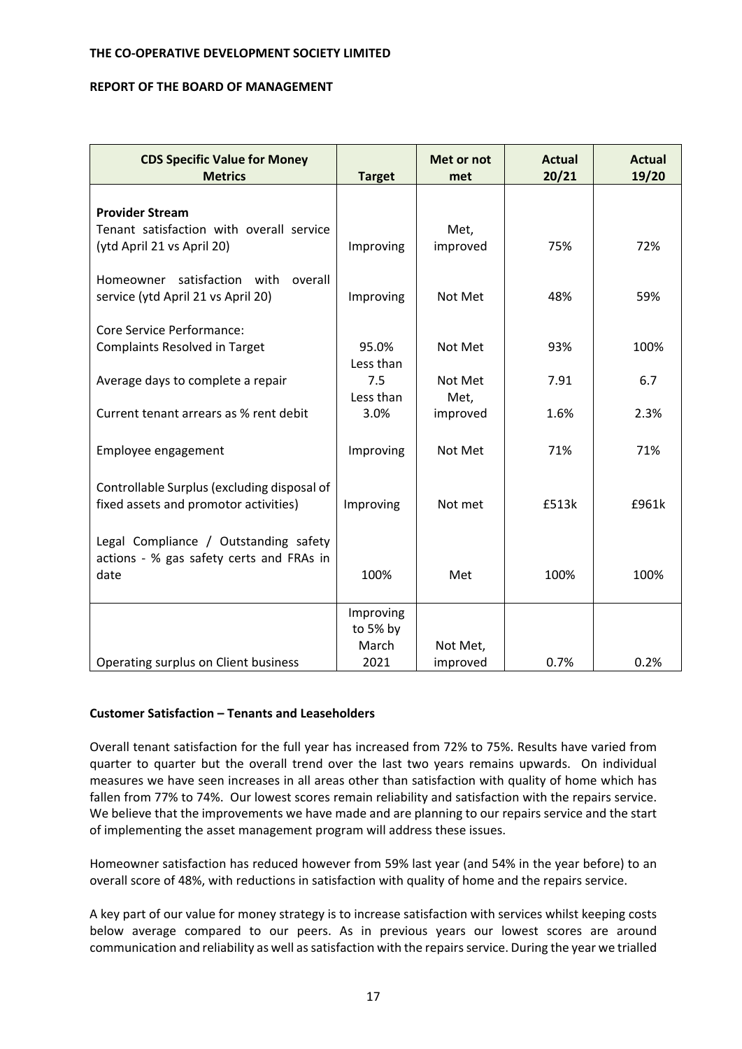THE CO-OPERATIVE DEVELOPMENT SOCIETY LIMITED

REPORT OF THE BOARD OF MANAGEMENT

| CDS Specific Value for Money Metrics | Target | Met or not met | Actual 20/21 | Actual 19/20 |
|---|---|---|---|---|
| **Provider Stream** | | | | |
| Tenant satisfaction with overall service (ytd April 21 vs April 20) | Improving | Met, improved | 75% | 72% |
| Homeowner satisfaction with overall service (ytd April 21 vs April 20) | Improving | Not Met | 48% | 59% |
| Core Service Performance: Complaints Resolved in Target | 95.0% | Not Met | 93% | 100% |
| Average days to complete a repair | Less than 7.5 | Not Met | 7.91 | 6.7 |
| Current tenant arrears as % rent debit | Less than 3.0% | Met, improved | 1.6% | 2.3% |
| Employee engagement | Improving | Not Met | 71% | 71% |
| Controllable Surplus (excluding disposal of fixed assets and promotor activities) | Improving | Not met | £513k | £961k |
| Legal Compliance / Outstanding safety actions - % gas safety certs and FRAs in date | 100% | Met | 100% | 100% |
| Operating surplus on Client business | Improving to 5% by March 2021 | Not Met, improved | 0.7% | 0.2% |

**Customer Satisfaction – Tenants and Leaseholders**

Overall tenant satisfaction for the full year has increased from 72% to 75%. Results have varied from quarter to quarter but the overall trend over the last two years remains upwards. On individual measures we have seen increases in all areas other than satisfaction with quality of home which has fallen from 77% to 74%. Our lowest scores remain reliability and satisfaction with the repairs service. We believe that the improvements we have made and are planning to our repairs service and the start of implementing the asset management program will address these issues.

Homeowner satisfaction has reduced however from 59% last year (and 54% in the year before) to an overall score of 48%, with reductions in satisfaction with quality of home and the repairs service.

A key part of our value for money strategy is to increase satisfaction with services whilst keeping costs below average compared to our peers. As in previous years our lowest scores are around communication and reliability as well as satisfaction with the repairs service. During the year we trialled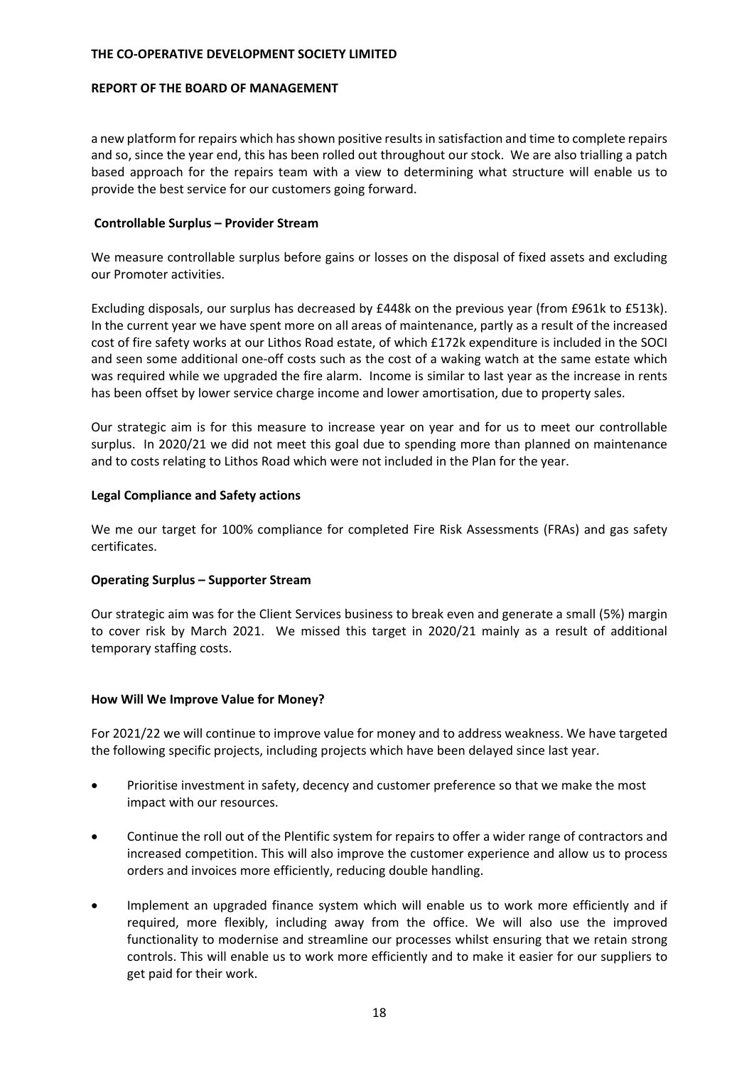a new platform for repairs which has shown positive results in satisfaction and time to complete repairs and so, since the year end, this has been rolled out throughout our stock. We are also trialling a patch based approach for the repairs team with a view to determining what structure will enable us to provide the best service for our customers going forward.

**Controllable Surplus – Provider Stream**

We measure controllable surplus before gains or losses on the disposal of fixed assets and excluding our Promoter activities.

Excluding disposals, our surplus has decreased by £448k on the previous year (from £961k to £513k). In the current year we have spent more on all areas of maintenance, partly as a result of the increased cost of fire safety works at our Lithos Road estate, of which £172k expenditure is included in the SOCI and seen some additional one-off costs such as the cost of a waking watch at the same estate which was required while we upgraded the fire alarm. Income is similar to last year as the increase in rents has been offset by lower service charge income and lower amortisation, due to property sales.

Our strategic aim is for this measure to increase year on year and for us to meet our controllable surplus. In 2020/21 we did not meet this goal due to spending more than planned on maintenance and to costs relating to Lithos Road which were not included in the Plan for the year.

**Legal Compliance and Safety actions**

We me our target for 100% compliance for completed Fire Risk Assessments (FRAs) and gas safety certificates.

**Operating Surplus – Supporter Stream**

Our strategic aim was for the Client Services business to break even and generate a small (5%) margin to cover risk by March 2021. We missed this target in 2020/21 mainly as a result of additional temporary staffing costs.

**How Will We Improve Value for Money?**

For 2021/22 we will continue to improve value for money and to address weakness. We have targeted the following specific projects, including projects which have been delayed since last year.

- Prioritise investment in safety, decency and customer preference so that we make the most impact with our resources.
- Continue the roll out of the Plentific system for repairs to offer a wider range of contractors and increased competition. This will also improve the customer experience and allow us to process orders and invoices more efficiently, reducing double handling.
- Implement an upgraded finance system which will enable us to work more efficiently and if required, more flexibly, including away from the office. We will also use the improved functionality to modernise and streamline our processes whilst ensuring that we retain strong controls. This will enable us to work more efficiently and to make it easier for our suppliers to get paid for their work.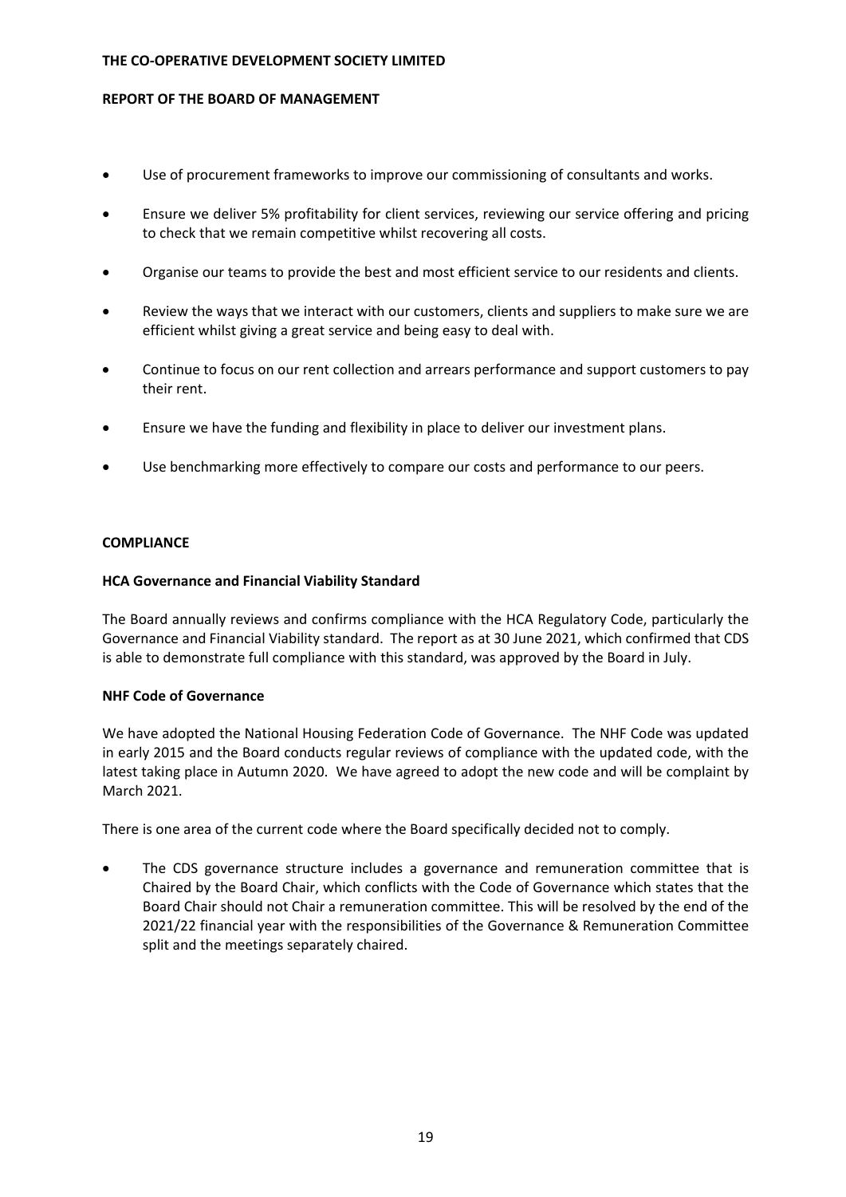- Use of procurement frameworks to improve our commissioning of consultants and works.
- Ensure we deliver 5% profitability for client services, reviewing our service offering and pricing to check that we remain competitive whilst recovering all costs.
- Organise our teams to provide the best and most efficient service to our residents and clients.
- Review the ways that we interact with our customers, clients and suppliers to make sure we are efficient whilst giving a great service and being easy to deal with.
- Continue to focus on our rent collection and arrears performance and support customers to pay their rent.
- Ensure we have the funding and flexibility in place to deliver our investment plans.
- Use benchmarking more effectively to compare our costs and performance to our peers.

## COMPLIANCE

### HCA Governance and Financial Viability Standard

The Board annually reviews and confirms compliance with the HCA Regulatory Code, particularly the Governance and Financial Viability standard. The report as at 30 June 2021, which confirmed that CDS is able to demonstrate full compliance with this standard, was approved by the Board in July.

### NHF Code of Governance

We have adopted the National Housing Federation Code of Governance. The NHF Code was updated in early 2015 and the Board conducts regular reviews of compliance with the updated code, with the latest taking place in Autumn 2020. We have agreed to adopt the new code and will be complaint by March 2021.

There is one area of the current code where the Board specifically decided not to comply.

- The CDS governance structure includes a governance and remuneration committee that is Chaired by the Board Chair, which conflicts with the Code of Governance which states that the Board Chair should not Chair a remuneration committee. This will be resolved by the end of the 2021/22 financial year with the responsibilities of the Governance & Remuneration Committee split and the meetings separately chaired.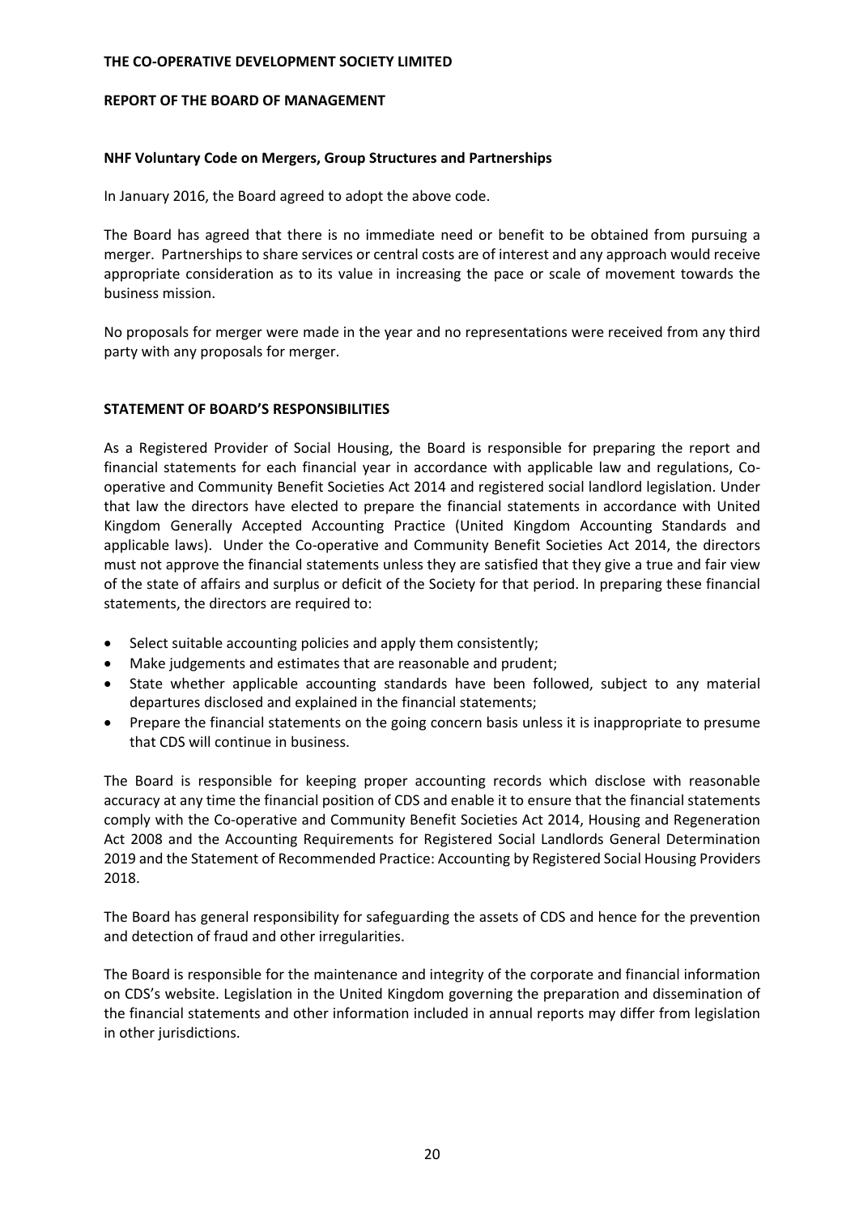## NHF Voluntary Code on Mergers, Group Structures and Partnerships

In January 2016, the Board agreed to adopt the above code.

The Board has agreed that there is no immediate need or benefit to be obtained from pursuing a merger. Partnerships to share services or central costs are of interest and any approach would receive appropriate consideration as to its value in increasing the pace or scale of movement towards the business mission.

No proposals for merger were made in the year and no representations were received from any third party with any proposals for merger.

## STATEMENT OF BOARD'S RESPONSIBILITIES

As a Registered Provider of Social Housing, the Board is responsible for preparing the report and financial statements for each financial year in accordance with applicable law and regulations, Co-operative and Community Benefit Societies Act 2014 and registered social landlord legislation. Under that law the directors have elected to prepare the financial statements in accordance with United Kingdom Generally Accepted Accounting Practice (United Kingdom Accounting Standards and applicable laws). Under the Co-operative and Community Benefit Societies Act 2014, the directors must not approve the financial statements unless they are satisfied that they give a true and fair view of the state of affairs and surplus or deficit of the Society for that period. In preparing these financial statements, the directors are required to:

- Select suitable accounting policies and apply them consistently;
- Make judgements and estimates that are reasonable and prudent;
- State whether applicable accounting standards have been followed, subject to any material departures disclosed and explained in the financial statements;
- Prepare the financial statements on the going concern basis unless it is inappropriate to presume that CDS will continue in business.

The Board is responsible for keeping proper accounting records which disclose with reasonable accuracy at any time the financial position of CDS and enable it to ensure that the financial statements comply with the Co-operative and Community Benefit Societies Act 2014, Housing and Regeneration Act 2008 and the Accounting Requirements for Registered Social Landlords General Determination 2019 and the Statement of Recommended Practice: Accounting by Registered Social Housing Providers 2018.

The Board has general responsibility for safeguarding the assets of CDS and hence for the prevention and detection of fraud and other irregularities.

The Board is responsible for the maintenance and integrity of the corporate and financial information on CDS's website. Legislation in the United Kingdom governing the preparation and dissemination of the financial statements and other information included in annual reports may differ from legislation in other jurisdictions.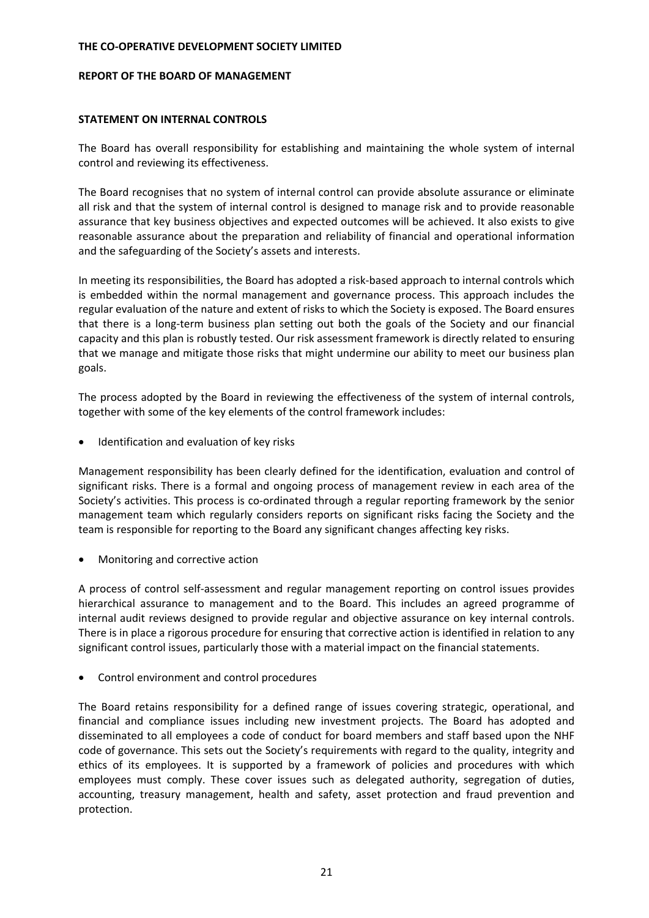**THE CO-OPERATIVE DEVELOPMENT SOCIETY LIMITED**

**REPORT OF THE BOARD OF MANAGEMENT**

**STATEMENT ON INTERNAL CONTROLS**

The Board has overall responsibility for establishing and maintaining the whole system of internal control and reviewing its effectiveness.

The Board recognises that no system of internal control can provide absolute assurance or eliminate all risk and that the system of internal control is designed to manage risk and to provide reasonable assurance that key business objectives and expected outcomes will be achieved. It also exists to give reasonable assurance about the preparation and reliability of financial and operational information and the safeguarding of the Society's assets and interests.

In meeting its responsibilities, the Board has adopted a risk-based approach to internal controls which is embedded within the normal management and governance process. This approach includes the regular evaluation of the nature and extent of risks to which the Society is exposed. The Board ensures that there is a long-term business plan setting out both the goals of the Society and our financial capacity and this plan is robustly tested. Our risk assessment framework is directly related to ensuring that we manage and mitigate those risks that might undermine our ability to meet our business plan goals.

The process adopted by the Board in reviewing the effectiveness of the system of internal controls, together with some of the key elements of the control framework includes:

- Identification and evaluation of key risks

Management responsibility has been clearly defined for the identification, evaluation and control of significant risks. There is a formal and ongoing process of management review in each area of the Society's activities. This process is co-ordinated through a regular reporting framework by the senior management team which regularly considers reports on significant risks facing the Society and the team is responsible for reporting to the Board any significant changes affecting key risks.

- Monitoring and corrective action

A process of control self-assessment and regular management reporting on control issues provides hierarchical assurance to management and to the Board. This includes an agreed programme of internal audit reviews designed to provide regular and objective assurance on key internal controls. There is in place a rigorous procedure for ensuring that corrective action is identified in relation to any significant control issues, particularly those with a material impact on the financial statements.

- Control environment and control procedures

The Board retains responsibility for a defined range of issues covering strategic, operational, and financial and compliance issues including new investment projects. The Board has adopted and disseminated to all employees a code of conduct for board members and staff based upon the NHF code of governance. This sets out the Society's requirements with regard to the quality, integrity and ethics of its employees. It is supported by a framework of policies and procedures with which employees must comply. These cover issues such as delegated authority, segregation of duties, accounting, treasury management, health and safety, asset protection and fraud prevention and protection.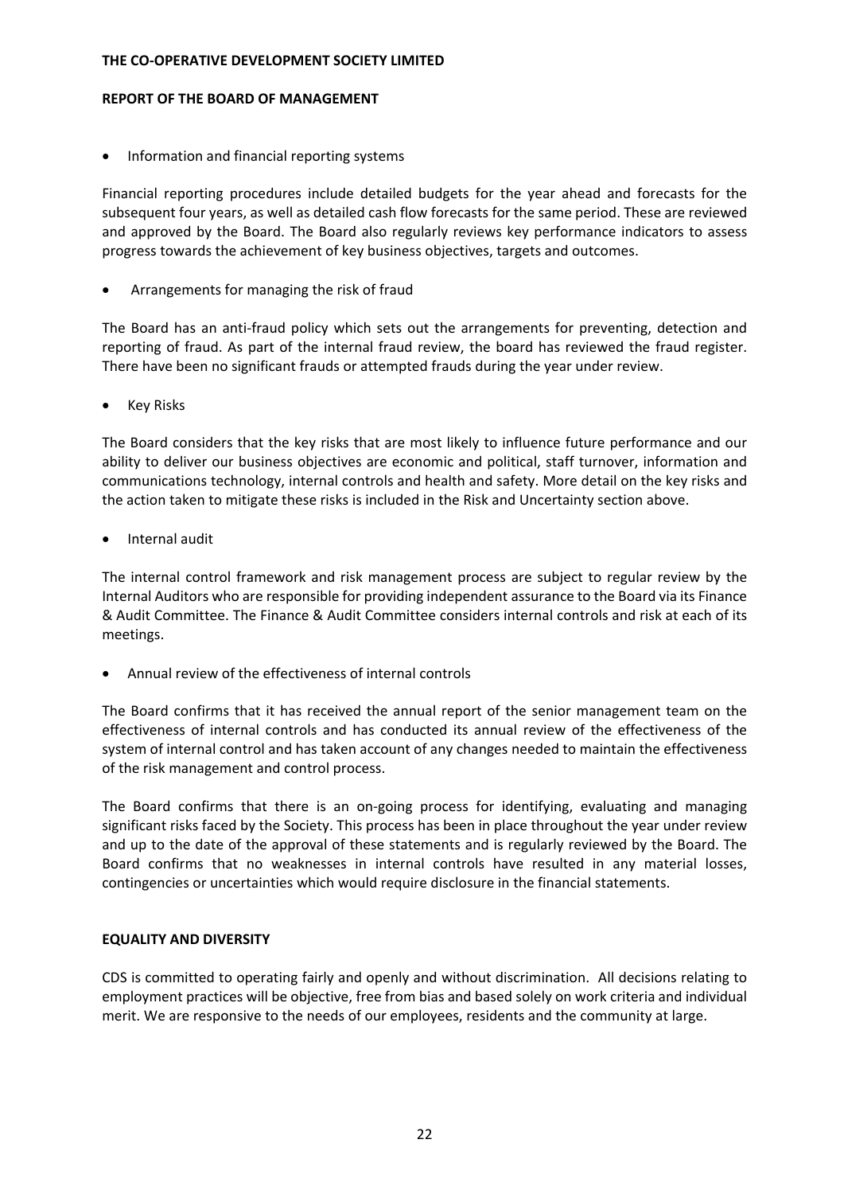- Information and financial reporting systems

Financial reporting procedures include detailed budgets for the year ahead and forecasts for the subsequent four years, as well as detailed cash flow forecasts for the same period. These are reviewed and approved by the Board. The Board also regularly reviews key performance indicators to assess progress towards the achievement of key business objectives, targets and outcomes.

- Arrangements for managing the risk of fraud

The Board has an anti-fraud policy which sets out the arrangements for preventing, detection and reporting of fraud. As part of the internal fraud review, the board has reviewed the fraud register. There have been no significant frauds or attempted frauds during the year under review.

- Key Risks

The Board considers that the key risks that are most likely to influence future performance and our ability to deliver our business objectives are economic and political, staff turnover, information and communications technology, internal controls and health and safety. More detail on the key risks and the action taken to mitigate these risks is included in the Risk and Uncertainty section above.

- Internal audit

The internal control framework and risk management process are subject to regular review by the Internal Auditors who are responsible for providing independent assurance to the Board via its Finance & Audit Committee. The Finance & Audit Committee considers internal controls and risk at each of its meetings.

- Annual review of the effectiveness of internal controls

The Board confirms that it has received the annual report of the senior management team on the effectiveness of internal controls and has conducted its annual review of the effectiveness of the system of internal control and has taken account of any changes needed to maintain the effectiveness of the risk management and control process.

The Board confirms that there is an on-going process for identifying, evaluating and managing significant risks faced by the Society. This process has been in place throughout the year under review and up to the date of the approval of these statements and is regularly reviewed by the Board. The Board confirms that no weaknesses in internal controls have resulted in any material losses, contingencies or uncertainties which would require disclosure in the financial statements.

## EQUALITY AND DIVERSITY

CDS is committed to operating fairly and openly and without discrimination. All decisions relating to employment practices will be objective, free from bias and based solely on work criteria and individual merit. We are responsive to the needs of our employees, residents and the community at large.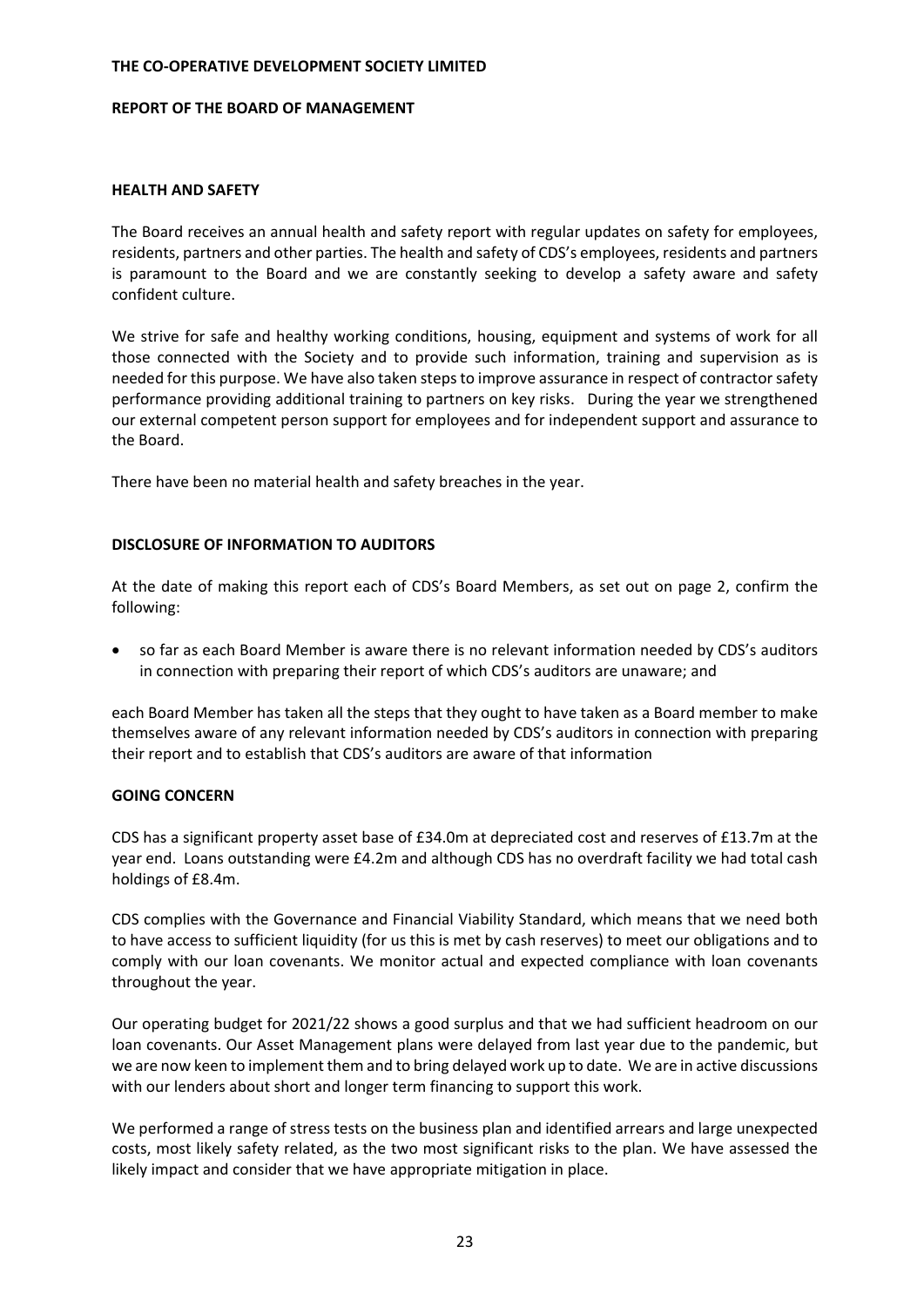**THE CO-OPERATIVE DEVELOPMENT SOCIETY LIMITED**

**REPORT OF THE BOARD OF MANAGEMENT**

## HEALTH AND SAFETY

The Board receives an annual health and safety report with regular updates on safety for employees, residents, partners and other parties. The health and safety of CDS's employees, residents and partners is paramount to the Board and we are constantly seeking to develop a safety aware and safety confident culture.

We strive for safe and healthy working conditions, housing, equipment and systems of work for all those connected with the Society and to provide such information, training and supervision as is needed for this purpose. We have also taken steps to improve assurance in respect of contractor safety performance providing additional training to partners on key risks. During the year we strengthened our external competent person support for employees and for independent support and assurance to the Board.

There have been no material health and safety breaches in the year.

## DISCLOSURE OF INFORMATION TO AUDITORS

At the date of making this report each of CDS's Board Members, as set out on page 2, confirm the following:

- so far as each Board Member is aware there is no relevant information needed by CDS's auditors in connection with preparing their report of which CDS's auditors are unaware; and

each Board Member has taken all the steps that they ought to have taken as a Board member to make themselves aware of any relevant information needed by CDS's auditors in connection with preparing their report and to establish that CDS's auditors are aware of that information

## GOING CONCERN

CDS has a significant property asset base of £34.0m at depreciated cost and reserves of £13.7m at the year end. Loans outstanding were £4.2m and although CDS has no overdraft facility we had total cash holdings of £8.4m.

CDS complies with the Governance and Financial Viability Standard, which means that we need both to have access to sufficient liquidity (for us this is met by cash reserves) to meet our obligations and to comply with our loan covenants. We monitor actual and expected compliance with loan covenants throughout the year.

Our operating budget for 2021/22 shows a good surplus and that we had sufficient headroom on our loan covenants. Our Asset Management plans were delayed from last year due to the pandemic, but we are now keen to implement them and to bring delayed work up to date. We are in active discussions with our lenders about short and longer term financing to support this work.

We performed a range of stress tests on the business plan and identified arrears and large unexpected costs, most likely safety related, as the two most significant risks to the plan. We have assessed the likely impact and consider that we have appropriate mitigation in place.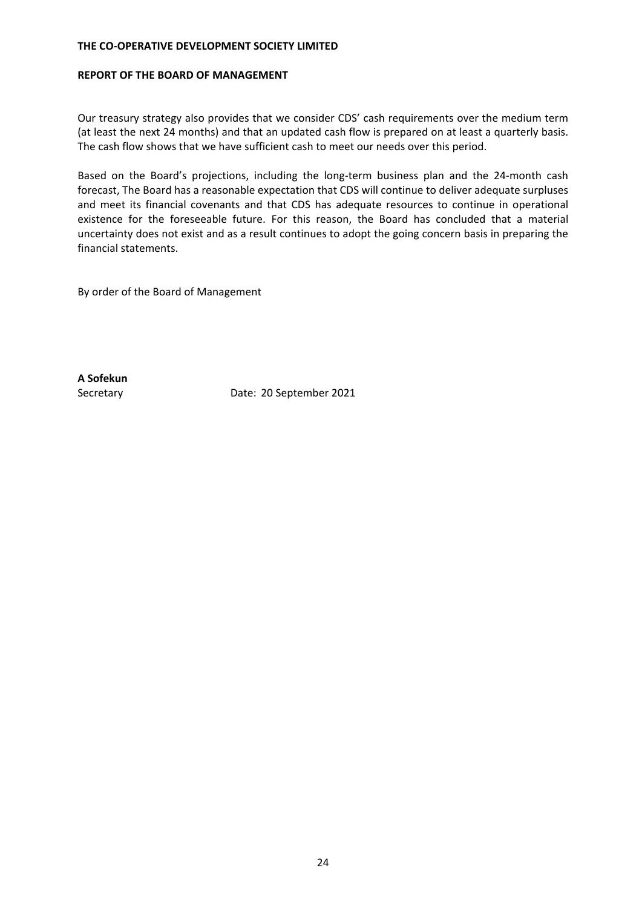Our treasury strategy also provides that we consider CDS' cash requirements over the medium term (at least the next 24 months) and that an updated cash flow is prepared on at least a quarterly basis. The cash flow shows that we have sufficient cash to meet our needs over this period.

Based on the Board's projections, including the long-term business plan and the 24-month cash forecast, The Board has a reasonable expectation that CDS will continue to deliver adequate surpluses and meet its financial covenants and that CDS has adequate resources to continue in operational existence for the foreseeable future. For this reason, the Board has concluded that a material uncertainty does not exist and as a result continues to adopt the going concern basis in preparing the financial statements.

By order of the Board of Management

**A Sofekun**
Secretary Date: 20 September 2021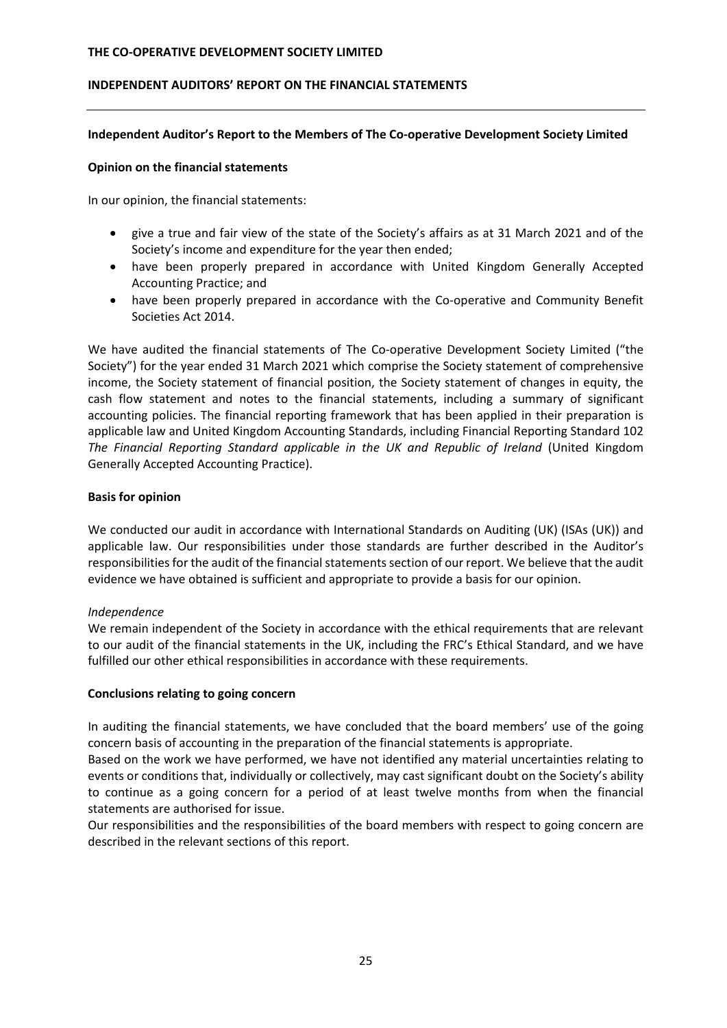# THE CO-OPERATIVE DEVELOPMENT SOCIETY LIMITED

## INDEPENDENT AUDITORS' REPORT ON THE FINANCIAL STATEMENTS

### Independent Auditor's Report to the Members of The Co-operative Development Society Limited

**Opinion on the financial statements**

In our opinion, the financial statements:

- give a true and fair view of the state of the Society's affairs as at 31 March 2021 and of the Society's income and expenditure for the year then ended;
- have been properly prepared in accordance with United Kingdom Generally Accepted Accounting Practice; and
- have been properly prepared in accordance with the Co-operative and Community Benefit Societies Act 2014.

We have audited the financial statements of The Co-operative Development Society Limited ("the Society") for the year ended 31 March 2021 which comprise the Society statement of comprehensive income, the Society statement of financial position, the Society statement of changes in equity, the cash flow statement and notes to the financial statements, including a summary of significant accounting policies. The financial reporting framework that has been applied in their preparation is applicable law and United Kingdom Accounting Standards, including Financial Reporting Standard 102 *The Financial Reporting Standard applicable in the UK and Republic of Ireland* (United Kingdom Generally Accepted Accounting Practice).

**Basis for opinion**

We conducted our audit in accordance with International Standards on Auditing (UK) (ISAs (UK)) and applicable law. Our responsibilities under those standards are further described in the Auditor's responsibilities for the audit of the financial statements section of our report. We believe that the audit evidence we have obtained is sufficient and appropriate to provide a basis for our opinion.

*Independence*

We remain independent of the Society in accordance with the ethical requirements that are relevant to our audit of the financial statements in the UK, including the FRC's Ethical Standard, and we have fulfilled our other ethical responsibilities in accordance with these requirements.

**Conclusions relating to going concern**

In auditing the financial statements, we have concluded that the board members' use of the going concern basis of accounting in the preparation of the financial statements is appropriate.

Based on the work we have performed, we have not identified any material uncertainties relating to events or conditions that, individually or collectively, may cast significant doubt on the Society's ability to continue as a going concern for a period of at least twelve months from when the financial statements are authorised for issue.

Our responsibilities and the responsibilities of the board members with respect to going concern are described in the relevant sections of this report.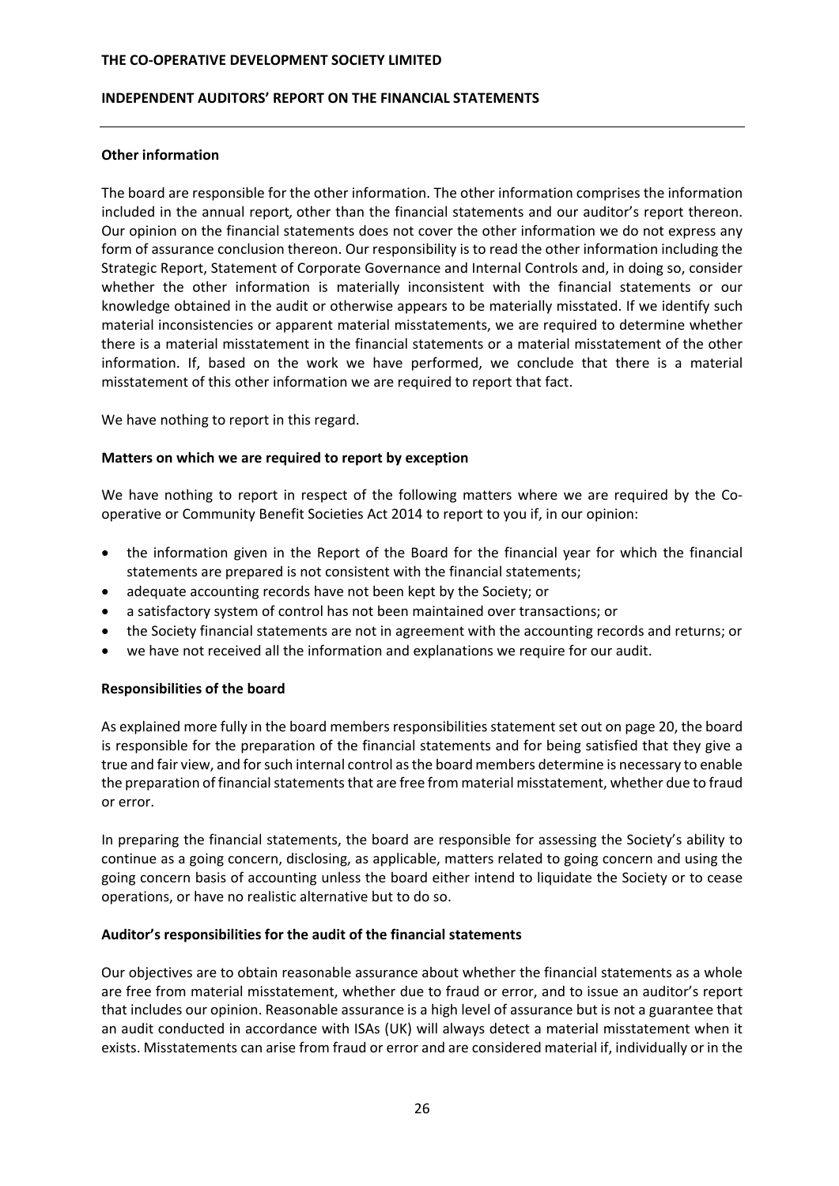## Other information

The board are responsible for the other information. The other information comprises the information included in the annual report*,* other than the financial statements and our auditor's report thereon. Our opinion on the financial statements does not cover the other information we do not express any form of assurance conclusion thereon. Our responsibility is to read the other information including the Strategic Report, Statement of Corporate Governance and Internal Controls and, in doing so, consider whether the other information is materially inconsistent with the financial statements or our knowledge obtained in the audit or otherwise appears to be materially misstated. If we identify such material inconsistencies or apparent material misstatements, we are required to determine whether there is a material misstatement in the financial statements or a material misstatement of the other information. If, based on the work we have performed, we conclude that there is a material misstatement of this other information we are required to report that fact.

We have nothing to report in this regard.

## Matters on which we are required to report by exception

We have nothing to report in respect of the following matters where we are required by the Co-operative or Community Benefit Societies Act 2014 to report to you if, in our opinion:

- the information given in the Report of the Board for the financial year for which the financial statements are prepared is not consistent with the financial statements;
- adequate accounting records have not been kept by the Society; or
- a satisfactory system of control has not been maintained over transactions; or
- the Society financial statements are not in agreement with the accounting records and returns; or
- we have not received all the information and explanations we require for our audit.

## Responsibilities of the board

As explained more fully in the board members responsibilities statement set out on page 20, the board is responsible for the preparation of the financial statements and for being satisfied that they give a true and fair view, and for such internal control as the board members determine is necessary to enable the preparation of financial statements that are free from material misstatement, whether due to fraud or error.

In preparing the financial statements, the board are responsible for assessing the Society's ability to continue as a going concern, disclosing, as applicable, matters related to going concern and using the going concern basis of accounting unless the board either intend to liquidate the Society or to cease operations, or have no realistic alternative but to do so.

## Auditor's responsibilities for the audit of the financial statements

Our objectives are to obtain reasonable assurance about whether the financial statements as a whole are free from material misstatement, whether due to fraud or error, and to issue an auditor's report that includes our opinion. Reasonable assurance is a high level of assurance but is not a guarantee that an audit conducted in accordance with ISAs (UK) will always detect a material misstatement when it exists. Misstatements can arise from fraud or error and are considered material if, individually or in the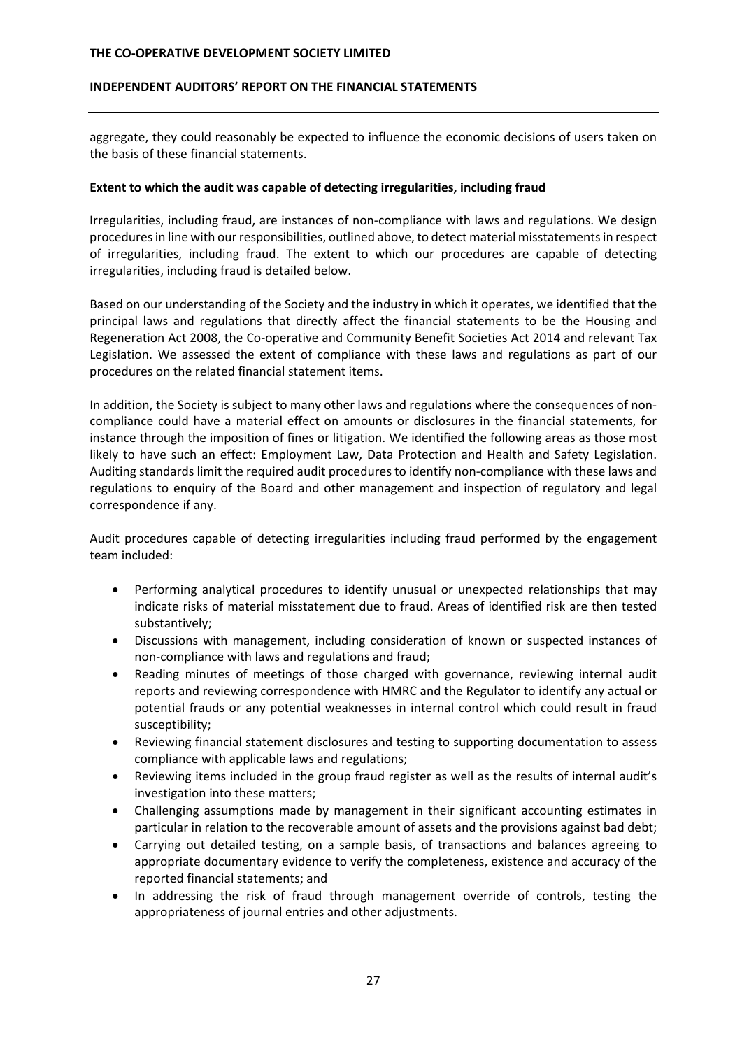aggregate, they could reasonably be expected to influence the economic decisions of users taken on the basis of these financial statements.

**Extent to which the audit was capable of detecting irregularities, including fraud**

Irregularities, including fraud, are instances of non-compliance with laws and regulations. We design procedures in line with our responsibilities, outlined above, to detect material misstatements in respect of irregularities, including fraud. The extent to which our procedures are capable of detecting irregularities, including fraud is detailed below.

Based on our understanding of the Society and the industry in which it operates, we identified that the principal laws and regulations that directly affect the financial statements to be the Housing and Regeneration Act 2008, the Co-operative and Community Benefit Societies Act 2014 and relevant Tax Legislation. We assessed the extent of compliance with these laws and regulations as part of our procedures on the related financial statement items.

In addition, the Society is subject to many other laws and regulations where the consequences of non-compliance could have a material effect on amounts or disclosures in the financial statements, for instance through the imposition of fines or litigation. We identified the following areas as those most likely to have such an effect: Employment Law, Data Protection and Health and Safety Legislation. Auditing standards limit the required audit procedures to identify non-compliance with these laws and regulations to enquiry of the Board and other management and inspection of regulatory and legal correspondence if any.

Audit procedures capable of detecting irregularities including fraud performed by the engagement team included:

- Performing analytical procedures to identify unusual or unexpected relationships that may indicate risks of material misstatement due to fraud. Areas of identified risk are then tested substantively;
- Discussions with management, including consideration of known or suspected instances of non-compliance with laws and regulations and fraud;
- Reading minutes of meetings of those charged with governance, reviewing internal audit reports and reviewing correspondence with HMRC and the Regulator to identify any actual or potential frauds or any potential weaknesses in internal control which could result in fraud susceptibility;
- Reviewing financial statement disclosures and testing to supporting documentation to assess compliance with applicable laws and regulations;
- Reviewing items included in the group fraud register as well as the results of internal audit's investigation into these matters;
- Challenging assumptions made by management in their significant accounting estimates in particular in relation to the recoverable amount of assets and the provisions against bad debt;
- Carrying out detailed testing, on a sample basis, of transactions and balances agreeing to appropriate documentary evidence to verify the completeness, existence and accuracy of the reported financial statements; and
- In addressing the risk of fraud through management override of controls, testing the appropriateness of journal entries and other adjustments.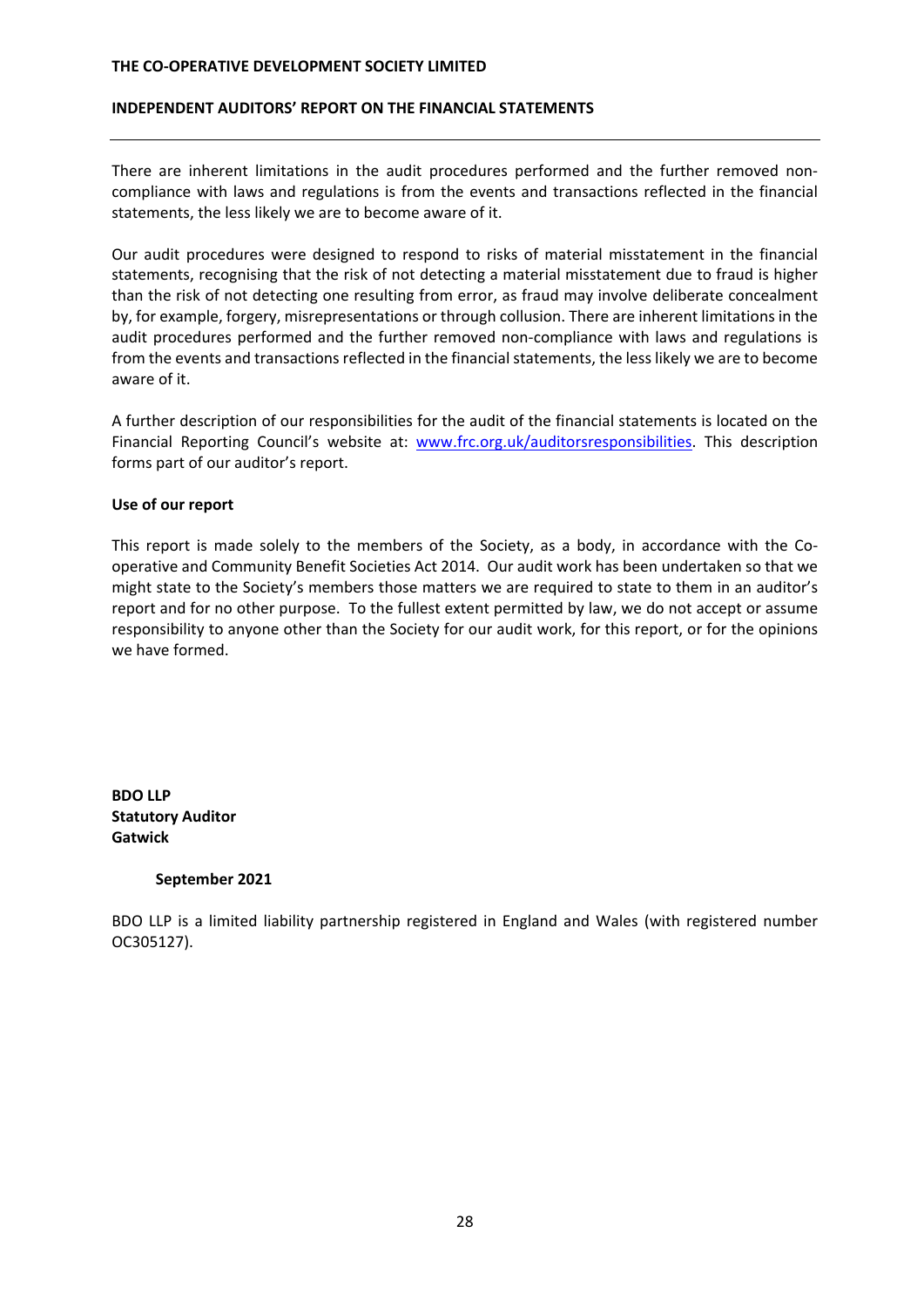There are inherent limitations in the audit procedures performed and the further removed non-compliance with laws and regulations is from the events and transactions reflected in the financial statements, the less likely we are to become aware of it.

Our audit procedures were designed to respond to risks of material misstatement in the financial statements, recognising that the risk of not detecting a material misstatement due to fraud is higher than the risk of not detecting one resulting from error, as fraud may involve deliberate concealment by, for example, forgery, misrepresentations or through collusion. There are inherent limitations in the audit procedures performed and the further removed non-compliance with laws and regulations is from the events and transactions reflected in the financial statements, the less likely we are to become aware of it.

A further description of our responsibilities for the audit of the financial statements is located on the Financial Reporting Council's website at: www.frc.org.uk/auditorsresponsibilities. This description forms part of our auditor's report.

**Use of our report**

This report is made solely to the members of the Society, as a body, in accordance with the Co-operative and Community Benefit Societies Act 2014. Our audit work has been undertaken so that we might state to the Society's members those matters we are required to state to them in an auditor's report and for no other purpose. To the fullest extent permitted by law, we do not accept or assume responsibility to anyone other than the Society for our audit work, for this report, or for the opinions we have formed.

**BDO LLP**
**Statutory Auditor**
**Gatwick**

**September 2021**

BDO LLP is a limited liability partnership registered in England and Wales (with registered number OC305127).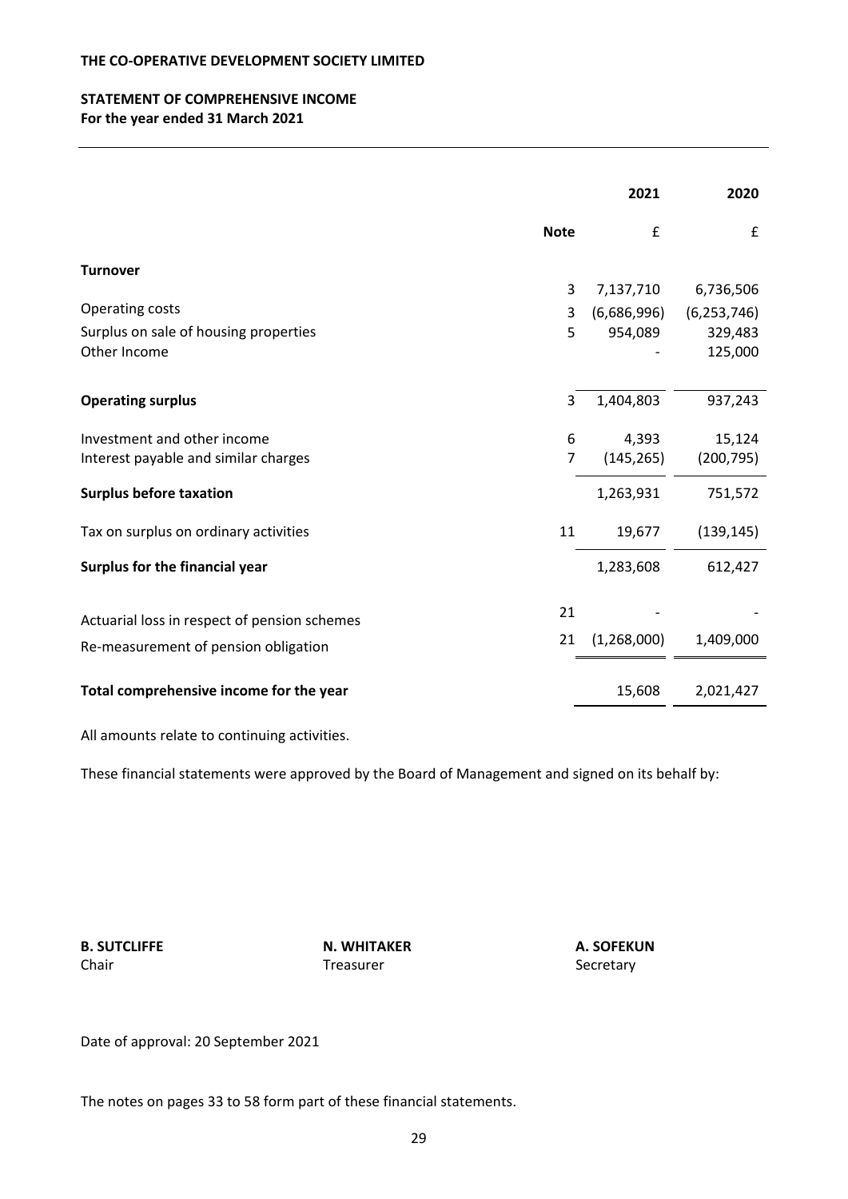**THE CO-OPERATIVE DEVELOPMENT SOCIETY LIMITED**

## STATEMENT OF COMPREHENSIVE INCOME

**For the year ended 31 March 2021**

| | Note | 2021 | 2020 |
|---|---|---|---|
| | | £ | £ |
| **Turnover** | 3 | 7,137,710 | 6,736,506 |
| Operating costs | 3 | (6,686,996) | (6,253,746) |
| Surplus on sale of housing properties | 5 | 954,089 | 329,483 |
| Other Income | | - | 125,000 |
| **Operating surplus** | 3 | 1,404,803 | 937,243 |
| Investment and other income | 6 | 4,393 | 15,124 |
| Interest payable and similar charges | 7 | (145,265) | (200,795) |
| **Surplus before taxation** | | 1,263,931 | 751,572 |
| Tax on surplus on ordinary activities | 11 | 19,677 | (139,145) |
| **Surplus for the financial year** | | 1,283,608 | 612,427 |
| Actuarial loss in respect of pension schemes | 21 | - | - |
| Re-measurement of pension obligation | 21 | (1,268,000) | 1,409,000 |
| **Total comprehensive income for the year** | | 15,608 | 2,021,427 |

All amounts relate to continuing activities.

These financial statements were approved by the Board of Management and signed on its behalf by:

| | | |
|---|---|---|
| **B. SUTCLIFFE** | **N. WHITAKER** | **A. SOFEKUN** |
| Chair | Treasurer | Secretary |

Date of approval: 20 September 2021

The notes on pages 33 to 58 form part of these financial statements.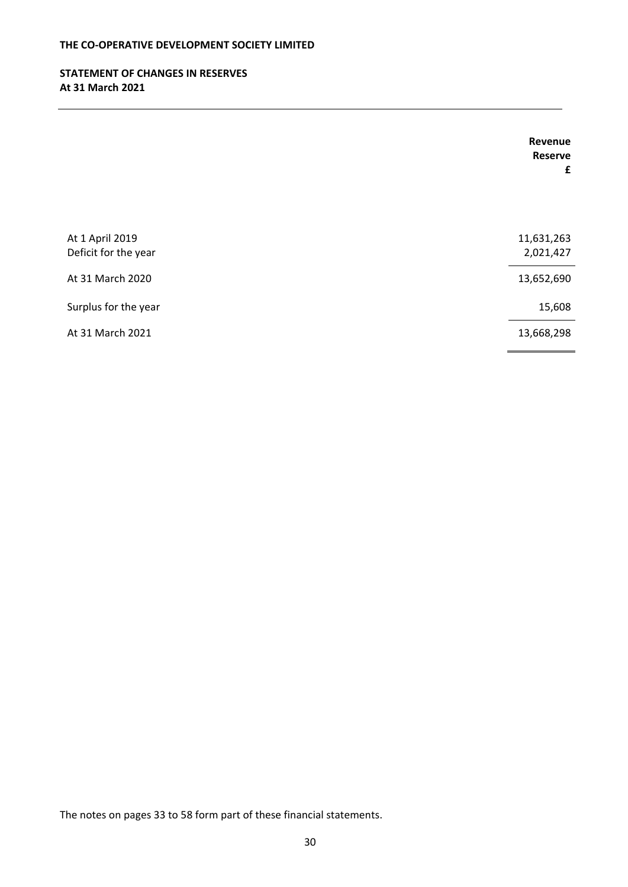**THE CO-OPERATIVE DEVELOPMENT SOCIETY LIMITED**

## STATEMENT OF CHANGES IN RESERVES
**At 31 March 2021**

| | Revenue Reserve £ |
|---|---:|
| At 1 April 2019 | 11,631,263 |
| Deficit for the year | 2,021,427 |
| At 31 March 2020 | 13,652,690 |
| Surplus for the year | 15,608 |
| At 31 March 2021 | 13,668,298 |

The notes on pages 33 to 58 form part of these financial statements.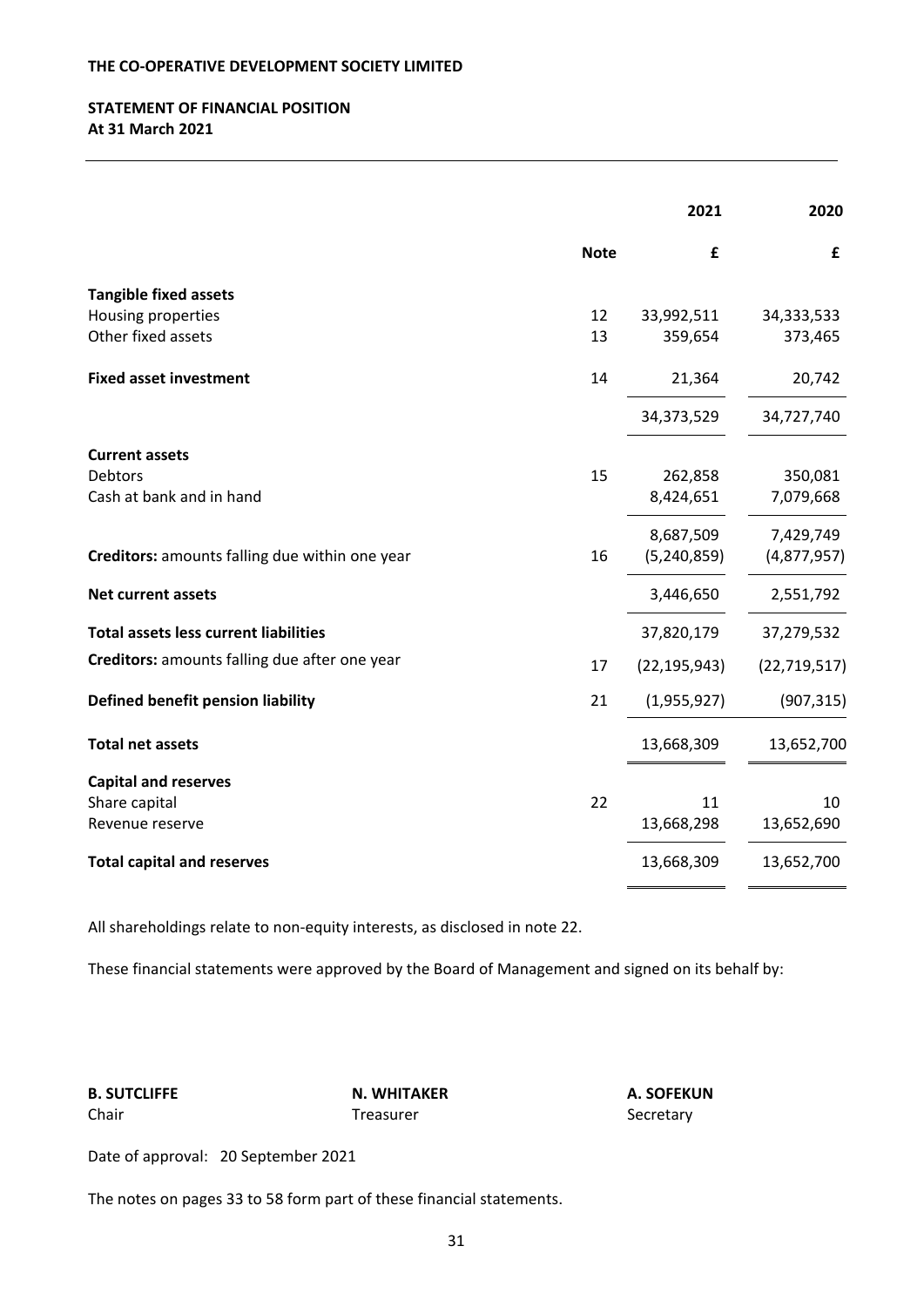**THE CO-OPERATIVE DEVELOPMENT SOCIETY LIMITED**

**STATEMENT OF FINANCIAL POSITION**
**At 31 March 2021**

| | Note | 2021 | 2020 |
|---|---|---|---|
| | | £ | £ |
| **Tangible fixed assets** | | | |
| Housing properties | 12 | 33,992,511 | 34,333,533 |
| Other fixed assets | 13 | 359,654 | 373,465 |
| **Fixed asset investment** | 14 | 21,364 | 20,742 |
| | | 34,373,529 | 34,727,740 |
| **Current assets** | | | |
| Debtors | 15 | 262,858 | 350,081 |
| Cash at bank and in hand | | 8,424,651 | 7,079,668 |
| | | 8,687,509 | 7,429,749 |
| **Creditors:** amounts falling due within one year | 16 | (5,240,859) | (4,877,957) |
| **Net current assets** | | 3,446,650 | 2,551,792 |
| **Total assets less current liabilities** | | 37,820,179 | 37,279,532 |
| **Creditors:** amounts falling due after one year | 17 | (22,195,943) | (22,719,517) |
| **Defined benefit pension liability** | 21 | (1,955,927) | (907,315) |
| **Total net assets** | | 13,668,309 | 13,652,700 |
| **Capital and reserves** | | | |
| Share capital | 22 | 11 | 10 |
| Revenue reserve | | 13,668,298 | 13,652,690 |
| **Total capital and reserves** | | 13,668,309 | 13,652,700 |

All shareholdings relate to non-equity interests, as disclosed in note 22.

These financial statements were approved by the Board of Management and signed on its behalf by:

| | | |
|---|---|---|
| **B. SUTCLIFFE** | **N. WHITAKER** | **A. SOFEKUN** |
| Chair | Treasurer | Secretary |

Date of approval: 20 September 2021

The notes on pages 33 to 58 form part of these financial statements.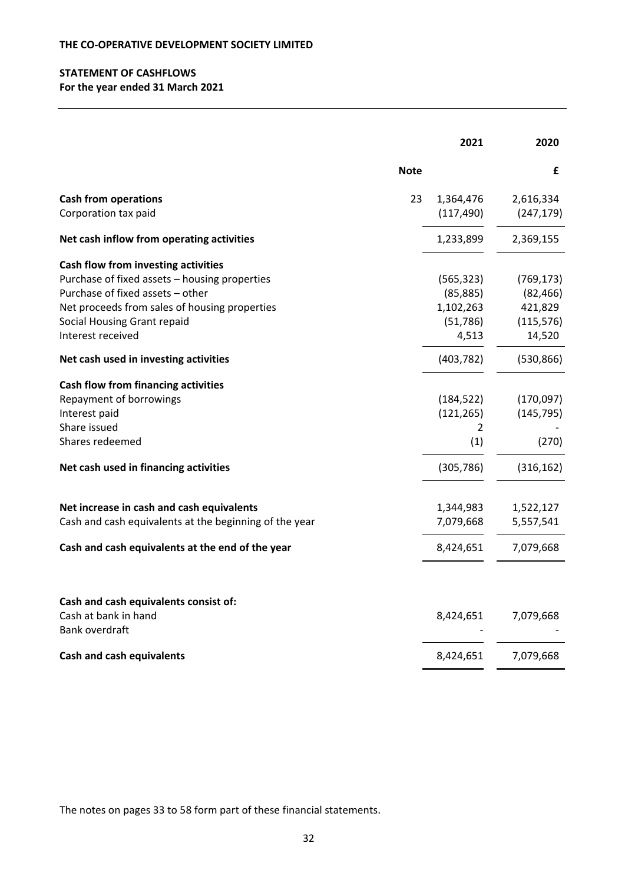**THE CO-OPERATIVE DEVELOPMENT SOCIETY LIMITED**

**STATEMENT OF CASHFLOWS**
**For the year ended 31 March 2021**

| | Note | 2021 | 2020 |
|---|---|---|---|
| | | | £ |
| **Cash from operations** | 23 | 1,364,476 | 2,616,334 |
| Corporation tax paid | | (117,490) | (247,179) |
| **Net cash inflow from operating activities** | | 1,233,899 | 2,369,155 |
| **Cash flow from investing activities** | | | |
| Purchase of fixed assets – housing properties | | (565,323) | (769,173) |
| Purchase of fixed assets – other | | (85,885) | (82,466) |
| Net proceeds from sales of housing properties | | 1,102,263 | 421,829 |
| Social Housing Grant repaid | | (51,786) | (115,576) |
| Interest received | | 4,513 | 14,520 |
| **Net cash used in investing activities** | | (403,782) | (530,866) |
| **Cash flow from financing activities** | | | |
| Repayment of borrowings | | (184,522) | (170,097) |
| Interest paid | | (121,265) | (145,795) |
| Share issued | | 2 | - |
| Shares redeemed | | (1) | (270) |
| **Net cash used in financing activities** | | (305,786) | (316,162) |
| **Net increase in cash and cash equivalents** | | 1,344,983 | 1,522,127 |
| Cash and cash equivalents at the beginning of the year | | 7,079,668 | 5,557,541 |
| **Cash and cash equivalents at the end of the year** | | 8,424,651 | 7,079,668 |

| | 2021 | 2020 |
|---|---|---|
| **Cash and cash equivalents consist of:** | | |
| Cash at bank in hand | 8,424,651 | 7,079,668 |
| Bank overdraft | - | - |
| **Cash and cash equivalents** | 8,424,651 | 7,079,668 |

The notes on pages 33 to 58 form part of these financial statements.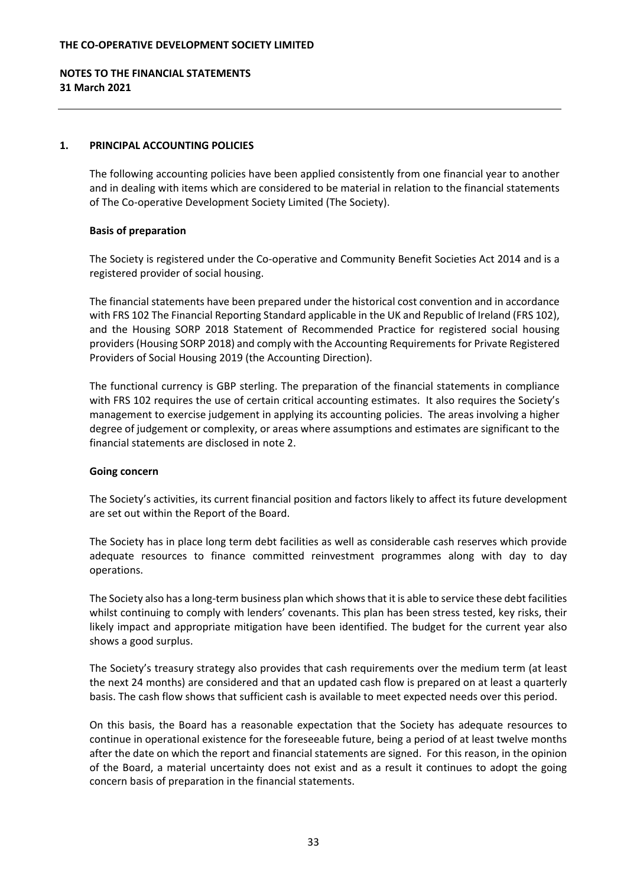## 1. PRINCIPAL ACCOUNTING POLICIES

The following accounting policies have been applied consistently from one financial year to another and in dealing with items which are considered to be material in relation to the financial statements of The Co-operative Development Society Limited (The Society).

### Basis of preparation

The Society is registered under the Co-operative and Community Benefit Societies Act 2014 and is a registered provider of social housing.

The financial statements have been prepared under the historical cost convention and in accordance with FRS 102 The Financial Reporting Standard applicable in the UK and Republic of Ireland (FRS 102), and the Housing SORP 2018 Statement of Recommended Practice for registered social housing providers (Housing SORP 2018) and comply with the Accounting Requirements for Private Registered Providers of Social Housing 2019 (the Accounting Direction).

The functional currency is GBP sterling. The preparation of the financial statements in compliance with FRS 102 requires the use of certain critical accounting estimates. It also requires the Society's management to exercise judgement in applying its accounting policies. The areas involving a higher degree of judgement or complexity, or areas where assumptions and estimates are significant to the financial statements are disclosed in note 2.

### Going concern

The Society's activities, its current financial position and factors likely to affect its future development are set out within the Report of the Board.

The Society has in place long term debt facilities as well as considerable cash reserves which provide adequate resources to finance committed reinvestment programmes along with day to day operations.

The Society also has a long-term business plan which shows that it is able to service these debt facilities whilst continuing to comply with lenders' covenants. This plan has been stress tested, key risks, their likely impact and appropriate mitigation have been identified. The budget for the current year also shows a good surplus.

The Society's treasury strategy also provides that cash requirements over the medium term (at least the next 24 months) are considered and that an updated cash flow is prepared on at least a quarterly basis. The cash flow shows that sufficient cash is available to meet expected needs over this period.

On this basis, the Board has a reasonable expectation that the Society has adequate resources to continue in operational existence for the foreseeable future, being a period of at least twelve months after the date on which the report and financial statements are signed. For this reason, in the opinion of the Board, a material uncertainty does not exist and as a result it continues to adopt the going concern basis of preparation in the financial statements.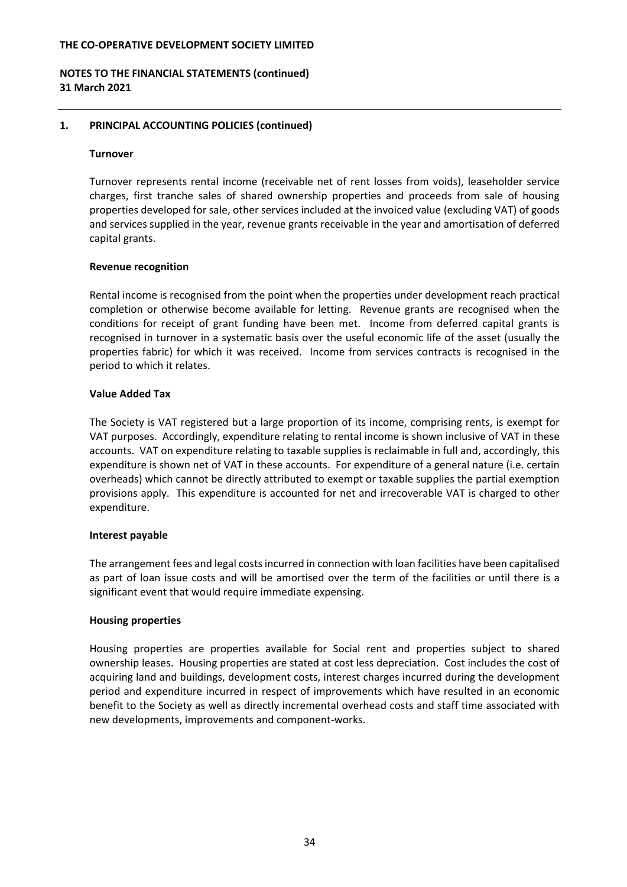## 1. PRINCIPAL ACCOUNTING POLICIES (continued)

### Turnover

Turnover represents rental income (receivable net of rent losses from voids), leaseholder service charges, first tranche sales of shared ownership properties and proceeds from sale of housing properties developed for sale, other services included at the invoiced value (excluding VAT) of goods and services supplied in the year, revenue grants receivable in the year and amortisation of deferred capital grants.

### Revenue recognition

Rental income is recognised from the point when the properties under development reach practical completion or otherwise become available for letting. Revenue grants are recognised when the conditions for receipt of grant funding have been met. Income from deferred capital grants is recognised in turnover in a systematic basis over the useful economic life of the asset (usually the properties fabric) for which it was received. Income from services contracts is recognised in the period to which it relates.

### Value Added Tax

The Society is VAT registered but a large proportion of its income, comprising rents, is exempt for VAT purposes. Accordingly, expenditure relating to rental income is shown inclusive of VAT in these accounts. VAT on expenditure relating to taxable supplies is reclaimable in full and, accordingly, this expenditure is shown net of VAT in these accounts. For expenditure of a general nature (i.e. certain overheads) which cannot be directly attributed to exempt or taxable supplies the partial exemption provisions apply. This expenditure is accounted for net and irrecoverable VAT is charged to other expenditure.

### Interest payable

The arrangement fees and legal costs incurred in connection with loan facilities have been capitalised as part of loan issue costs and will be amortised over the term of the facilities or until there is a significant event that would require immediate expensing.

### Housing properties

Housing properties are properties available for Social rent and properties subject to shared ownership leases. Housing properties are stated at cost less depreciation. Cost includes the cost of acquiring land and buildings, development costs, interest charges incurred during the development period and expenditure incurred in respect of improvements which have resulted in an economic benefit to the Society as well as directly incremental overhead costs and staff time associated with new developments, improvements and component-works.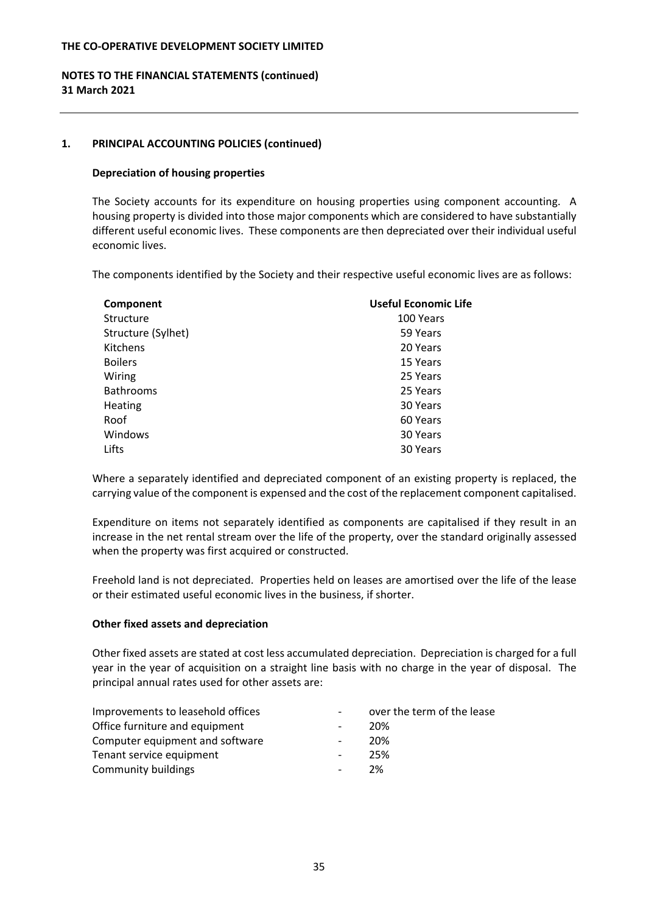THE CO-OPERATIVE DEVELOPMENT SOCIETY LIMITED

**NOTES TO THE FINANCIAL STATEMENTS (continued)**
**31 March 2021**

## 1. PRINCIPAL ACCOUNTING POLICIES (continued)

### Depreciation of housing properties

The Society accounts for its expenditure on housing properties using component accounting. A housing property is divided into those major components which are considered to have substantially different useful economic lives. These components are then depreciated over their individual useful economic lives.

The components identified by the Society and their respective useful economic lives are as follows:

| Component | Useful Economic Life |
|---|---|
| Structure | 100 Years |
| Structure (Sylhet) | 59 Years |
| Kitchens | 20 Years |
| Boilers | 15 Years |
| Wiring | 25 Years |
| Bathrooms | 25 Years |
| Heating | 30 Years |
| Roof | 60 Years |
| Windows | 30 Years |
| Lifts | 30 Years |

Where a separately identified and depreciated component of an existing property is replaced, the carrying value of the component is expensed and the cost of the replacement component capitalised.

Expenditure on items not separately identified as components are capitalised if they result in an increase in the net rental stream over the life of the property, over the standard originally assessed when the property was first acquired or constructed.

Freehold land is not depreciated. Properties held on leases are amortised over the life of the lease or their estimated useful economic lives in the business, if shorter.

### Other fixed assets and depreciation

Other fixed assets are stated at cost less accumulated depreciation. Depreciation is charged for a full year in the year of acquisition on a straight line basis with no charge in the year of disposal. The principal annual rates used for other assets are:

| | | |
|---|---|---|
| Improvements to leasehold offices | - | over the term of the lease |
| Office furniture and equipment | - | 20% |
| Computer equipment and software | - | 20% |
| Tenant service equipment | - | 25% |
| Community buildings | - | 2% |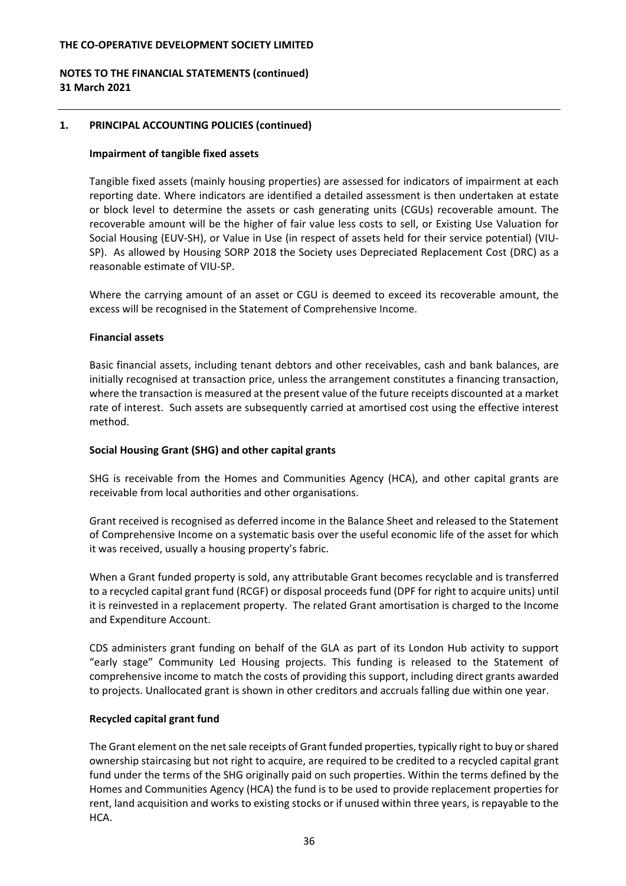## 1. PRINCIPAL ACCOUNTING POLICIES (continued)

### Impairment of tangible fixed assets

Tangible fixed assets (mainly housing properties) are assessed for indicators of impairment at each reporting date. Where indicators are identified a detailed assessment is then undertaken at estate or block level to determine the assets or cash generating units (CGUs) recoverable amount. The recoverable amount will be the higher of fair value less costs to sell, or Existing Use Valuation for Social Housing (EUV-SH), or Value in Use (in respect of assets held for their service potential) (VIU-SP). As allowed by Housing SORP 2018 the Society uses Depreciated Replacement Cost (DRC) as a reasonable estimate of VIU-SP.

Where the carrying amount of an asset or CGU is deemed to exceed its recoverable amount, the excess will be recognised in the Statement of Comprehensive Income.

### Financial assets

Basic financial assets, including tenant debtors and other receivables, cash and bank balances, are initially recognised at transaction price, unless the arrangement constitutes a financing transaction, where the transaction is measured at the present value of the future receipts discounted at a market rate of interest. Such assets are subsequently carried at amortised cost using the effective interest method.

### Social Housing Grant (SHG) and other capital grants

SHG is receivable from the Homes and Communities Agency (HCA), and other capital grants are receivable from local authorities and other organisations.

Grant received is recognised as deferred income in the Balance Sheet and released to the Statement of Comprehensive Income on a systematic basis over the useful economic life of the asset for which it was received, usually a housing property's fabric.

When a Grant funded property is sold, any attributable Grant becomes recyclable and is transferred to a recycled capital grant fund (RCGF) or disposal proceeds fund (DPF for right to acquire units) until it is reinvested in a replacement property. The related Grant amortisation is charged to the Income and Expenditure Account.

CDS administers grant funding on behalf of the GLA as part of its London Hub activity to support "early stage" Community Led Housing projects. This funding is released to the Statement of comprehensive income to match the costs of providing this support, including direct grants awarded to projects. Unallocated grant is shown in other creditors and accruals falling due within one year.

### Recycled capital grant fund

The Grant element on the net sale receipts of Grant funded properties, typically right to buy or shared ownership staircasing but not right to acquire, are required to be credited to a recycled capital grant fund under the terms of the SHG originally paid on such properties. Within the terms defined by the Homes and Communities Agency (HCA) the fund is to be used to provide replacement properties for rent, land acquisition and works to existing stocks or if unused within three years, is repayable to the HCA.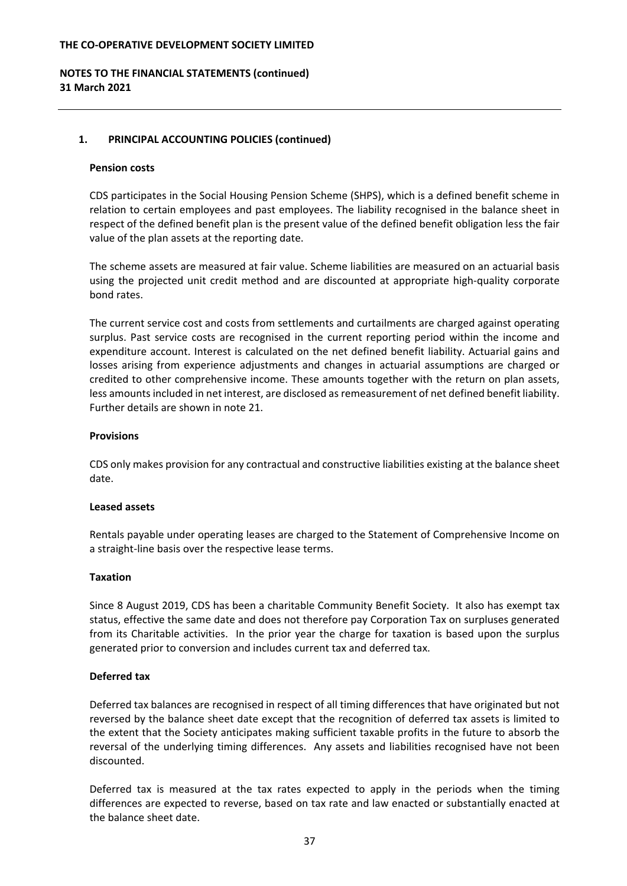## 1. PRINCIPAL ACCOUNTING POLICIES (continued)

### Pension costs

CDS participates in the Social Housing Pension Scheme (SHPS), which is a defined benefit scheme in relation to certain employees and past employees. The liability recognised in the balance sheet in respect of the defined benefit plan is the present value of the defined benefit obligation less the fair value of the plan assets at the reporting date.

The scheme assets are measured at fair value. Scheme liabilities are measured on an actuarial basis using the projected unit credit method and are discounted at appropriate high-quality corporate bond rates.

The current service cost and costs from settlements and curtailments are charged against operating surplus. Past service costs are recognised in the current reporting period within the income and expenditure account. Interest is calculated on the net defined benefit liability. Actuarial gains and losses arising from experience adjustments and changes in actuarial assumptions are charged or credited to other comprehensive income. These amounts together with the return on plan assets, less amounts included in net interest, are disclosed as remeasurement of net defined benefit liability. Further details are shown in note 21.

### Provisions

CDS only makes provision for any contractual and constructive liabilities existing at the balance sheet date.

### Leased assets

Rentals payable under operating leases are charged to the Statement of Comprehensive Income on a straight-line basis over the respective lease terms.

### Taxation

Since 8 August 2019, CDS has been a charitable Community Benefit Society. It also has exempt tax status, effective the same date and does not therefore pay Corporation Tax on surpluses generated from its Charitable activities. In the prior year the charge for taxation is based upon the surplus generated prior to conversion and includes current tax and deferred tax.

### Deferred tax

Deferred tax balances are recognised in respect of all timing differences that have originated but not reversed by the balance sheet date except that the recognition of deferred tax assets is limited to the extent that the Society anticipates making sufficient taxable profits in the future to absorb the reversal of the underlying timing differences. Any assets and liabilities recognised have not been discounted.

Deferred tax is measured at the tax rates expected to apply in the periods when the timing differences are expected to reverse, based on tax rate and law enacted or substantially enacted at the balance sheet date.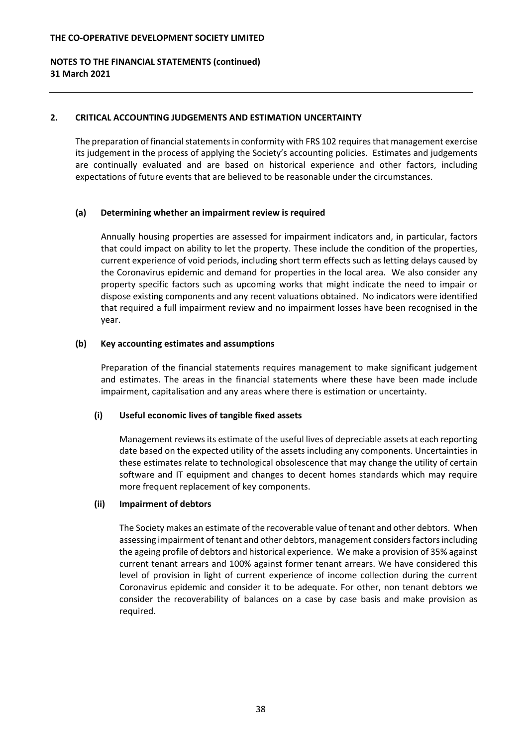## 2. CRITICAL ACCOUNTING JUDGEMENTS AND ESTIMATION UNCERTAINTY

The preparation of financial statements in conformity with FRS 102 requires that management exercise its judgement in the process of applying the Society's accounting policies. Estimates and judgements are continually evaluated and are based on historical experience and other factors, including expectations of future events that are believed to be reasonable under the circumstances.

### (a) Determining whether an impairment review is required

Annually housing properties are assessed for impairment indicators and, in particular, factors that could impact on ability to let the property. These include the condition of the properties, current experience of void periods, including short term effects such as letting delays caused by the Coronavirus epidemic and demand for properties in the local area. We also consider any property specific factors such as upcoming works that might indicate the need to impair or dispose existing components and any recent valuations obtained. No indicators were identified that required a full impairment review and no impairment losses have been recognised in the year.

### (b) Key accounting estimates and assumptions

Preparation of the financial statements requires management to make significant judgement and estimates. The areas in the financial statements where these have been made include impairment, capitalisation and any areas where there is estimation or uncertainty.

#### (i) Useful economic lives of tangible fixed assets

Management reviews its estimate of the useful lives of depreciable assets at each reporting date based on the expected utility of the assets including any components. Uncertainties in these estimates relate to technological obsolescence that may change the utility of certain software and IT equipment and changes to decent homes standards which may require more frequent replacement of key components.

#### (ii) Impairment of debtors

The Society makes an estimate of the recoverable value of tenant and other debtors. When assessing impairment of tenant and other debtors, management considers factors including the ageing profile of debtors and historical experience. We make a provision of 35% against current tenant arrears and 100% against former tenant arrears. We have considered this level of provision in light of current experience of income collection during the current Coronavirus epidemic and consider it to be adequate. For other, non tenant debtors we consider the recoverability of balances on a case by case basis and make provision as required.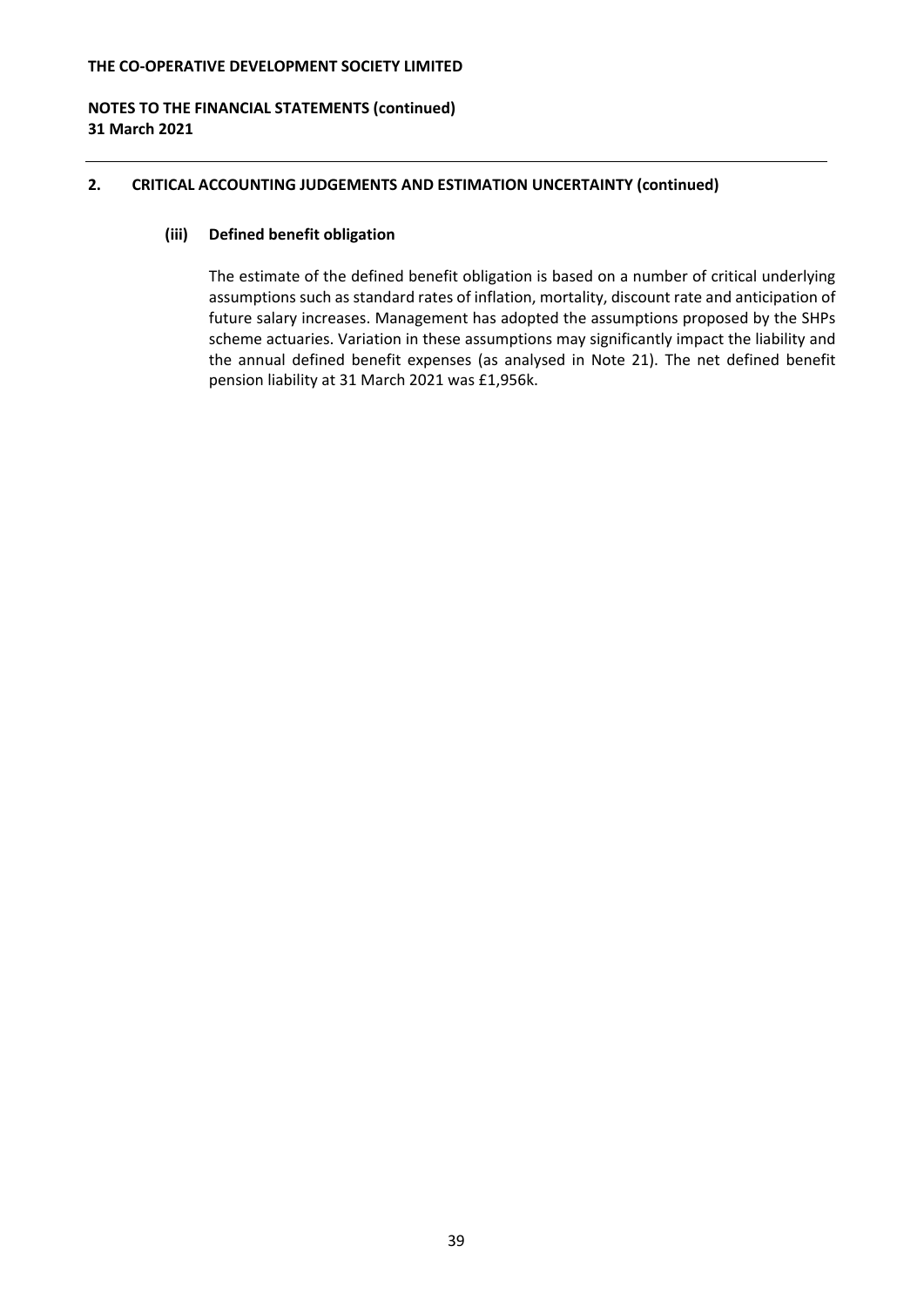## 2. CRITICAL ACCOUNTING JUDGEMENTS AND ESTIMATION UNCERTAINTY (continued)

### (iii) Defined benefit obligation

The estimate of the defined benefit obligation is based on a number of critical underlying assumptions such as standard rates of inflation, mortality, discount rate and anticipation of future salary increases. Management has adopted the assumptions proposed by the SHPs scheme actuaries. Variation in these assumptions may significantly impact the liability and the annual defined benefit expenses (as analysed in Note 21). The net defined benefit pension liability at 31 March 2021 was £1,956k.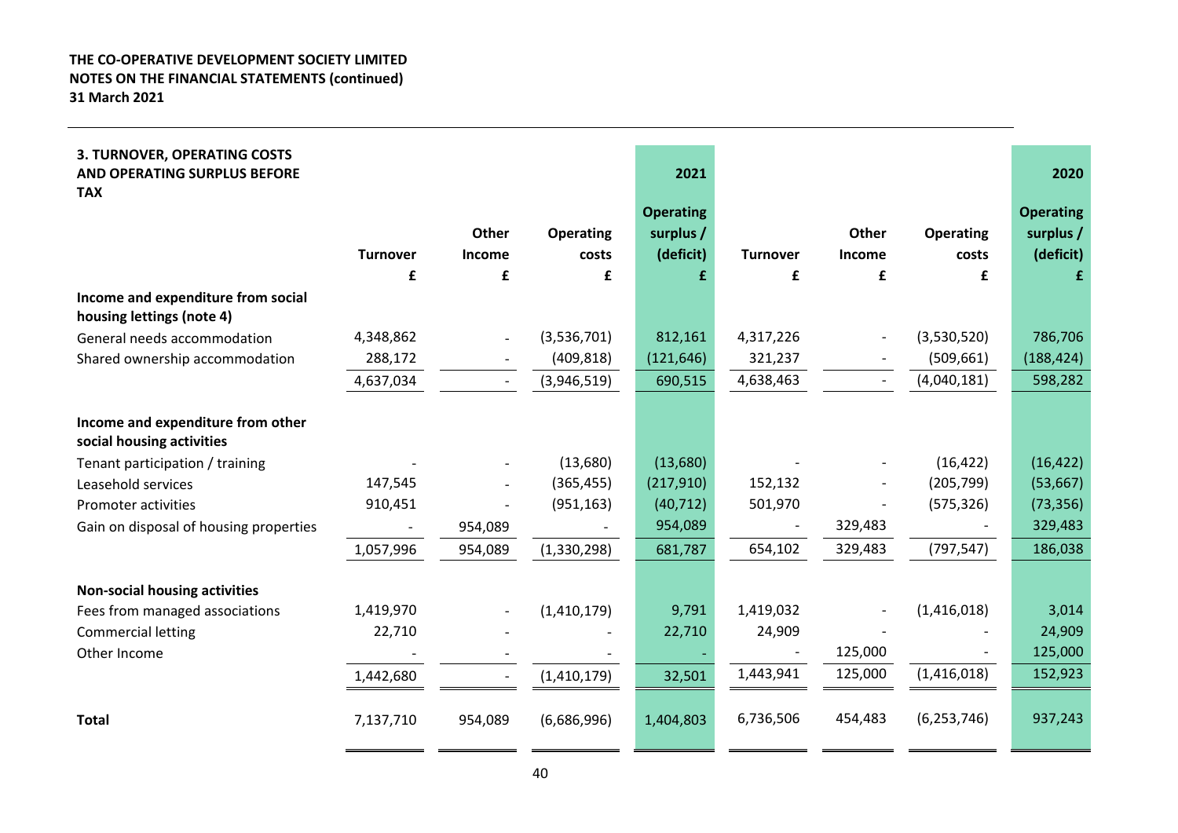**THE CO-OPERATIVE DEVELOPMENT SOCIETY LIMITED**
**NOTES ON THE FINANCIAL STATEMENTS (continued)**
**31 March 2021**

### 3. TURNOVER, OPERATING COSTS AND OPERATING SURPLUS BEFORE TAX

| | Turnover | Other Income | Operating costs | 2021 Operating surplus / (deficit) | Turnover | Other Income | Operating costs | 2020 Operating surplus / (deficit) |
|---|---|---|---|---|---|---|---|---|
| | £ | £ | £ | £ | £ | £ | £ | £ |
| **Income and expenditure from social housing lettings (note 4)** | | | | | | | | |
| General needs accommodation | 4,348,862 | - | (3,536,701) | 812,161 | 4,317,226 | - | (3,530,520) | 786,706 |
| Shared ownership accommodation | 288,172 | - | (409,818) | (121,646) | 321,237 | - | (509,661) | (188,424) |
| | 4,637,034 | - | (3,946,519) | 690,515 | 4,638,463 | - | (4,040,181) | 598,282 |
| **Income and expenditure from other social housing activities** | | | | | | | | |
| Tenant participation / training | - | - | (13,680) | (13,680) | - | - | (16,422) | (16,422) |
| Leasehold services | 147,545 | - | (365,455) | (217,910) | 152,132 | - | (205,799) | (53,667) |
| Promoter activities | 910,451 | - | (951,163) | (40,712) | 501,970 | - | (575,326) | (73,356) |
| Gain on disposal of housing properties | - | 954,089 | - | 954,089 | - | 329,483 | - | 329,483 |
| | 1,057,996 | 954,089 | (1,330,298) | 681,787 | 654,102 | 329,483 | (797,547) | 186,038 |
| **Non-social housing activities** | | | | | | | | |
| Fees from managed associations | 1,419,970 | - | (1,410,179) | 9,791 | 1,419,032 | - | (1,416,018) | 3,014 |
| Commercial letting | 22,710 | - | - | 22,710 | 24,909 | - | - | 24,909 |
| Other Income | - | - | - | - | - | 125,000 | - | 125,000 |
| | 1,442,680 | - | (1,410,179) | 32,501 | 1,443,941 | 125,000 | (1,416,018) | 152,923 |
| **Total** | 7,137,710 | 954,089 | (6,686,996) | 1,404,803 | 6,736,506 | 454,483 | (6,253,746) | 937,243 |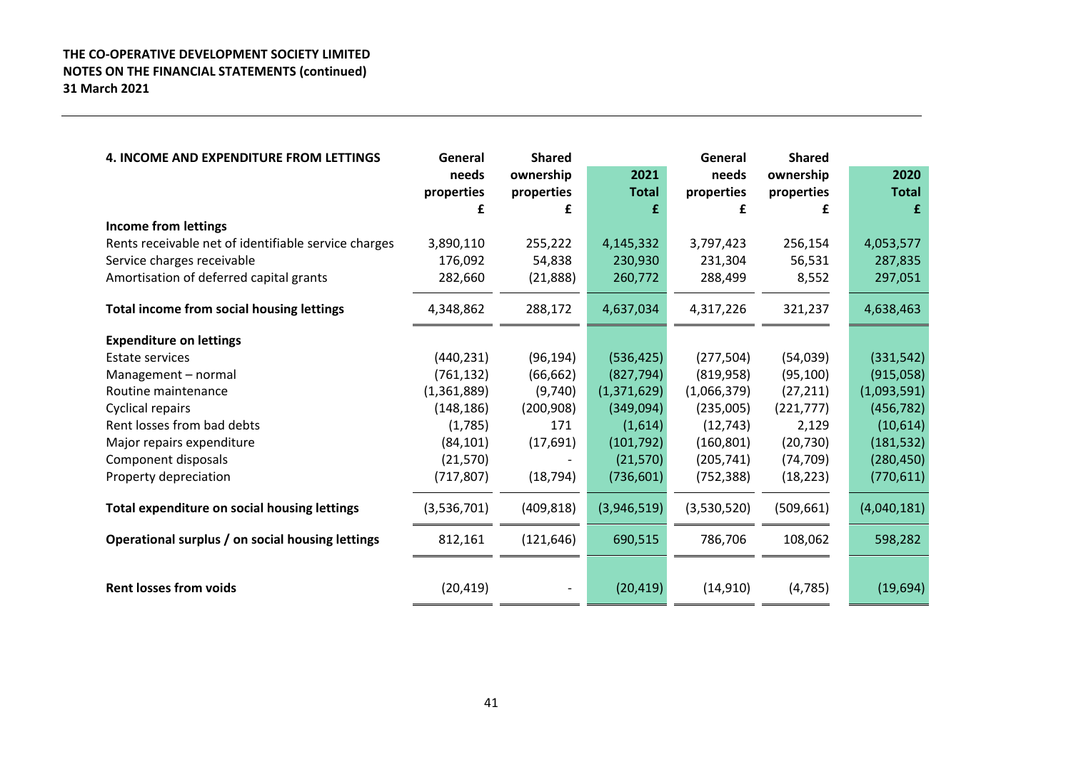**THE CO-OPERATIVE DEVELOPMENT SOCIETY LIMITED**
**NOTES ON THE FINANCIAL STATEMENTS (continued)**
**31 March 2021**

| 4. INCOME AND EXPENDITURE FROM LETTINGS | General needs properties £ | Shared ownership properties £ | 2021 Total £ | General needs properties £ | Shared ownership properties £ | 2020 Total £ |
|---|---|---|---|---|---|---|
| **Income from lettings** | | | | | | |
| Rents receivable net of identifiable service charges | 3,890,110 | 255,222 | 4,145,332 | 3,797,423 | 256,154 | 4,053,577 |
| Service charges receivable | 176,092 | 54,838 | 230,930 | 231,304 | 56,531 | 287,835 |
| Amortisation of deferred capital grants | 282,660 | (21,888) | 260,772 | 288,499 | 8,552 | 297,051 |
| **Total income from social housing lettings** | 4,348,862 | 288,172 | 4,637,034 | 4,317,226 | 321,237 | 4,638,463 |
| **Expenditure on lettings** | | | | | | |
| Estate services | (440,231) | (96,194) | (536,425) | (277,504) | (54,039) | (331,542) |
| Management – normal | (761,132) | (66,662) | (827,794) | (819,958) | (95,100) | (915,058) |
| Routine maintenance | (1,361,889) | (9,740) | (1,371,629) | (1,066,379) | (27,211) | (1,093,591) |
| Cyclical repairs | (148,186) | (200,908) | (349,094) | (235,005) | (221,777) | (456,782) |
| Rent losses from bad debts | (1,785) | 171 | (1,614) | (12,743) | 2,129 | (10,614) |
| Major repairs expenditure | (84,101) | (17,691) | (101,792) | (160,801) | (20,730) | (181,532) |
| Component disposals | (21,570) | - | (21,570) | (205,741) | (74,709) | (280,450) |
| Property depreciation | (717,807) | (18,794) | (736,601) | (752,388) | (18,223) | (770,611) |
| **Total expenditure on social housing lettings** | (3,536,701) | (409,818) | (3,946,519) | (3,530,520) | (509,661) | (4,040,181) |
| **Operational surplus / on social housing lettings** | 812,161 | (121,646) | 690,515 | 786,706 | 108,062 | 598,282 |
| **Rent losses from voids** | (20,419) | - | (20,419) | (14,910) | (4,785) | (19,694) |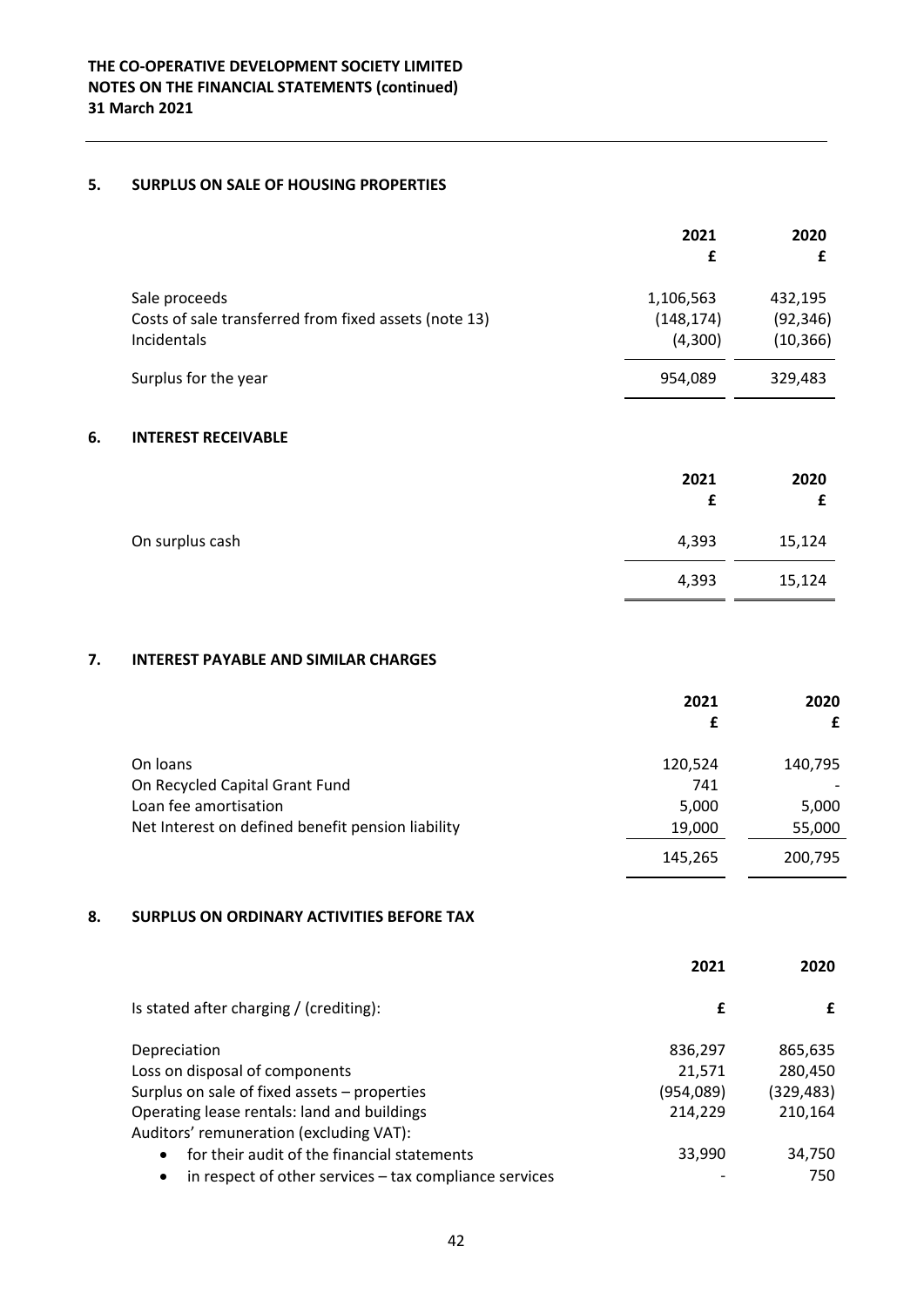## 5. SURPLUS ON SALE OF HOUSING PROPERTIES

| | 2021 £ | 2020 £ |
|---|---|---|
| Sale proceeds | 1,106,563 | 432,195 |
| Costs of sale transferred from fixed assets (note 13) | (148,174) | (92,346) |
| Incidentals | (4,300) | (10,366) |
| Surplus for the year | 954,089 | 329,483 |

## 6. INTEREST RECEIVABLE

| | 2021 £ | 2020 £ |
|---|---|---|
| On surplus cash | 4,393 | 15,124 |
| | 4,393 | 15,124 |

## 7. INTEREST PAYABLE AND SIMILAR CHARGES

| | 2021 £ | 2020 £ |
|---|---|---|
| On loans | 120,524 | 140,795 |
| On Recycled Capital Grant Fund | 741 | - |
| Loan fee amortisation | 5,000 | 5,000 |
| Net Interest on defined benefit pension liability | 19,000 | 55,000 |
| | 145,265 | 200,795 |

## 8. SURPLUS ON ORDINARY ACTIVITIES BEFORE TAX

| | 2021 | 2020 |
|---|---|---|
| Is stated after charging / (crediting): | £ | £ |
| Depreciation | 836,297 | 865,635 |
| Loss on disposal of components | 21,571 | 280,450 |
| Surplus on sale of fixed assets – properties | (954,089) | (329,483) |
| Operating lease rentals: land and buildings | 214,229 | 210,164 |
| Auditors' remuneration (excluding VAT): | | |
| • for their audit of the financial statements | 33,990 | 34,750 |
| • in respect of other services – tax compliance services | - | 750 |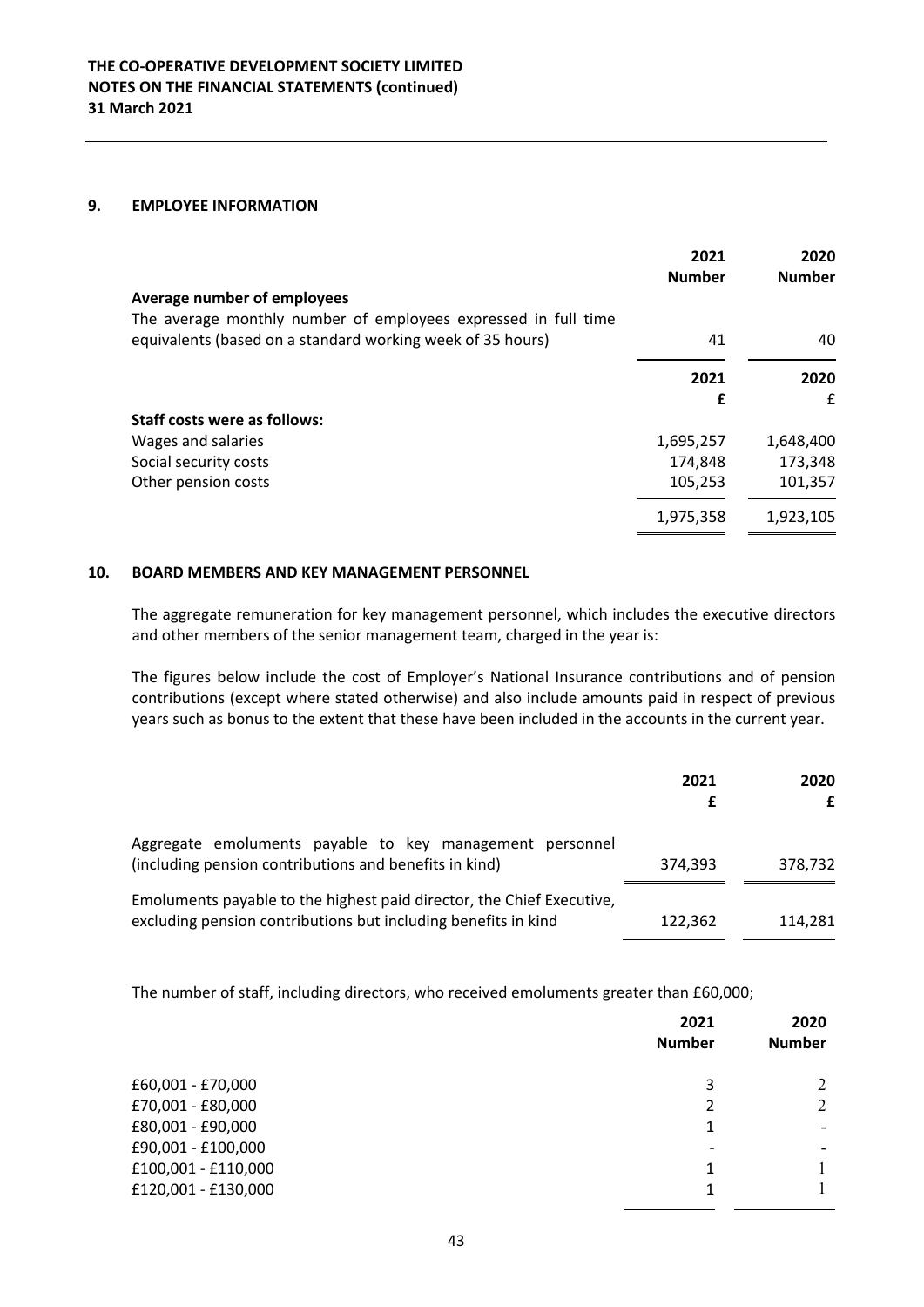**THE CO-OPERATIVE DEVELOPMENT SOCIETY LIMITED**
**NOTES ON THE FINANCIAL STATEMENTS (continued)**
**31 March 2021**

## 9. EMPLOYEE INFORMATION

| | 2021 Number | 2020 Number |
|---|---|---|
| **Average number of employees** | | |
| The average monthly number of employees expressed in full time equivalents (based on a standard working week of 35 hours) | 41 | 40 |

| | 2021 £ | 2020 £ |
|---|---|---|
| **Staff costs were as follows:** | | |
| Wages and salaries | 1,695,257 | 1,648,400 |
| Social security costs | 174,848 | 173,348 |
| Other pension costs | 105,253 | 101,357 |
| | 1,975,358 | 1,923,105 |

## 10. BOARD MEMBERS AND KEY MANAGEMENT PERSONNEL

The aggregate remuneration for key management personnel, which includes the executive directors and other members of the senior management team, charged in the year is:

The figures below include the cost of Employer's National Insurance contributions and of pension contributions (except where stated otherwise) and also include amounts paid in respect of previous years such as bonus to the extent that these have been included in the accounts in the current year.

| | 2021 £ | 2020 £ |
|---|---|---|
| Aggregate emoluments payable to key management personnel (including pension contributions and benefits in kind) | 374,393 | 378,732 |
| Emoluments payable to the highest paid director, the Chief Executive, excluding pension contributions but including benefits in kind | 122,362 | 114,281 |

The number of staff, including directors, who received emoluments greater than £60,000;

| | 2021 Number | 2020 Number |
|---|---|---|
| £60,001 - £70,000 | 3 | 2 |
| £70,001 - £80,000 | 2 | 2 |
| £80,001 - £90,000 | 1 | - |
| £90,001 - £100,000 | - | - |
| £100,001 - £110,000 | 1 | 1 |
| £120,001 - £130,000 | 1 | 1 |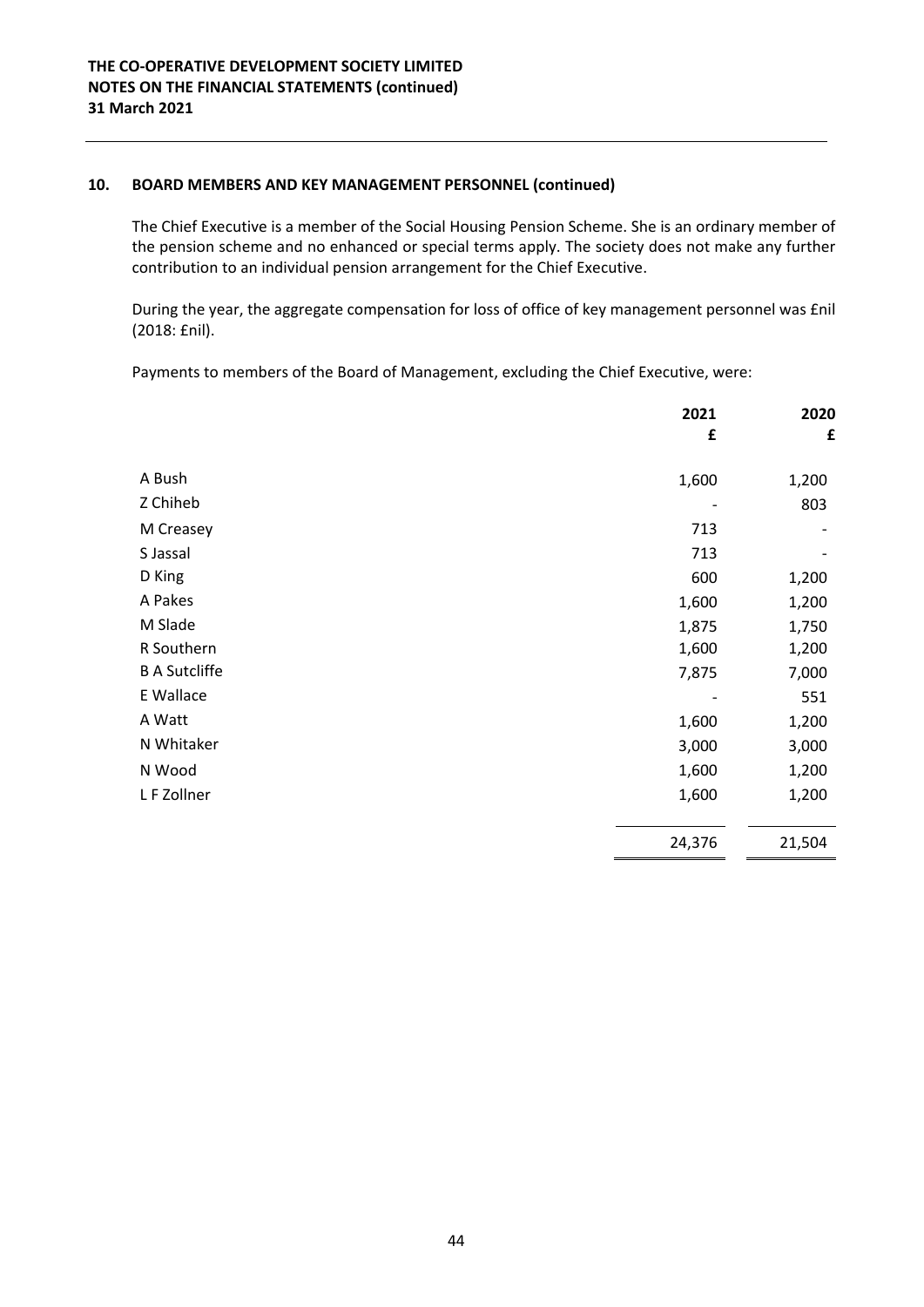## 10. BOARD MEMBERS AND KEY MANAGEMENT PERSONNEL (continued)

The Chief Executive is a member of the Social Housing Pension Scheme. She is an ordinary member of the pension scheme and no enhanced or special terms apply. The society does not make any further contribution to an individual pension arrangement for the Chief Executive.

During the year, the aggregate compensation for loss of office of key management personnel was £nil (2018: £nil).

Payments to members of the Board of Management, excluding the Chief Executive, were:

| | 2021 | 2020 |
|---|---|---|
| | £ | £ |
| A Bush | 1,600 | 1,200 |
| Z Chiheb | - | 803 |
| M Creasey | 713 | - |
| S Jassal | 713 | - |
| D King | 600 | 1,200 |
| A Pakes | 1,600 | 1,200 |
| M Slade | 1,875 | 1,750 |
| R Southern | 1,600 | 1,200 |
| B A Sutcliffe | 7,875 | 7,000 |
| E Wallace | - | 551 |
| A Watt | 1,600 | 1,200 |
| N Whitaker | 3,000 | 3,000 |
| N Wood | 1,600 | 1,200 |
| L F Zollner | 1,600 | 1,200 |
| | 24,376 | 21,504 |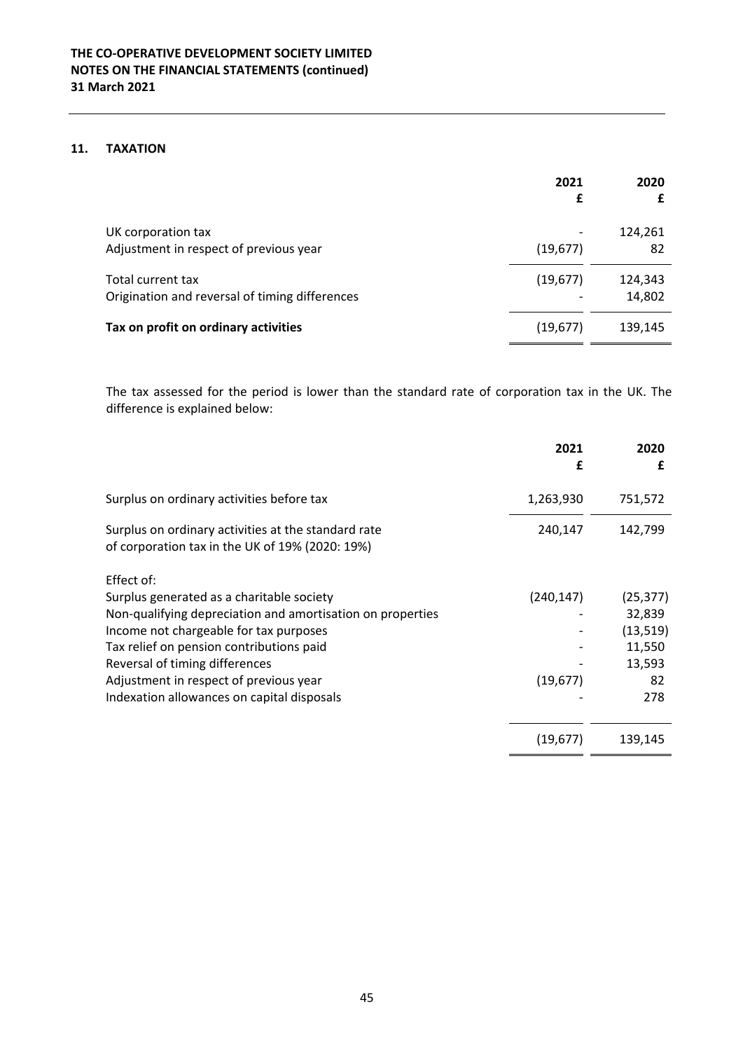## 11. TAXATION

| | 2021 £ | 2020 £ |
|---|---|---|
| UK corporation tax | - | 124,261 |
| Adjustment in respect of previous year | (19,677) | 82 |
| Total current tax | (19,677) | 124,343 |
| Origination and reversal of timing differences | - | 14,802 |
| **Tax on profit on ordinary activities** | (19,677) | 139,145 |

The tax assessed for the period is lower than the standard rate of corporation tax in the UK. The difference is explained below:

| | 2021 £ | 2020 £ |
|---|---|---|
| Surplus on ordinary activities before tax | 1,263,930 | 751,572 |
| Surplus on ordinary activities at the standard rate of corporation tax in the UK of 19% (2020: 19%) | 240,147 | 142,799 |
| Effect of: | | |
| Surplus generated as a charitable society | (240,147) | (25,377) |
| Non-qualifying depreciation and amortisation on properties | - | 32,839 |
| Income not chargeable for tax purposes | - | (13,519) |
| Tax relief on pension contributions paid | - | 11,550 |
| Reversal of timing differences | - | 13,593 |
| Adjustment in respect of previous year | (19,677) | 82 |
| Indexation allowances on capital disposals | - | 278 |
| | (19,677) | 139,145 |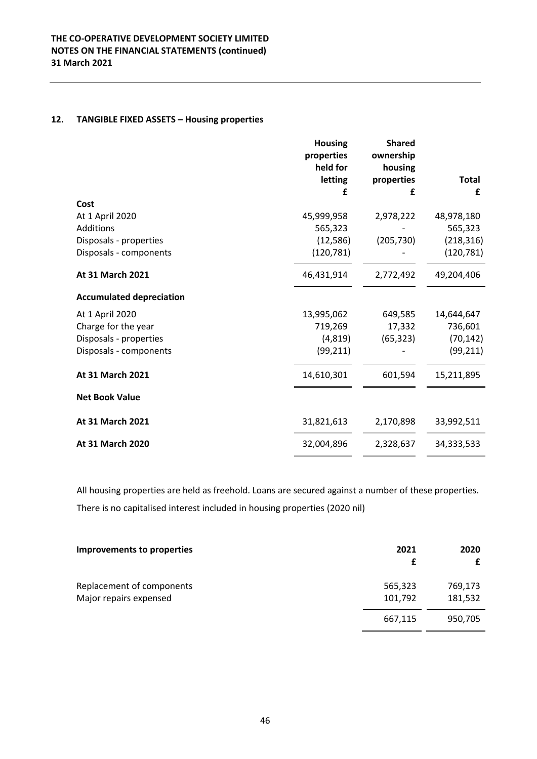## 12. TANGIBLE FIXED ASSETS – Housing properties

| | Housing properties held for letting £ | Shared ownership housing properties £ | Total £ |
|---|---|---|---|
| **Cost** | | | |
| At 1 April 2020 | 45,999,958 | 2,978,222 | 48,978,180 |
| Additions | 565,323 | - | 565,323 |
| Disposals - properties | (12,586) | (205,730) | (218,316) |
| Disposals - components | (120,781) | - | (120,781) |
| **At 31 March 2021** | 46,431,914 | 2,772,492 | 49,204,406 |
| **Accumulated depreciation** | | | |
| At 1 April 2020 | 13,995,062 | 649,585 | 14,644,647 |
| Charge for the year | 719,269 | 17,332 | 736,601 |
| Disposals - properties | (4,819) | (65,323) | (70,142) |
| Disposals - components | (99,211) | - | (99,211) |
| **At 31 March 2021** | 14,610,301 | 601,594 | 15,211,895 |
| **Net Book Value** | | | |
| **At 31 March 2021** | 31,821,613 | 2,170,898 | 33,992,511 |
| **At 31 March 2020** | 32,004,896 | 2,328,637 | 34,333,533 |

All housing properties are held as freehold. Loans are secured against a number of these properties.

There is no capitalised interest included in housing properties (2020 nil)

| **Improvements to properties** | 2021 £ | 2020 £ |
|---|---|---|
| Replacement of components | 565,323 | 769,173 |
| Major repairs expensed | 101,792 | 181,532 |
| | 667,115 | 950,705 |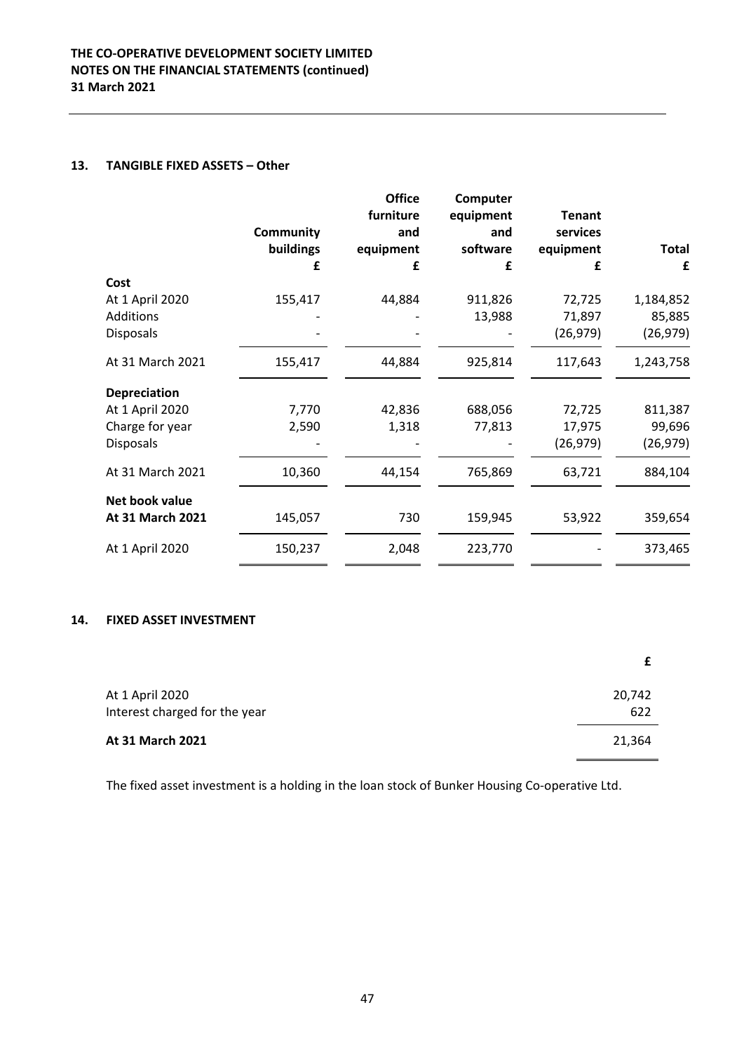**THE CO-OPERATIVE DEVELOPMENT SOCIETY LIMITED**
**NOTES ON THE FINANCIAL STATEMENTS (continued)**
**31 March 2021**

## 13. TANGIBLE FIXED ASSETS – Other

| | Community buildings | Office furniture and equipment | Computer equipment and software | Tenant services equipment | Total |
|---|---|---|---|---|---|
| | £ | £ | £ | £ | £ |
| **Cost** | | | | | |
| At 1 April 2020 | 155,417 | 44,884 | 911,826 | 72,725 | 1,184,852 |
| Additions | - | - | 13,988 | 71,897 | 85,885 |
| Disposals | - | - | - | (26,979) | (26,979) |
| At 31 March 2021 | 155,417 | 44,884 | 925,814 | 117,643 | 1,243,758 |
| **Depreciation** | | | | | |
| At 1 April 2020 | 7,770 | 42,836 | 688,056 | 72,725 | 811,387 |
| Charge for year | 2,590 | 1,318 | 77,813 | 17,975 | 99,696 |
| Disposals | - | - | - | (26,979) | (26,979) |
| At 31 March 2021 | 10,360 | 44,154 | 765,869 | 63,721 | 884,104 |
| **Net book value** | | | | | |
| **At 31 March 2021** | 145,057 | 730 | 159,945 | 53,922 | 359,654 |
| At 1 April 2020 | 150,237 | 2,048 | 223,770 | - | 373,465 |

## 14. FIXED ASSET INVESTMENT

| | £ |
|---|---|
| At 1 April 2020 | 20,742 |
| Interest charged for the year | 622 |
| **At 31 March 2021** | 21,364 |

The fixed asset investment is a holding in the loan stock of Bunker Housing Co-operative Ltd.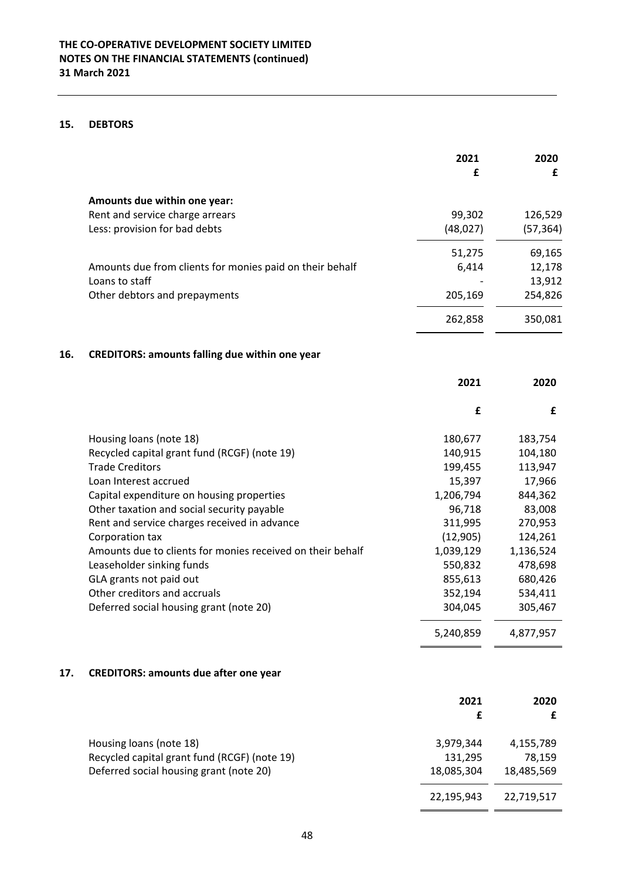## 15. DEBTORS

| | 2021 £ | 2020 £ |
|---|---|---|
| **Amounts due within one year:** | | |
| Rent and service charge arrears | 99,302 | 126,529 |
| Less: provision for bad debts | (48,027) | (57,364) |
| | 51,275 | 69,165 |
| Amounts due from clients for monies paid on their behalf | 6,414 | 12,178 |
| Loans to staff | - | 13,912 |
| Other debtors and prepayments | 205,169 | 254,826 |
| | 262,858 | 350,081 |

## 16. CREDITORS: amounts falling due within one year

| | 2021 £ | 2020 £ |
|---|---|---|
| Housing loans (note 18) | 180,677 | 183,754 |
| Recycled capital grant fund (RCGF) (note 19) | 140,915 | 104,180 |
| Trade Creditors | 199,455 | 113,947 |
| Loan Interest accrued | 15,397 | 17,966 |
| Capital expenditure on housing properties | 1,206,794 | 844,362 |
| Other taxation and social security payable | 96,718 | 83,008 |
| Rent and service charges received in advance | 311,995 | 270,953 |
| Corporation tax | (12,905) | 124,261 |
| Amounts due to clients for monies received on their behalf | 1,039,129 | 1,136,524 |
| Leaseholder sinking funds | 550,832 | 478,698 |
| GLA grants not paid out | 855,613 | 680,426 |
| Other creditors and accruals | 352,194 | 534,411 |
| Deferred social housing grant (note 20) | 304,045 | 305,467 |
| | 5,240,859 | 4,877,957 |

## 17. CREDITORS: amounts due after one year

| | 2021 £ | 2020 £ |
|---|---|---|
| Housing loans (note 18) | 3,979,344 | 4,155,789 |
| Recycled capital grant fund (RCGF) (note 19) | 131,295 | 78,159 |
| Deferred social housing grant (note 20) | 18,085,304 | 18,485,569 |
| | 22,195,943 | 22,719,517 |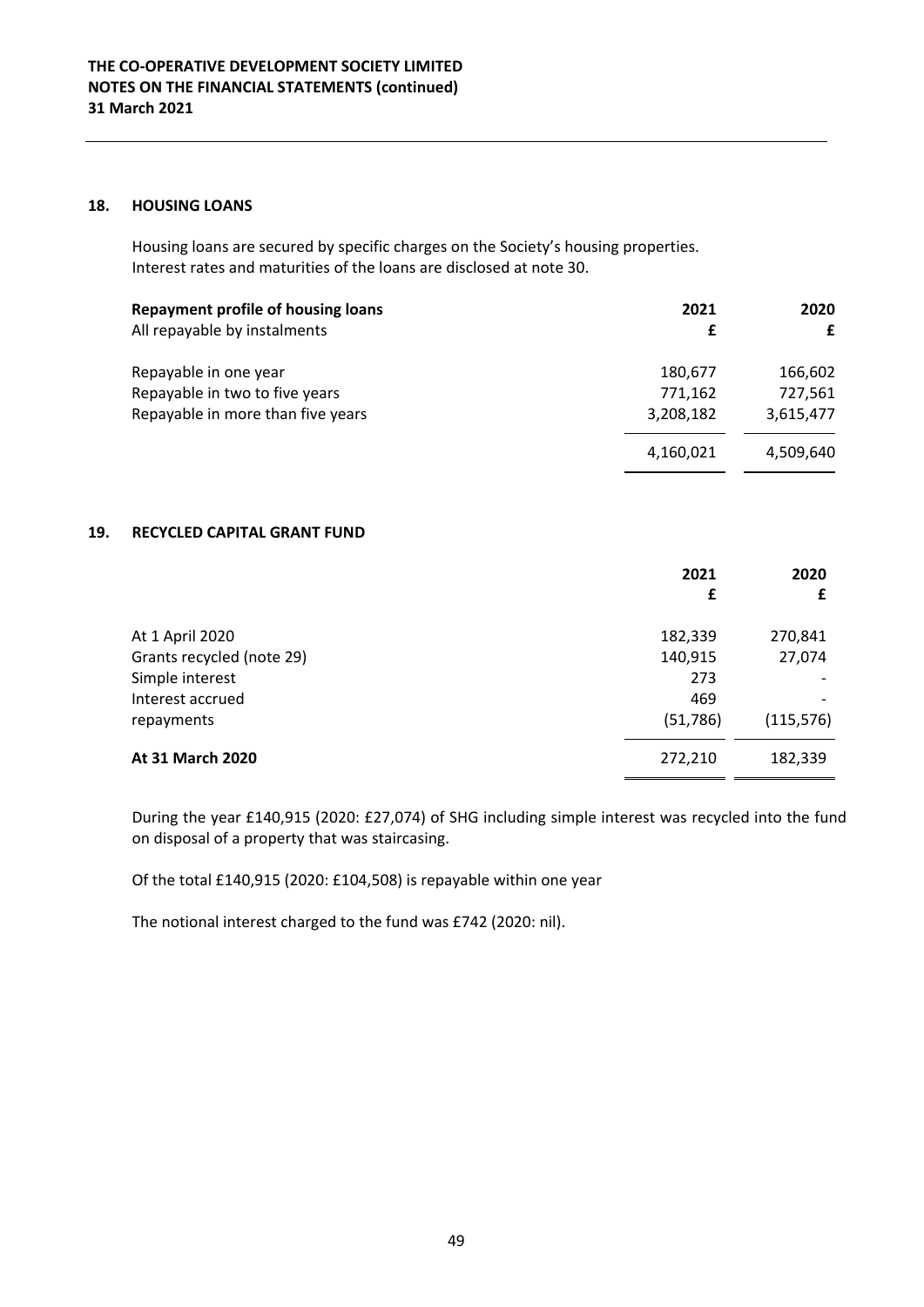## 18. HOUSING LOANS

Housing loans are secured by specific charges on the Society's housing properties.
Interest rates and maturities of the loans are disclosed at note 30.

| **Repayment profile of housing loans** | **2021** | **2020** |
|---|---|---|
| All repayable by instalments | **£** | **£** |
| Repayable in one year | 180,677 | 166,602 |
| Repayable in two to five years | 771,162 | 727,561 |
| Repayable in more than five years | 3,208,182 | 3,615,477 |
| | 4,160,021 | 4,509,640 |

## 19. RECYCLED CAPITAL GRANT FUND

| | **2021** | **2020** |
|---|---|---|
| | **£** | **£** |
| At 1 April 2020 | 182,339 | 270,841 |
| Grants recycled (note 29) | 140,915 | 27,074 |
| Simple interest | 273 | - |
| Interest accrued | 469 | - |
| repayments | (51,786) | (115,576) |
| **At 31 March 2020** | 272,210 | 182,339 |

During the year £140,915 (2020: £27,074) of SHG including simple interest was recycled into the fund on disposal of a property that was staircasing.

Of the total £140,915 (2020: £104,508) is repayable within one year

The notional interest charged to the fund was £742 (2020: nil).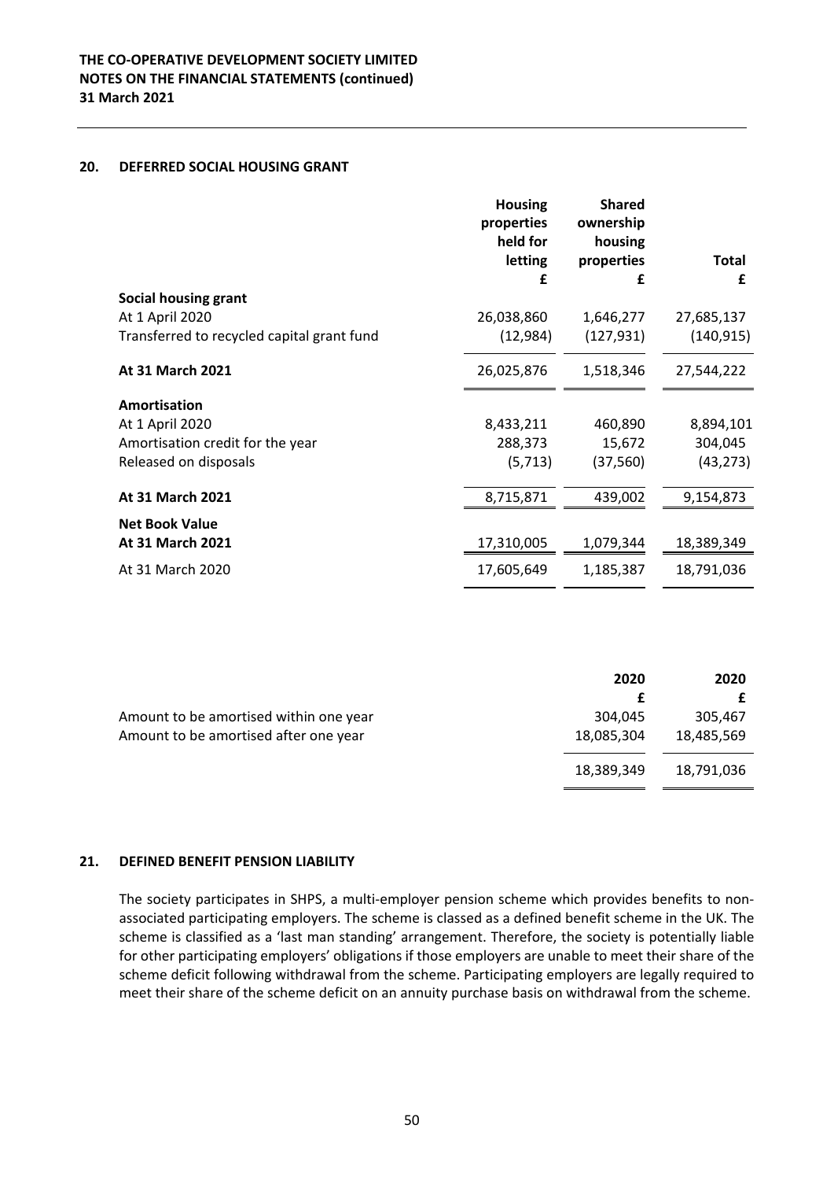## 20. DEFERRED SOCIAL HOUSING GRANT

| | Housing properties held for letting | Shared ownership housing properties | Total |
|---|---|---|---|
| | £ | £ | £ |
| **Social housing grant** | | | |
| At 1 April 2020 | 26,038,860 | 1,646,277 | 27,685,137 |
| Transferred to recycled capital grant fund | (12,984) | (127,931) | (140,915) |
| **At 31 March 2021** | 26,025,876 | 1,518,346 | 27,544,222 |
| **Amortisation** | | | |
| At 1 April 2020 | 8,433,211 | 460,890 | 8,894,101 |
| Amortisation credit for the year | 288,373 | 15,672 | 304,045 |
| Released on disposals | (5,713) | (37,560) | (43,273) |
| **At 31 March 2021** | 8,715,871 | 439,002 | 9,154,873 |
| **Net Book Value** | | | |
| **At 31 March 2021** | 17,310,005 | 1,079,344 | 18,389,349 |
| At 31 March 2020 | 17,605,649 | 1,185,387 | 18,791,036 |

| | 2020 | 2020 |
|---|---|---|
| | £ | £ |
| Amount to be amortised within one year | 304,045 | 305,467 |
| Amount to be amortised after one year | 18,085,304 | 18,485,569 |
| | 18,389,349 | 18,791,036 |

## 21. DEFINED BENEFIT PENSION LIABILITY

The society participates in SHPS, a multi-employer pension scheme which provides benefits to non-associated participating employers. The scheme is classed as a defined benefit scheme in the UK. The scheme is classified as a 'last man standing' arrangement. Therefore, the society is potentially liable for other participating employers' obligations if those employers are unable to meet their share of the scheme deficit following withdrawal from the scheme. Participating employers are legally required to meet their share of the scheme deficit on an annuity purchase basis on withdrawal from the scheme.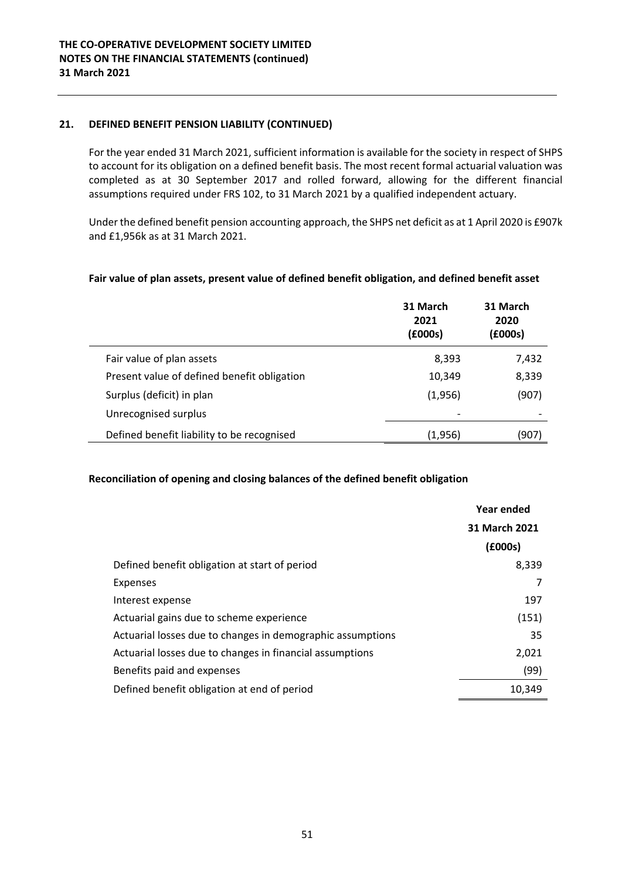## 21. DEFINED BENEFIT PENSION LIABILITY (CONTINUED)

For the year ended 31 March 2021, sufficient information is available for the society in respect of SHPS to account for its obligation on a defined benefit basis. The most recent formal actuarial valuation was completed as at 30 September 2017 and rolled forward, allowing for the different financial assumptions required under FRS 102, to 31 March 2021 by a qualified independent actuary.

Under the defined benefit pension accounting approach, the SHPS net deficit as at 1 April 2020 is £907k and £1,956k as at 31 March 2021.

### Fair value of plan assets, present value of defined benefit obligation, and defined benefit asset

| | 31 March 2021 (£000s) | 31 March 2020 (£000s) |
|---|---|---|
| Fair value of plan assets | 8,393 | 7,432 |
| Present value of defined benefit obligation | 10,349 | 8,339 |
| Surplus (deficit) in plan | (1,956) | (907) |
| Unrecognised surplus | - | - |
| Defined benefit liability to be recognised | (1,956) | (907) |

### Reconciliation of opening and closing balances of the defined benefit obligation

| | Year ended 31 March 2021 (£000s) |
|---|---|
| Defined benefit obligation at start of period | 8,339 |
| Expenses | 7 |
| Interest expense | 197 |
| Actuarial gains due to scheme experience | (151) |
| Actuarial losses due to changes in demographic assumptions | 35 |
| Actuarial losses due to changes in financial assumptions | 2,021 |
| Benefits paid and expenses | (99) |
| Defined benefit obligation at end of period | 10,349 |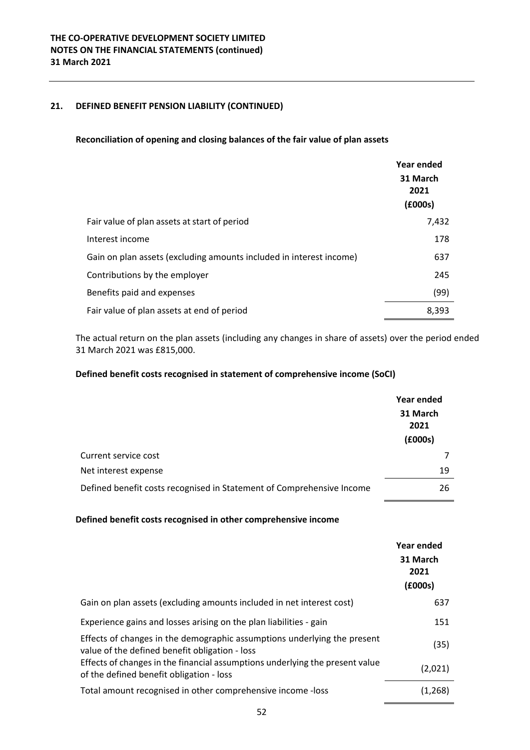**THE CO-OPERATIVE DEVELOPMENT SOCIETY LIMITED**
**NOTES ON THE FINANCIAL STATEMENTS (continued)**
**31 March 2021**

## 21. DEFINED BENEFIT PENSION LIABILITY (CONTINUED)

### Reconciliation of opening and closing balances of the fair value of plan assets

| | Year ended 31 March 2021 (£000s) |
|---|---|
| Fair value of plan assets at start of period | 7,432 |
| Interest income | 178 |
| Gain on plan assets (excluding amounts included in interest income) | 637 |
| Contributions by the employer | 245 |
| Benefits paid and expenses | (99) |
| Fair value of plan assets at end of period | 8,393 |

The actual return on the plan assets (including any changes in share of assets) over the period ended 31 March 2021 was £815,000.

### Defined benefit costs recognised in statement of comprehensive income (SoCI)

| | Year ended 31 March 2021 (£000s) |
|---|---|
| Current service cost | 7 |
| Net interest expense | 19 |
| Defined benefit costs recognised in Statement of Comprehensive Income | 26 |

### Defined benefit costs recognised in other comprehensive income

| | Year ended 31 March 2021 (£000s) |
|---|---|
| Gain on plan assets (excluding amounts included in net interest cost) | 637 |
| Experience gains and losses arising on the plan liabilities - gain | 151 |
| Effects of changes in the demographic assumptions underlying the present value of the defined benefit obligation - loss | (35) |
| Effects of changes in the financial assumptions underlying the present value of the defined benefit obligation - loss | (2,021) |
| Total amount recognised in other comprehensive income -loss | (1,268) |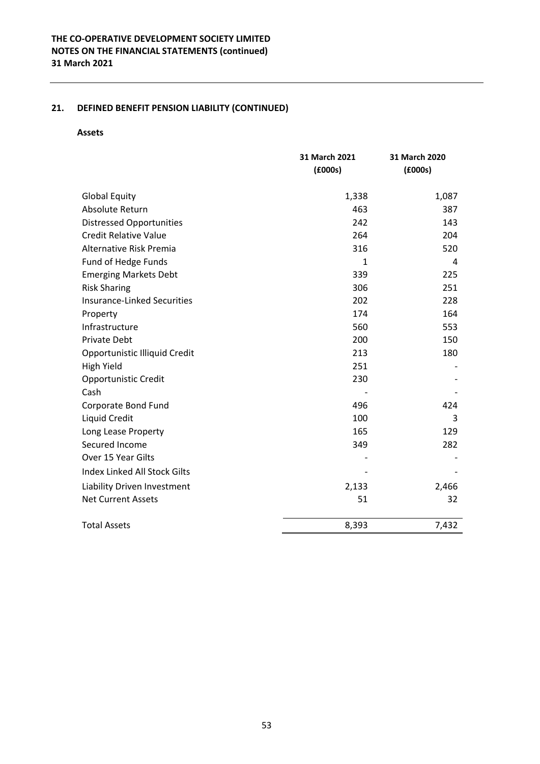**THE CO-OPERATIVE DEVELOPMENT SOCIETY LIMITED**
**NOTES ON THE FINANCIAL STATEMENTS (continued)**
**31 March 2021**

## 21. DEFINED BENEFIT PENSION LIABILITY (CONTINUED)

### Assets

| | 31 March 2021 (£000s) | 31 March 2020 (£000s) |
|---|---|---|
| Global Equity | 1,338 | 1,087 |
| Absolute Return | 463 | 387 |
| Distressed Opportunities | 242 | 143 |
| Credit Relative Value | 264 | 204 |
| Alternative Risk Premia | 316 | 520 |
| Fund of Hedge Funds | 1 | 4 |
| Emerging Markets Debt | 339 | 225 |
| Risk Sharing | 306 | 251 |
| Insurance-Linked Securities | 202 | 228 |
| Property | 174 | 164 |
| Infrastructure | 560 | 553 |
| Private Debt | 200 | 150 |
| Opportunistic Illiquid Credit | 213 | 180 |
| High Yield | 251 | - |
| Opportunistic Credit | 230 | - |
| Cash | - | - |
| Corporate Bond Fund | 496 | 424 |
| Liquid Credit | 100 | 3 |
| Long Lease Property | 165 | 129 |
| Secured Income | 349 | 282 |
| Over 15 Year Gilts | - | - |
| Index Linked All Stock Gilts | - | - |
| Liability Driven Investment | 2,133 | 2,466 |
| Net Current Assets | 51 | 32 |
| Total Assets | 8,393 | 7,432 |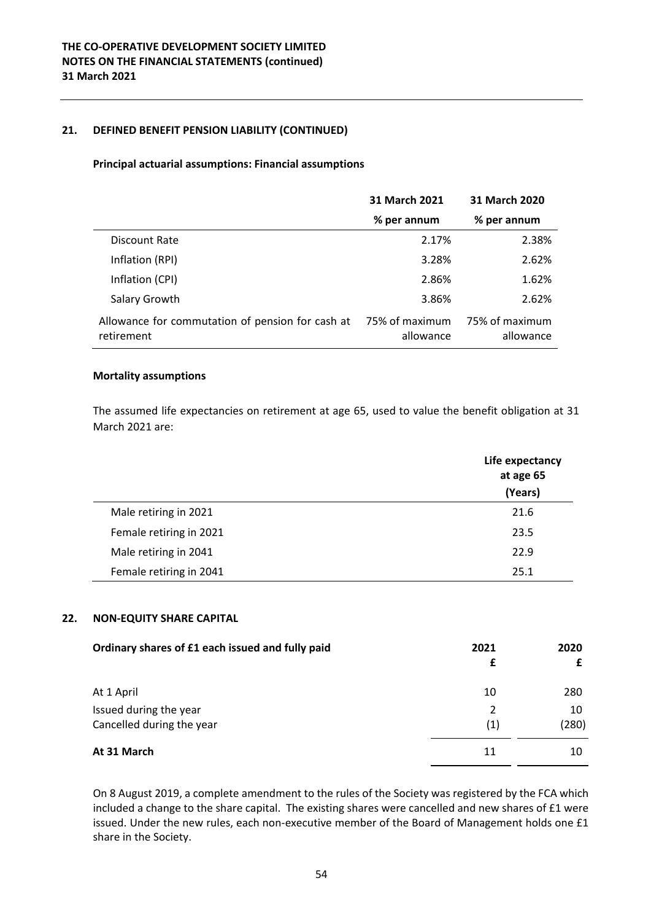## 21. DEFINED BENEFIT PENSION LIABILITY (CONTINUED)

**Principal actuarial assumptions: Financial assumptions**

| | 31 March 2021 | 31 March 2020 |
|---|---|---|
| | % per annum | % per annum |
| Discount Rate | 2.17% | 2.38% |
| Inflation (RPI) | 3.28% | 2.62% |
| Inflation (CPI) | 2.86% | 1.62% |
| Salary Growth | 3.86% | 2.62% |
| Allowance for commutation of pension for cash at retirement | 75% of maximum allowance | 75% of maximum allowance |

**Mortality assumptions**

The assumed life expectancies on retirement at age 65, used to value the benefit obligation at 31 March 2021 are:

| | Life expectancy at age 65 (Years) |
|---|---|
| Male retiring in 2021 | 21.6 |
| Female retiring in 2021 | 23.5 |
| Male retiring in 2041 | 22.9 |
| Female retiring in 2041 | 25.1 |

## 22. NON-EQUITY SHARE CAPITAL

| Ordinary shares of £1 each issued and fully paid | 2021 £ | 2020 £ |
|---|---|---|
| At 1 April | 10 | 280 |
| Issued during the year | 2 | 10 |
| Cancelled during the year | (1) | (280) |
| **At 31 March** | 11 | 10 |

On 8 August 2019, a complete amendment to the rules of the Society was registered by the FCA which included a change to the share capital. The existing shares were cancelled and new shares of £1 were issued. Under the new rules, each non-executive member of the Board of Management holds one £1 share in the Society.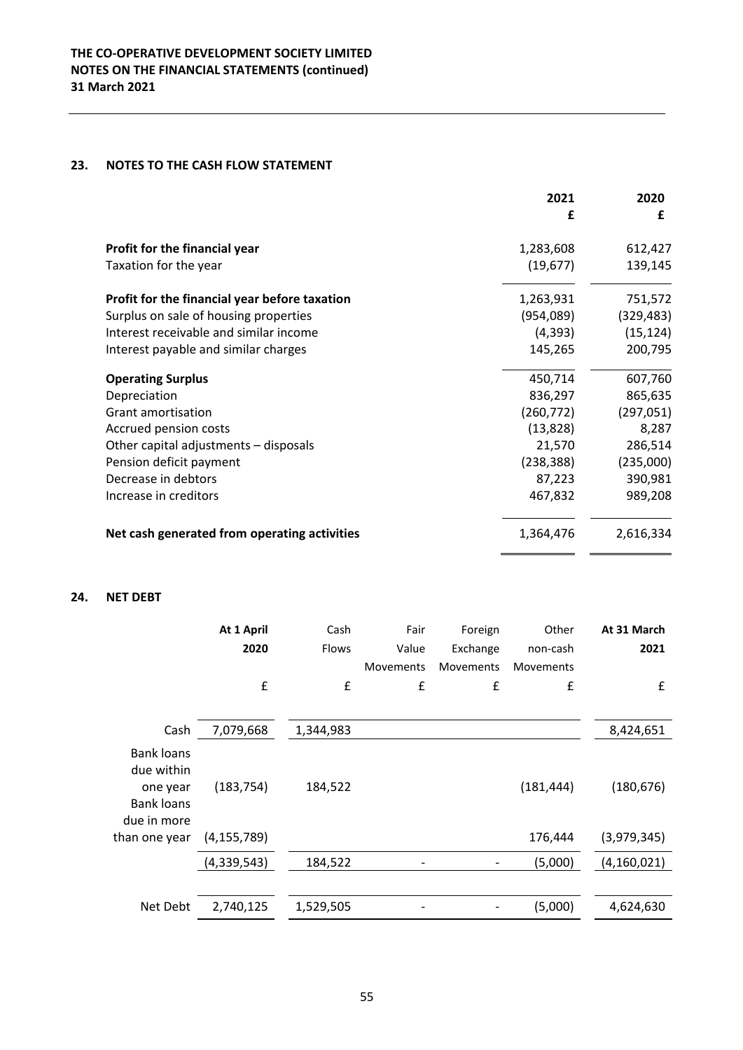## 23. NOTES TO THE CASH FLOW STATEMENT

| | 2021 £ | 2020 £ |
|---|---|---|
| **Profit for the financial year** | 1,283,608 | 612,427 |
| Taxation for the year | (19,677) | 139,145 |
| **Profit for the financial year before taxation** | 1,263,931 | 751,572 |
| Surplus on sale of housing properties | (954,089) | (329,483) |
| Interest receivable and similar income | (4,393) | (15,124) |
| Interest payable and similar charges | 145,265 | 200,795 |
| **Operating Surplus** | 450,714 | 607,760 |
| Depreciation | 836,297 | 865,635 |
| Grant amortisation | (260,772) | (297,051) |
| Accrued pension costs | (13,828) | 8,287 |
| Other capital adjustments – disposals | 21,570 | 286,514 |
| Pension deficit payment | (238,388) | (235,000) |
| Decrease in debtors | 87,223 | 390,981 |
| Increase in creditors | 467,832 | 989,208 |
| **Net cash generated from operating activities** | 1,364,476 | 2,616,334 |

## 24. NET DEBT

| | At 1 April 2020 | Cash Flows | Fair Value Movements | Foreign Exchange Movements | Other non-cash Movements | At 31 March 2021 |
|---|---|---|---|---|---|---|
| | £ | £ | £ | £ | £ | £ |
| Cash | 7,079,668 | 1,344,983 | | | | 8,424,651 |
| Bank loans due within one year | (183,754) | 184,522 | | | (181,444) | (180,676) |
| Bank loans due in more than one year | (4,155,789) | | | | 176,444 | (3,979,345) |
| | (4,339,543) | 184,522 | - | - | (5,000) | (4,160,021) |
| Net Debt | 2,740,125 | 1,529,505 | - | - | (5,000) | 4,624,630 |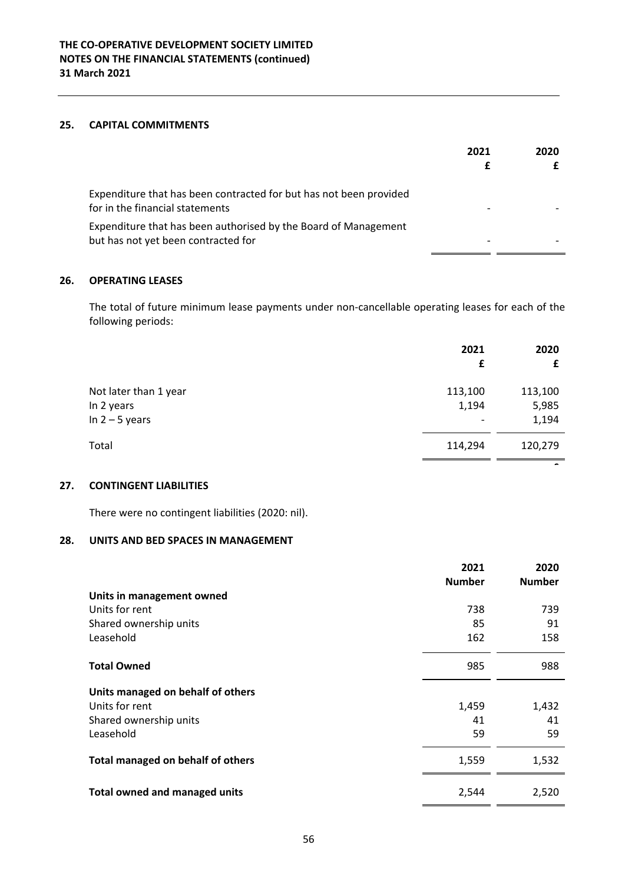## 25. CAPITAL COMMITMENTS

| | 2021 £ | 2020 £ |
|---|---|---|
| Expenditure that has been contracted for but has not been provided for in the financial statements | - | - |
| Expenditure that has been authorised by the Board of Management but has not yet been contracted for | - | - |

## 26. OPERATING LEASES

The total of future minimum lease payments under non-cancellable operating leases for each of the following periods:

| | 2021 £ | 2020 £ |
|---|---|---|
| Not later than 1 year | 113,100 | 113,100 |
| In 2 years | 1,194 | 5,985 |
| In 2 – 5 years | - | 1,194 |
| Total | 114,294 | 120,279 |

## 27. CONTINGENT LIABILITIES

There were no contingent liabilities (2020: nil).

## 28. UNITS AND BED SPACES IN MANAGEMENT

| | 2021 Number | 2020 Number |
|---|---|---|
| **Units in management owned** | | |
| Units for rent | 738 | 739 |
| Shared ownership units | 85 | 91 |
| Leasehold | 162 | 158 |
| **Total Owned** | 985 | 988 |
| **Units managed on behalf of others** | | |
| Units for rent | 1,459 | 1,432 |
| Shared ownership units | 41 | 41 |
| Leasehold | 59 | 59 |
| **Total managed on behalf of others** | 1,559 | 1,532 |
| **Total owned and managed units** | 2,544 | 2,520 |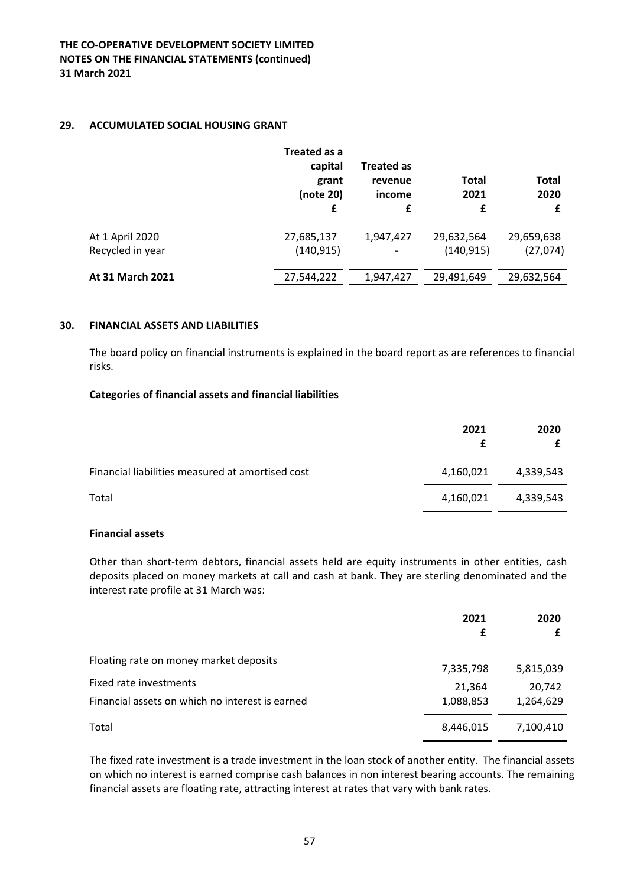## 29. ACCUMULATED SOCIAL HOUSING GRANT

| | Treated as a capital grant (note 20) £ | Treated as revenue income £ | Total 2021 £ | Total 2020 £ |
|---|---|---|---|---|
| At 1 April 2020 | 27,685,137 | 1,947,427 | 29,632,564 | 29,659,638 |
| Recycled in year | (140,915) | - | (140,915) | (27,074) |
| **At 31 March 2021** | 27,544,222 | 1,947,427 | 29,491,649 | 29,632,564 |

## 30. FINANCIAL ASSETS AND LIABILITIES

The board policy on financial instruments is explained in the board report as are references to financial risks.

**Categories of financial assets and financial liabilities**

| | 2021 £ | 2020 £ |
|---|---|---|
| Financial liabilities measured at amortised cost | 4,160,021 | 4,339,543 |
| Total | 4,160,021 | 4,339,543 |

**Financial assets**

Other than short-term debtors, financial assets held are equity instruments in other entities, cash deposits placed on money markets at call and cash at bank. They are sterling denominated and the interest rate profile at 31 March was:

| | 2021 £ | 2020 £ |
|---|---|---|
| Floating rate on money market deposits | 7,335,798 | 5,815,039 |
| Fixed rate investments | 21,364 | 20,742 |
| Financial assets on which no interest is earned | 1,088,853 | 1,264,629 |
| Total | 8,446,015 | 7,100,410 |

The fixed rate investment is a trade investment in the loan stock of another entity. The financial assets on which no interest is earned comprise cash balances in non interest bearing accounts. The remaining financial assets are floating rate, attracting interest at rates that vary with bank rates.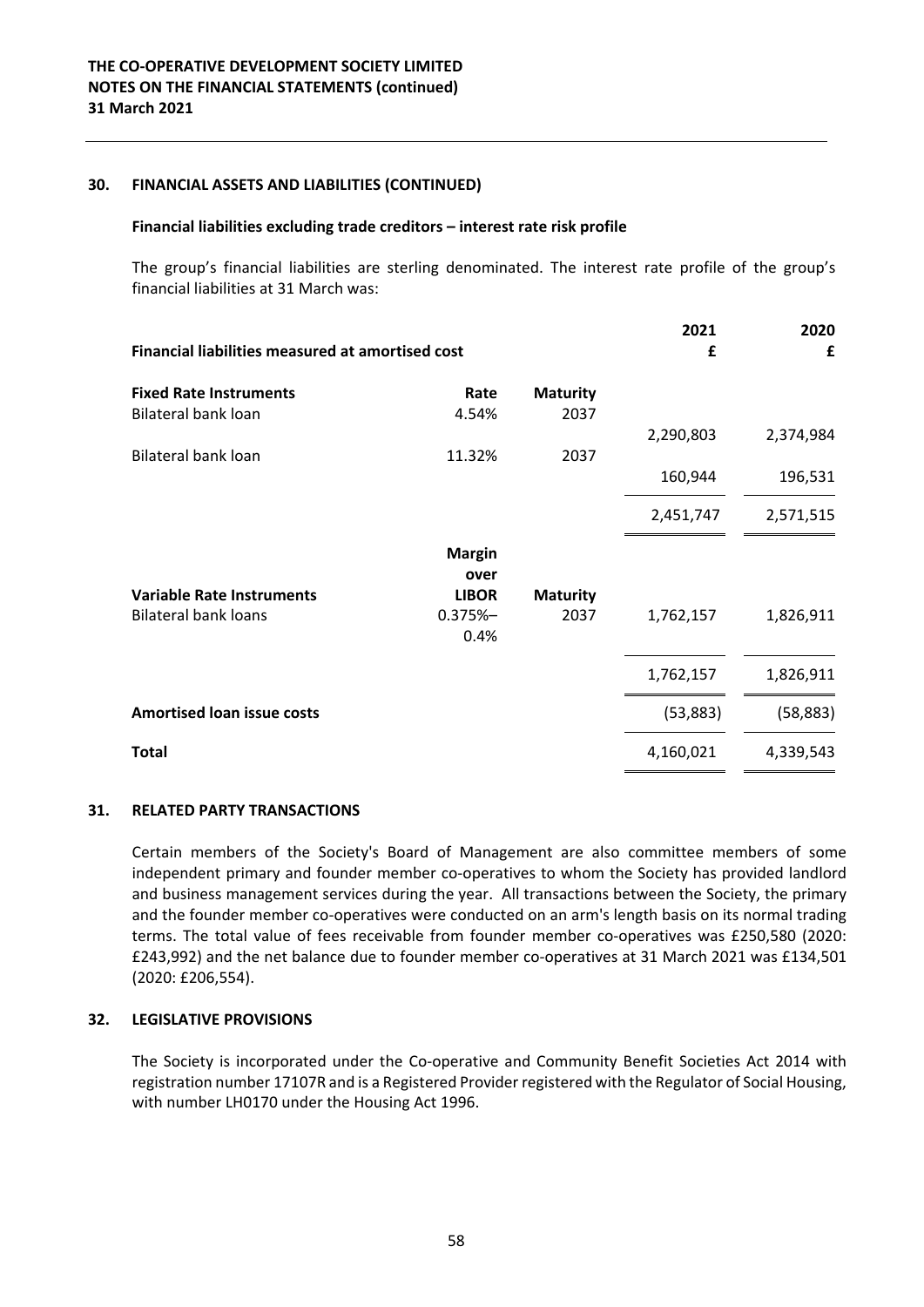THE CO-OPERATIVE DEVELOPMENT SOCIETY LIMITED
NOTES ON THE FINANCIAL STATEMENTS (continued)
31 March 2021

## 30. FINANCIAL ASSETS AND LIABILITIES (CONTINUED)

**Financial liabilities excluding trade creditors – interest rate risk profile**

The group's financial liabilities are sterling denominated. The interest rate profile of the group's financial liabilities at 31 March was:

| **Financial liabilities measured at amortised cost** | | | **2021 £** | **2020 £** |
|---|---|---|---|---|
| **Fixed Rate Instruments** | **Rate** | **Maturity** | | |
| Bilateral bank loan | 4.54% | 2037 | 2,290,803 | 2,374,984 |
| Bilateral bank loan | 11.32% | 2037 | 160,944 | 196,531 |
| | | | 2,451,747 | 2,571,515 |
| **Variable Rate Instruments** | **Margin over LIBOR** | **Maturity** | | |
| Bilateral bank loans | 0.375%–0.4% | 2037 | 1,762,157 | 1,826,911 |
| | | | 1,762,157 | 1,826,911 |
| **Amortised loan issue costs** | | | (53,883) | (58,883) |
| **Total** | | | 4,160,021 | 4,339,543 |

## 31. RELATED PARTY TRANSACTIONS

Certain members of the Society's Board of Management are also committee members of some independent primary and founder member co-operatives to whom the Society has provided landlord and business management services during the year. All transactions between the Society, the primary and the founder member co-operatives were conducted on an arm's length basis on its normal trading terms. The total value of fees receivable from founder member co-operatives was £250,580 (2020: £243,992) and the net balance due to founder member co-operatives at 31 March 2021 was £134,501 (2020: £206,554).

## 32. LEGISLATIVE PROVISIONS

The Society is incorporated under the Co-operative and Community Benefit Societies Act 2014 with registration number 17107R and is a Registered Provider registered with the Regulator of Social Housing, with number LH0170 under the Housing Act 1996.